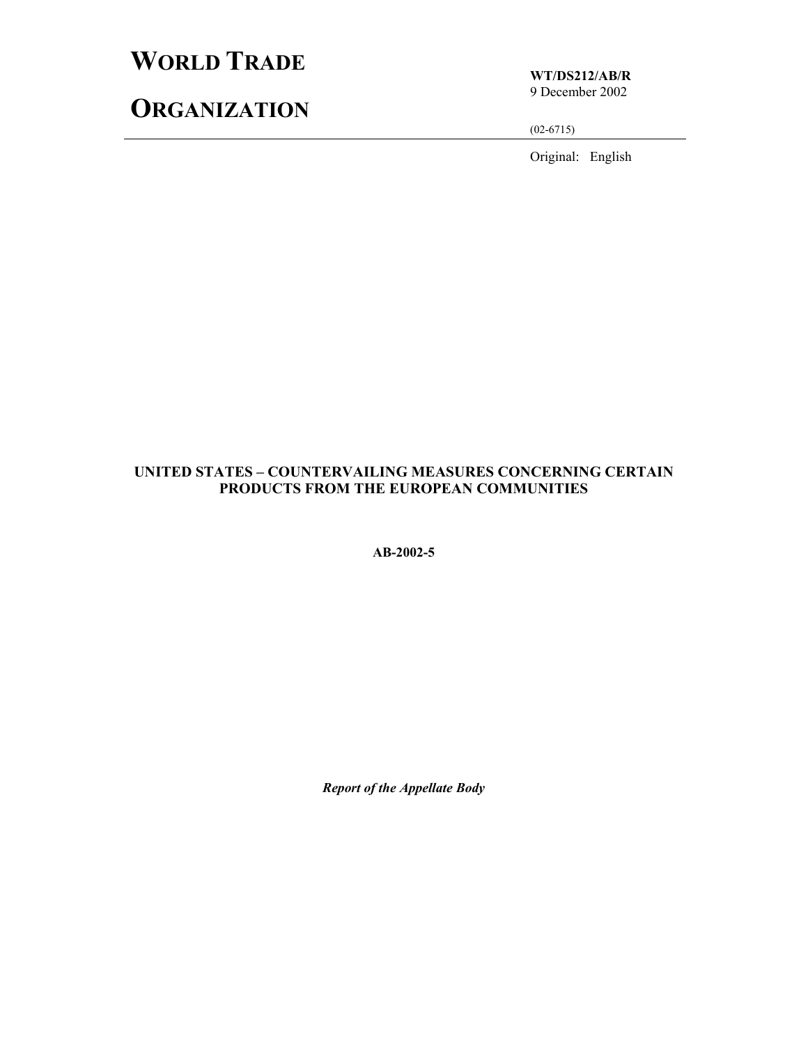# WORLD TRADE ORGANIZATION

**WT/DS212/AB/R**
9 December 2002

(02-6715)

Original: English

**UNITED STATES – COUNTERVAILING MEASURES CONCERNING CERTAIN PRODUCTS FROM THE EUROPEAN COMMUNITIES**

**AB-2002-5**

***Report of the Appellate Body***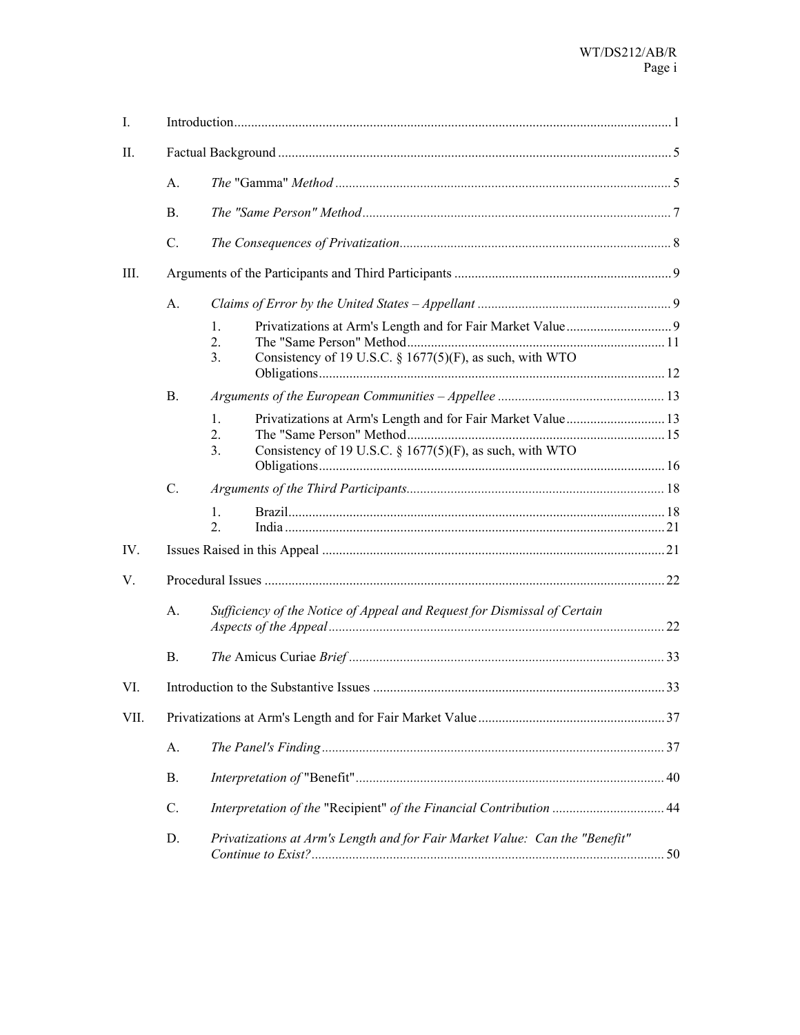| | | |
|---|---|---|
| I. | Introduction | 1 |
| II. | Factual Background | 5 |
| | A. *The* "Gamma" *Method* | 5 |
| | B. *The "Same Person" Method* | 7 |
| | C. *The Consequences of Privatization* | 8 |
| III. | Arguments of the Participants and Third Participants | 9 |
| | A. *Claims of Error by the United States – Appellant* | 9 |
| | 1. Privatizations at Arm's Length and for Fair Market Value | 9 |
| | 2. The "Same Person" Method | 11 |
| | 3. Consistency of 19 U.S.C. § 1677(5)(F), as such, with WTO Obligations | 12 |
| | B. *Arguments of the European Communities – Appellee* | 13 |
| | 1. Privatizations at Arm's Length and for Fair Market Value | 13 |
| | 2. The "Same Person" Method | 15 |
| | 3. Consistency of 19 U.S.C. § 1677(5)(F), as such, with WTO Obligations | 16 |
| | C. *Arguments of the Third Participants* | 18 |
| | 1. Brazil | 18 |
| | 2. India | 21 |
| IV. | Issues Raised in this Appeal | 21 |
| V. | Procedural Issues | 22 |
| | A. *Sufficiency of the Notice of Appeal and Request for Dismissal of Certain Aspects of the Appeal* | 22 |
| | B. *The* Amicus Curiae *Brief* | 33 |
| VI. | Introduction to the Substantive Issues | 33 |
| VII. | Privatizations at Arm's Length and for Fair Market Value | 37 |
| | A. *The Panel's Finding* | 37 |
| | B. *Interpretation of* "Benefit" | 40 |
| | C. *Interpretation of the* "Recipient" *of the Financial Contribution* | 44 |
| | D. *Privatizations at Arm's Length and for Fair Market Value: Can the "Benefit" Continue to Exist?* | 50 |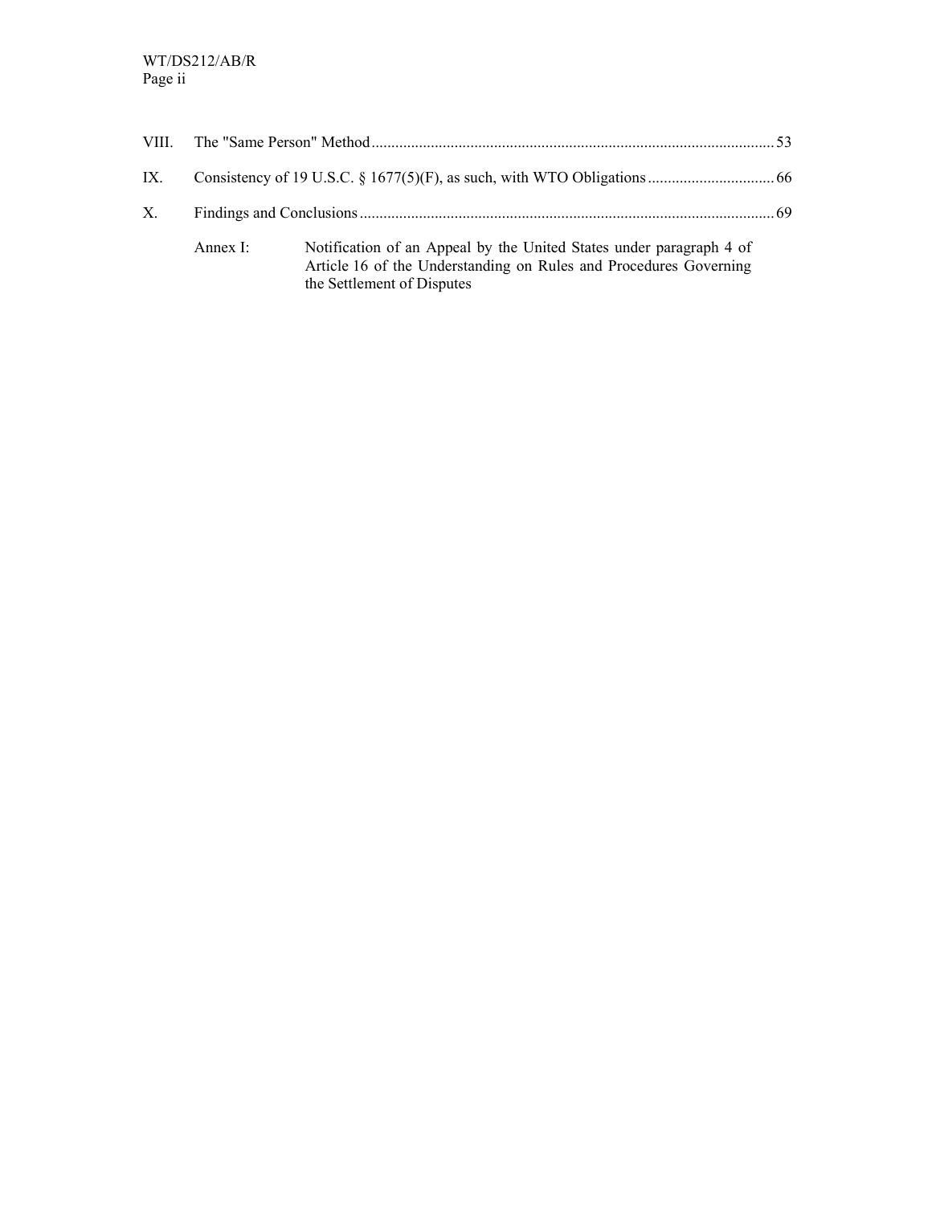| | | |
|---|---|---|
| VIII. | The "Same Person" Method | 53 |
| IX. | Consistency of 19 U.S.C. § 1677(5)(F), as such, with WTO Obligations | 66 |
| X. | Findings and Conclusions | 69 |

Annex I: Notification of an Appeal by the United States under paragraph 4 of Article 16 of the Understanding on Rules and Procedures Governing the Settlement of Disputes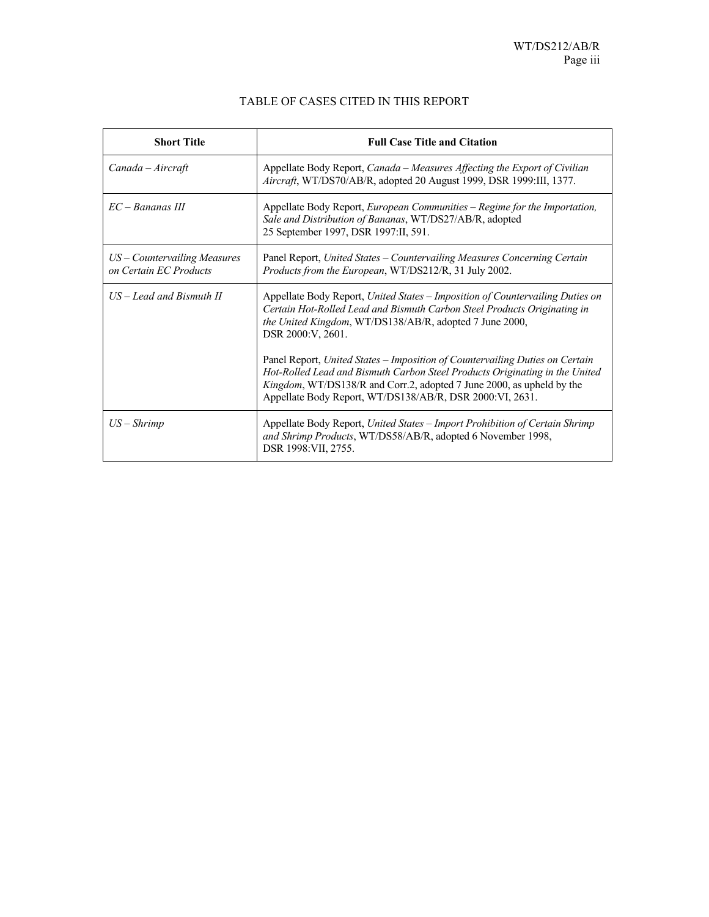## TABLE OF CASES CITED IN THIS REPORT

| Short Title | Full Case Title and Citation |
|---|---|
| *Canada – Aircraft* | Appellate Body Report, *Canada – Measures Affecting the Export of Civilian Aircraft*, WT/DS70/AB/R, adopted 20 August 1999, DSR 1999:III, 1377. |
| *EC – Bananas III* | Appellate Body Report, *European Communities – Regime for the Importation, Sale and Distribution of Bananas*, WT/DS27/AB/R, adopted 25 September 1997, DSR 1997:II, 591. |
| *US – Countervailing Measures on Certain EC Products* | Panel Report, *United States – Countervailing Measures Concerning Certain Products from the European*, WT/DS212/R, 31 July 2002. |
| *US – Lead and Bismuth II* | Appellate Body Report, *United States – Imposition of Countervailing Duties on Certain Hot-Rolled Lead and Bismuth Carbon Steel Products Originating in the United Kingdom*, WT/DS138/AB/R, adopted 7 June 2000, DSR 2000:V, 2601.<br><br>Panel Report, *United States – Imposition of Countervailing Duties on Certain Hot-Rolled Lead and Bismuth Carbon Steel Products Originating in the United Kingdom*, WT/DS138/R and Corr.2, adopted 7 June 2000, as upheld by the Appellate Body Report, WT/DS138/AB/R, DSR 2000:VI, 2631. |
| *US – Shrimp* | Appellate Body Report, *United States – Import Prohibition of Certain Shrimp and Shrimp Products*, WT/DS58/AB/R, adopted 6 November 1998, DSR 1998:VII, 2755. |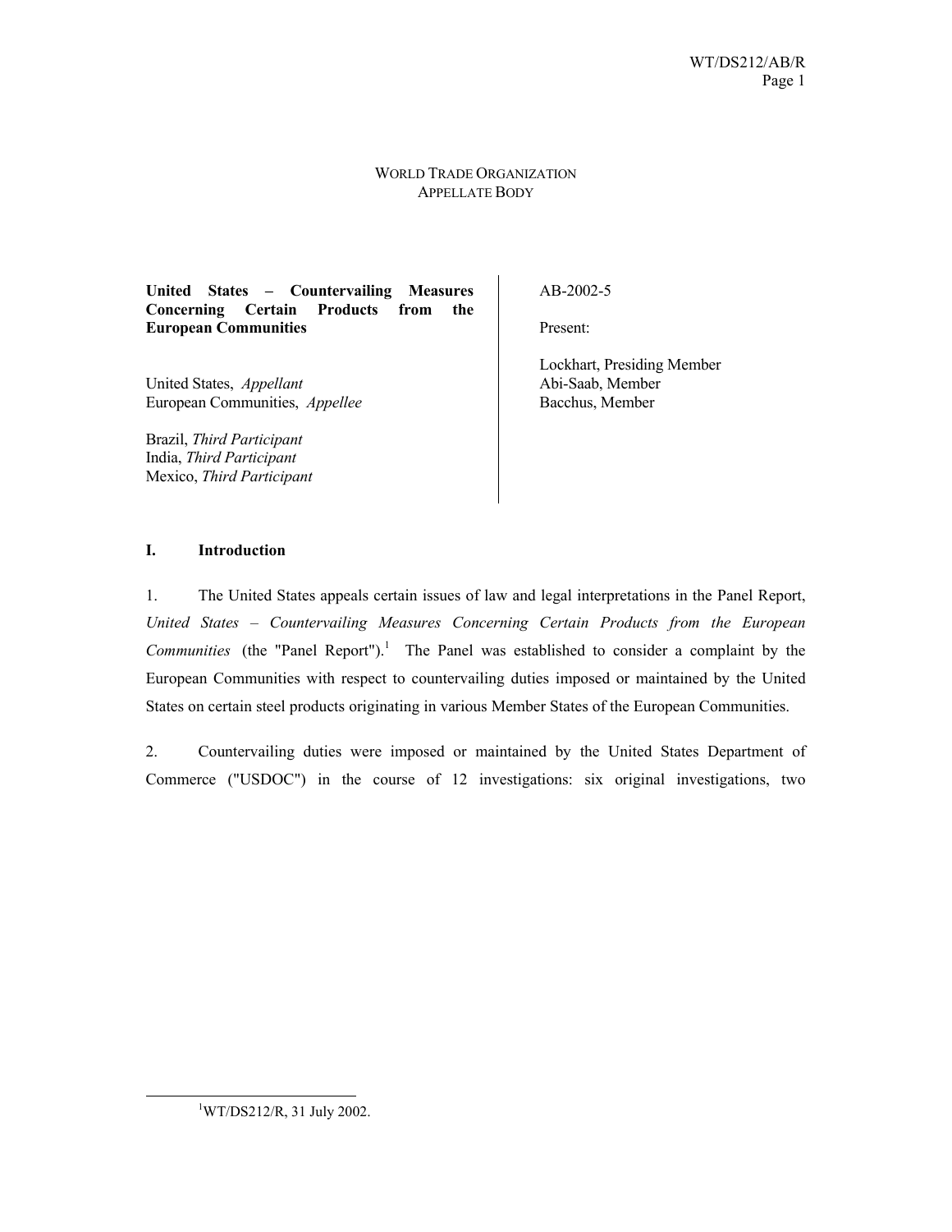WORLD TRADE ORGANIZATION
APPELLATE BODY

| | |
|---|---|
| **United States – Countervailing Measures Concerning Certain Products from the European Communities** | AB-2002-5 |
| | Present: |
| United States, *Appellant* | Lockhart, Presiding Member |
| European Communities, *Appellee* | Abi-Saab, Member |
| | Bacchus, Member |
| Brazil, *Third Participant* | |
| India, *Third Participant* | |
| Mexico, *Third Participant* | |

## I. Introduction

1. The United States appeals certain issues of law and legal interpretations in the Panel Report, *United States – Countervailing Measures Concerning Certain Products from the European Communities* (the "Panel Report").[1] The Panel was established to consider a complaint by the European Communities with respect to countervailing duties imposed or maintained by the United States on certain steel products originating in various Member States of the European Communities.

2. Countervailing duties were imposed or maintained by the United States Department of Commerce ("USDOC") in the course of 12 investigations: six original investigations, two

[1] WT/DS212/R, 31 July 2002.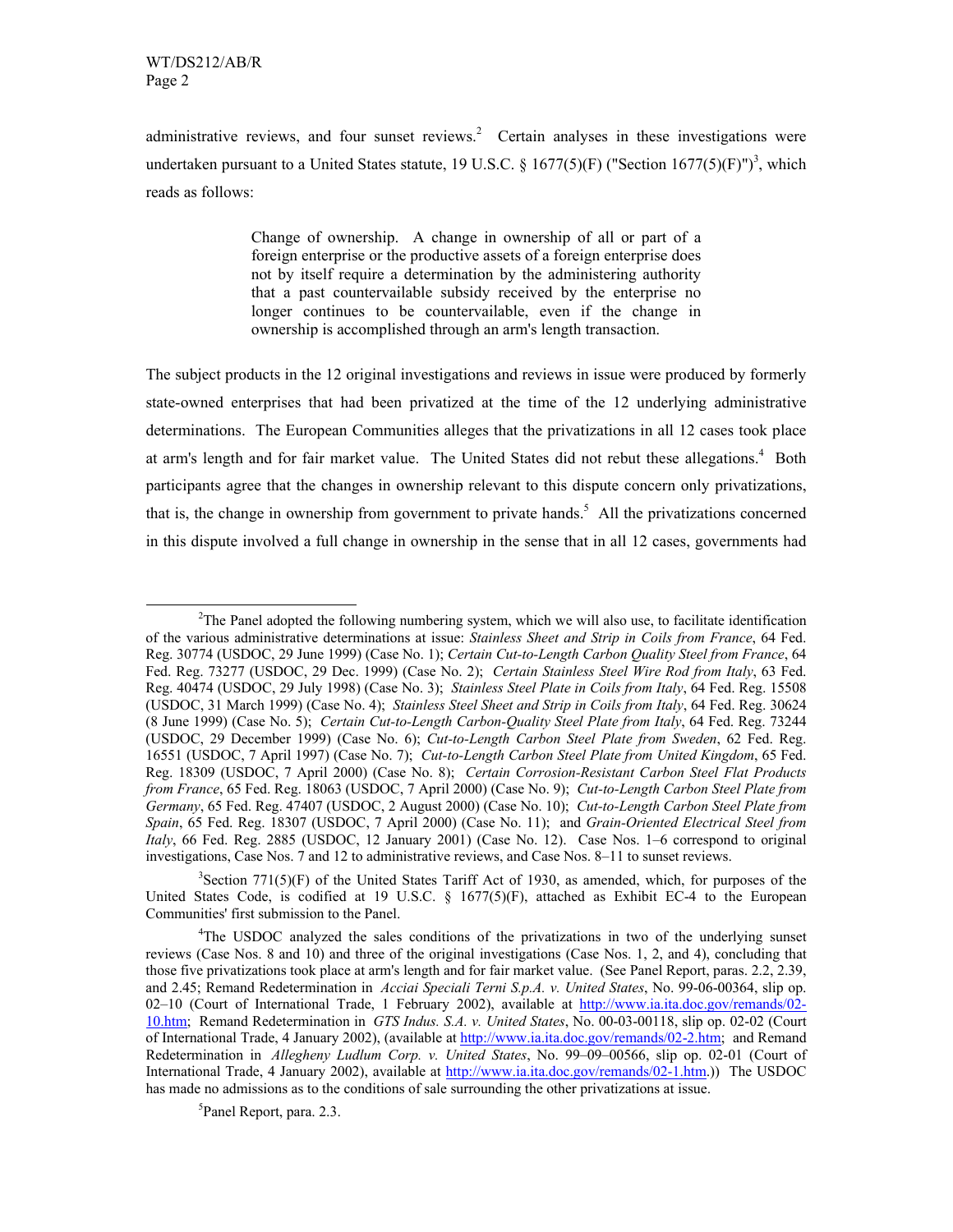administrative reviews, and four sunset reviews.[2] Certain analyses in these investigations were undertaken pursuant to a United States statute, 19 U.S.C. § 1677(5)(F) ("Section 1677(5)(F)")[3], which reads as follows:

> Change of ownership. A change in ownership of all or part of a foreign enterprise or the productive assets of a foreign enterprise does not by itself require a determination by the administering authority that a past countervailable subsidy received by the enterprise no longer continues to be countervailable, even if the change in ownership is accomplished through an arm's length transaction.

The subject products in the 12 original investigations and reviews in issue were produced by formerly state-owned enterprises that had been privatized at the time of the 12 underlying administrative determinations. The European Communities alleges that the privatizations in all 12 cases took place at arm's length and for fair market value. The United States did not rebut these allegations.[4] Both participants agree that the changes in ownership relevant to this dispute concern only privatizations, that is, the change in ownership from government to private hands.[5] All the privatizations concerned in this dispute involved a full change in ownership in the sense that in all 12 cases, governments had

---

[2]The Panel adopted the following numbering system, which we will also use, to facilitate identification of the various administrative determinations at issue: *Stainless Sheet and Strip in Coils from France*, 64 Fed. Reg. 30774 (USDOC, 29 June 1999) (Case No. 1); *Certain Cut-to-Length Carbon Quality Steel from France*, 64 Fed. Reg. 73277 (USDOC, 29 Dec. 1999) (Case No. 2); *Certain Stainless Steel Wire Rod from Italy*, 63 Fed. Reg. 40474 (USDOC, 29 July 1998) (Case No. 3); *Stainless Steel Plate in Coils from Italy*, 64 Fed. Reg. 15508 (USDOC, 31 March 1999) (Case No. 4); *Stainless Steel Sheet and Strip in Coils from Italy*, 64 Fed. Reg. 30624 (8 June 1999) (Case No. 5); *Certain Cut-to-Length Carbon-Quality Steel Plate from Italy*, 64 Fed. Reg. 73244 (USDOC, 29 December 1999) (Case No. 6); *Cut-to-Length Carbon Steel Plate from Sweden*, 62 Fed. Reg. 16551 (USDOC, 7 April 1997) (Case No. 7); *Cut-to-Length Carbon Steel Plate from United Kingdom*, 65 Fed. Reg. 18309 (USDOC, 7 April 2000) (Case No. 8); *Certain Corrosion-Resistant Carbon Steel Flat Products from France*, 65 Fed. Reg. 18063 (USDOC, 7 April 2000) (Case No. 9); *Cut-to-Length Carbon Steel Plate from Germany*, 65 Fed. Reg. 47407 (USDOC, 2 August 2000) (Case No. 10); *Cut-to-Length Carbon Steel Plate from Spain*, 65 Fed. Reg. 18307 (USDOC, 7 April 2000) (Case No. 11); and *Grain-Oriented Electrical Steel from Italy*, 66 Fed. Reg. 2885 (USDOC, 12 January 2001) (Case No. 12). Case Nos. 1–6 correspond to original investigations, Case Nos. 7 and 12 to administrative reviews, and Case Nos. 8–11 to sunset reviews.

[3]Section 771(5)(F) of the United States Tariff Act of 1930, as amended, which, for purposes of the United States Code, is codified at 19 U.S.C. § 1677(5)(F), attached as Exhibit EC-4 to the European Communities' first submission to the Panel.

[4]The USDOC analyzed the sales conditions of the privatizations in two of the underlying sunset reviews (Case Nos. 8 and 10) and three of the original investigations (Case Nos. 1, 2, and 4), concluding that those five privatizations took place at arm's length and for fair market value. (See Panel Report, paras. 2.2, 2.39, and 2.45; Remand Redetermination in *Acciai Speciali Terni S.p.A. v. United States*, No. 99-06-00364, slip op. 02–10 (Court of International Trade, 1 February 2002), available at http://www.ia.ita.doc.gov/remands/02-10.htm; Remand Redetermination in *GTS Indus. S.A. v. United States*, No. 00-03-00118, slip op. 02-02 (Court of International Trade, 4 January 2002), (available at http://www.ia.ita.doc.gov/remands/02-2.htm; and Remand Redetermination in *Allegheny Ludlum Corp. v. United States*, No. 99–09–00566, slip op. 02-01 (Court of International Trade, 4 January 2002), available at http://www.ia.ita.doc.gov/remands/02-1.htm.)) The USDOC has made no admissions as to the conditions of sale surrounding the other privatizations at issue.

[5]Panel Report, para. 2.3.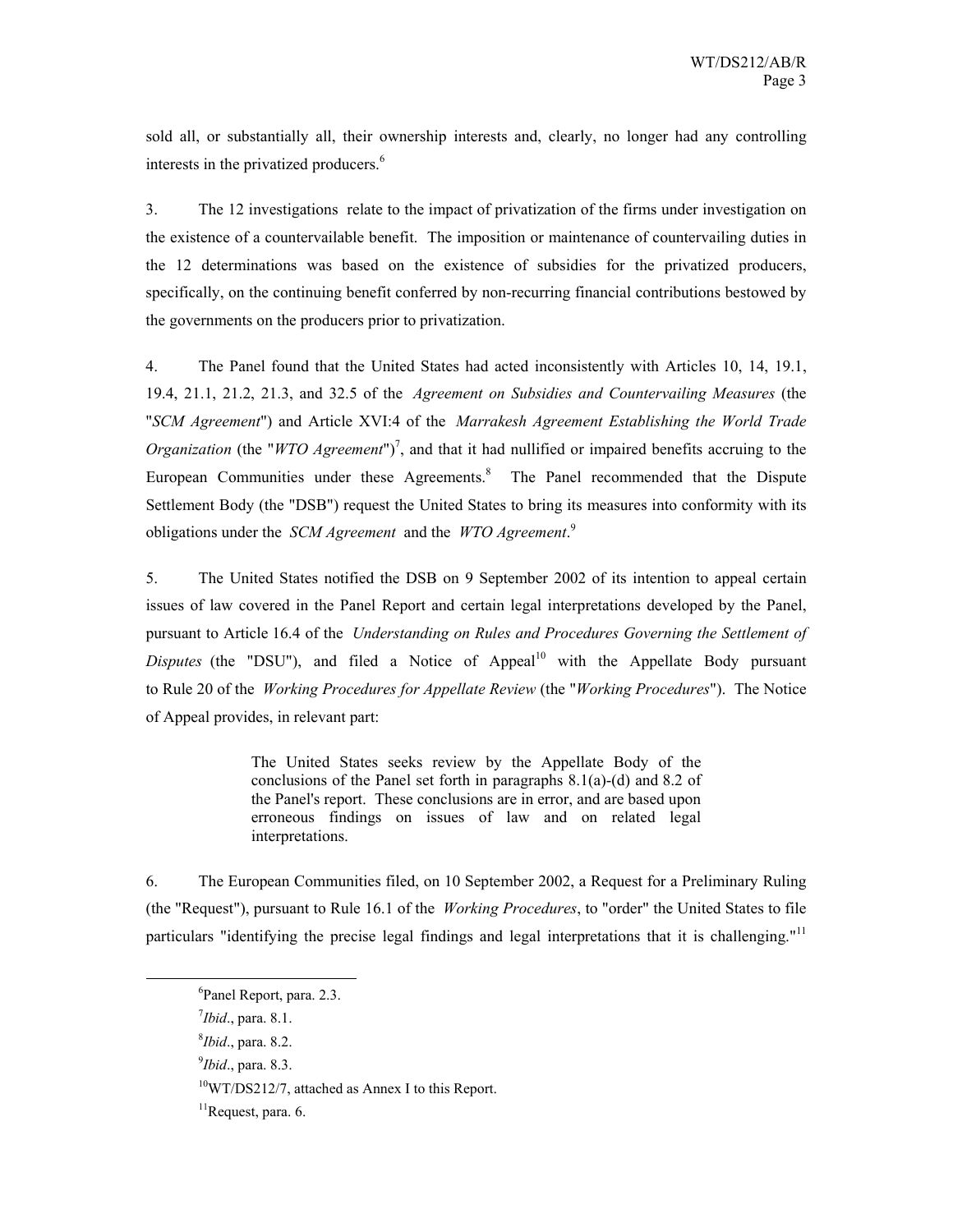sold all, or substantially all, their ownership interests and, clearly, no longer had any controlling interests in the privatized producers.[6]

3. The 12 investigations relate to the impact of privatization of the firms under investigation on the existence of a countervailable benefit. The imposition or maintenance of countervailing duties in the 12 determinations was based on the existence of subsidies for the privatized producers, specifically, on the continuing benefit conferred by non-recurring financial contributions bestowed by the governments on the producers prior to privatization.

4. The Panel found that the United States had acted inconsistently with Articles 10, 14, 19.1, 19.4, 21.1, 21.2, 21.3, and 32.5 of the *Agreement on Subsidies and Countervailing Measures* (the "*SCM Agreement*") and Article XVI:4 of the *Marrakesh Agreement Establishing the World Trade Organization* (the "*WTO Agreement*")[7], and that it had nullified or impaired benefits accruing to the European Communities under these Agreements.[8] The Panel recommended that the Dispute Settlement Body (the "DSB") request the United States to bring its measures into conformity with its obligations under the *SCM Agreement* and the *WTO Agreement*.[9]

5. The United States notified the DSB on 9 September 2002 of its intention to appeal certain issues of law covered in the Panel Report and certain legal interpretations developed by the Panel, pursuant to Article 16.4 of the *Understanding on Rules and Procedures Governing the Settlement of Disputes* (the "DSU"), and filed a Notice of Appeal[10] with the Appellate Body pursuant to Rule 20 of the *Working Procedures for Appellate Review* (the "*Working Procedures*"). The Notice of Appeal provides, in relevant part:

> The United States seeks review by the Appellate Body of the conclusions of the Panel set forth in paragraphs 8.1(a)-(d) and 8.2 of the Panel's report. These conclusions are in error, and are based upon erroneous findings on issues of law and on related legal interpretations.

6. The European Communities filed, on 10 September 2002, a Request for a Preliminary Ruling (the "Request"), pursuant to Rule 16.1 of the *Working Procedures*, to "order" the United States to file particulars "identifying the precise legal findings and legal interpretations that it is challenging."[11]

---

[6] Panel Report, para. 2.3.

[7] *Ibid*., para. 8.1.

[8] *Ibid*., para. 8.2.

[9] *Ibid*., para. 8.3.

[10] WT/DS212/7, attached as Annex I to this Report.

[11] Request, para. 6.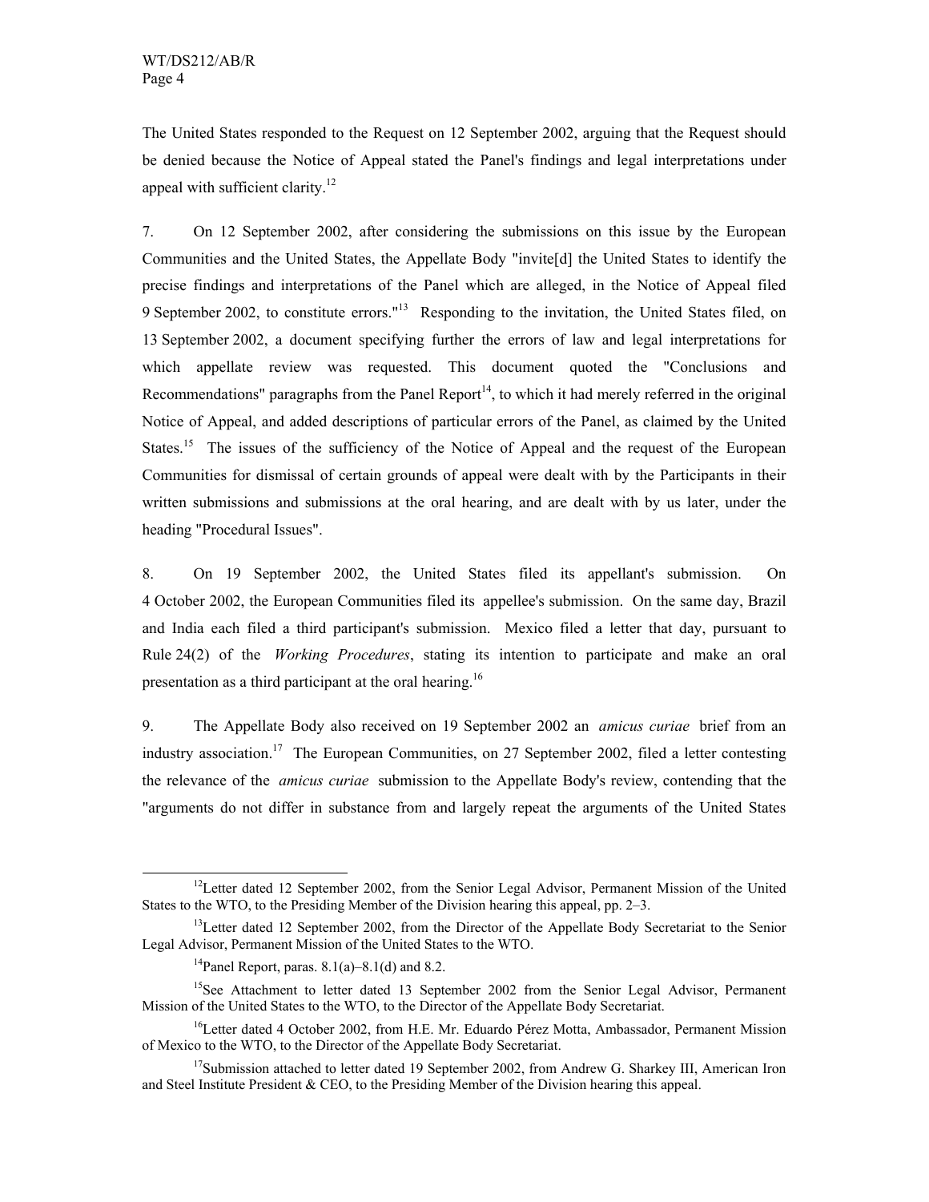The United States responded to the Request on 12 September 2002, arguing that the Request should be denied because the Notice of Appeal stated the Panel's findings and legal interpretations under appeal with sufficient clarity.[12]

7. On 12 September 2002, after considering the submissions on this issue by the European Communities and the United States, the Appellate Body "invite[d] the United States to identify the precise findings and interpretations of the Panel which are alleged, in the Notice of Appeal filed 9 September 2002, to constitute errors."[13] Responding to the invitation, the United States filed, on 13 September 2002, a document specifying further the errors of law and legal interpretations for which appellate review was requested. This document quoted the "Conclusions and Recommendations" paragraphs from the Panel Report[14], to which it had merely referred in the original Notice of Appeal, and added descriptions of particular errors of the Panel, as claimed by the United States.[15] The issues of the sufficiency of the Notice of Appeal and the request of the European Communities for dismissal of certain grounds of appeal were dealt with by the Participants in their written submissions and submissions at the oral hearing, and are dealt with by us later, under the heading "Procedural Issues".

8. On 19 September 2002, the United States filed its appellant's submission. On 4 October 2002, the European Communities filed its appellee's submission. On the same day, Brazil and India each filed a third participant's submission. Mexico filed a letter that day, pursuant to Rule 24(2) of the *Working Procedures*, stating its intention to participate and make an oral presentation as a third participant at the oral hearing.[16]

9. The Appellate Body also received on 19 September 2002 an *amicus curiae* brief from an industry association.[17] The European Communities, on 27 September 2002, filed a letter contesting the relevance of the *amicus curiae* submission to the Appellate Body's review, contending that the "arguments do not differ in substance from and largely repeat the arguments of the United States

---

[12] Letter dated 12 September 2002, from the Senior Legal Advisor, Permanent Mission of the United States to the WTO, to the Presiding Member of the Division hearing this appeal, pp. 2–3.

[13] Letter dated 12 September 2002, from the Director of the Appellate Body Secretariat to the Senior Legal Advisor, Permanent Mission of the United States to the WTO.

[14] Panel Report, paras. 8.1(a)–8.1(d) and 8.2.

[15] See Attachment to letter dated 13 September 2002 from the Senior Legal Advisor, Permanent Mission of the United States to the WTO, to the Director of the Appellate Body Secretariat.

[16] Letter dated 4 October 2002, from H.E. Mr. Eduardo Pérez Motta, Ambassador, Permanent Mission of Mexico to the WTO, to the Director of the Appellate Body Secretariat.

[17] Submission attached to letter dated 19 September 2002, from Andrew G. Sharkey III, American Iron and Steel Institute President & CEO, to the Presiding Member of the Division hearing this appeal.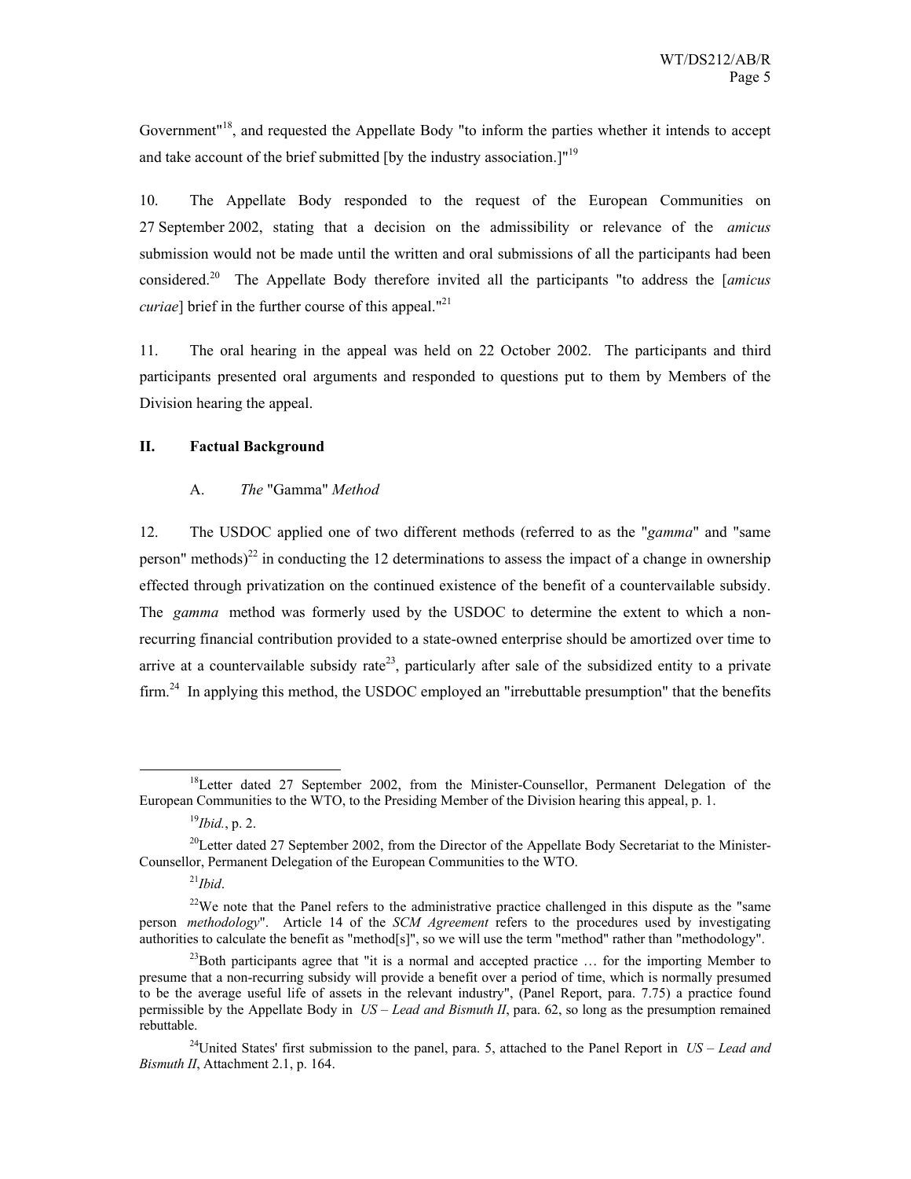Government"[18], and requested the Appellate Body "to inform the parties whether it intends to accept and take account of the brief submitted [by the industry association.]"[19]

10. The Appellate Body responded to the request of the European Communities on 27 September 2002, stating that a decision on the admissibility or relevance of the *amicus* submission would not be made until the written and oral submissions of all the participants had been considered.[20] The Appellate Body therefore invited all the participants "to address the [*amicus curiae*] brief in the further course of this appeal."[21]

11. The oral hearing in the appeal was held on 22 October 2002. The participants and third participants presented oral arguments and responded to questions put to them by Members of the Division hearing the appeal.

## II. Factual Background

### A. *The* "Gamma" *Method*

12. The USDOC applied one of two different methods (referred to as the "*gamma*" and "same person" methods)[22] in conducting the 12 determinations to assess the impact of a change in ownership effected through privatization on the continued existence of the benefit of a countervailable subsidy. The *gamma* method was formerly used by the USDOC to determine the extent to which a non-recurring financial contribution provided to a state-owned enterprise should be amortized over time to arrive at a countervailable subsidy rate[23], particularly after sale of the subsidized entity to a private firm.[24] In applying this method, the USDOC employed an "irrebuttable presumption" that the benefits

---

[18] Letter dated 27 September 2002, from the Minister-Counsellor, Permanent Delegation of the European Communities to the WTO, to the Presiding Member of the Division hearing this appeal, p. 1.

[19] *Ibid.*, p. 2.

[20] Letter dated 27 September 2002, from the Director of the Appellate Body Secretariat to the Minister-Counsellor, Permanent Delegation of the European Communities to the WTO.

[21] *Ibid*.

[22] We note that the Panel refers to the administrative practice challenged in this dispute as the "same person *methodology*". Article 14 of the *SCM Agreement* refers to the procedures used by investigating authorities to calculate the benefit as "method[s]", so we will use the term "method" rather than "methodology".

[23] Both participants agree that "it is a normal and accepted practice … for the importing Member to presume that a non-recurring subsidy will provide a benefit over a period of time, which is normally presumed to be the average useful life of assets in the relevant industry", (Panel Report, para. 7.75) a practice found permissible by the Appellate Body in *US – Lead and Bismuth II*, para. 62, so long as the presumption remained rebuttable.

[24] United States' first submission to the panel, para. 5, attached to the Panel Report in *US – Lead and Bismuth II*, Attachment 2.1, p. 164.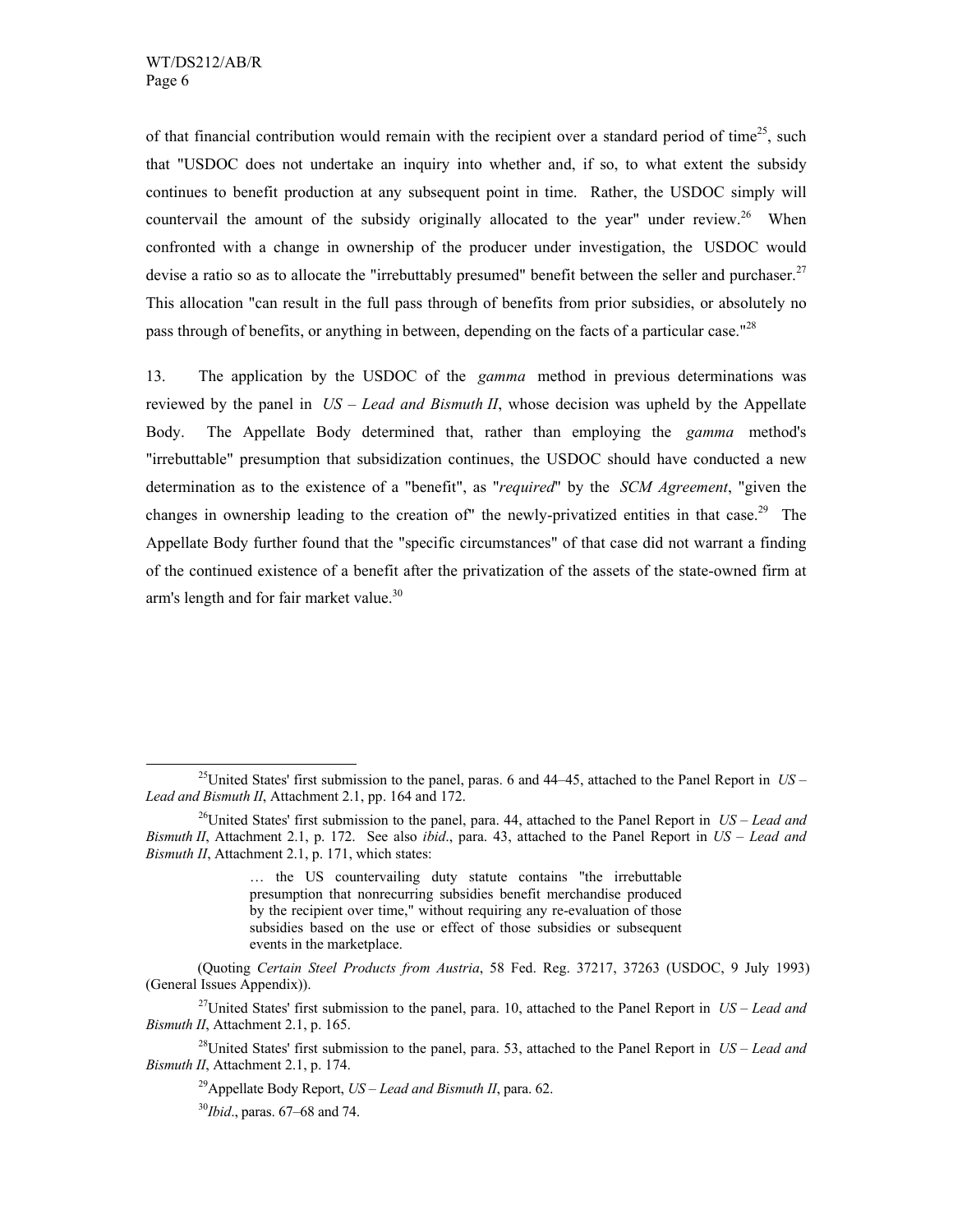of that financial contribution would remain with the recipient over a standard period of time[25], such that "USDOC does not undertake an inquiry into whether and, if so, to what extent the subsidy continues to benefit production at any subsequent point in time. Rather, the USDOC simply will countervail the amount of the subsidy originally allocated to the year" under review.[26] When confronted with a change in ownership of the producer under investigation, the USDOC would devise a ratio so as to allocate the "irrebuttably presumed" benefit between the seller and purchaser.[27] This allocation "can result in the full pass through of benefits from prior subsidies, or absolutely no pass through of benefits, or anything in between, depending on the facts of a particular case."[28]

13. The application by the USDOC of the *gamma* method in previous determinations was reviewed by the panel in *US – Lead and Bismuth II*, whose decision was upheld by the Appellate Body. The Appellate Body determined that, rather than employing the *gamma* method's "irrebuttable" presumption that subsidization continues, the USDOC should have conducted a new determination as to the existence of a "benefit", as "*required*" by the *SCM Agreement*, "given the changes in ownership leading to the creation of" the newly-privatized entities in that case.[29] The Appellate Body further found that the "specific circumstances" of that case did not warrant a finding of the continued existence of a benefit after the privatization of the assets of the state-owned firm at arm's length and for fair market value.[30]

---

[25] United States' first submission to the panel, paras. 6 and 44–45, attached to the Panel Report in *US – Lead and Bismuth II*, Attachment 2.1, pp. 164 and 172.

[26] United States' first submission to the panel, para. 44, attached to the Panel Report in *US – Lead and Bismuth II*, Attachment 2.1, p. 172. See also *ibid*., para. 43, attached to the Panel Report in *US – Lead and Bismuth II*, Attachment 2.1, p. 171, which states:

> … the US countervailing duty statute contains "the irrebuttable presumption that nonrecurring subsidies benefit merchandise produced by the recipient over time," without requiring any re-evaluation of those subsidies based on the use or effect of those subsidies or subsequent events in the marketplace.

(Quoting *Certain Steel Products from Austria*, 58 Fed. Reg. 37217, 37263 (USDOC, 9 July 1993) (General Issues Appendix)).

[27] United States' first submission to the panel, para. 10, attached to the Panel Report in *US – Lead and Bismuth II*, Attachment 2.1, p. 165.

[28] United States' first submission to the panel, para. 53, attached to the Panel Report in *US – Lead and Bismuth II*, Attachment 2.1, p. 174.

[29] Appellate Body Report, *US – Lead and Bismuth II*, para. 62.

[30] *Ibid*., paras. 67–68 and 74.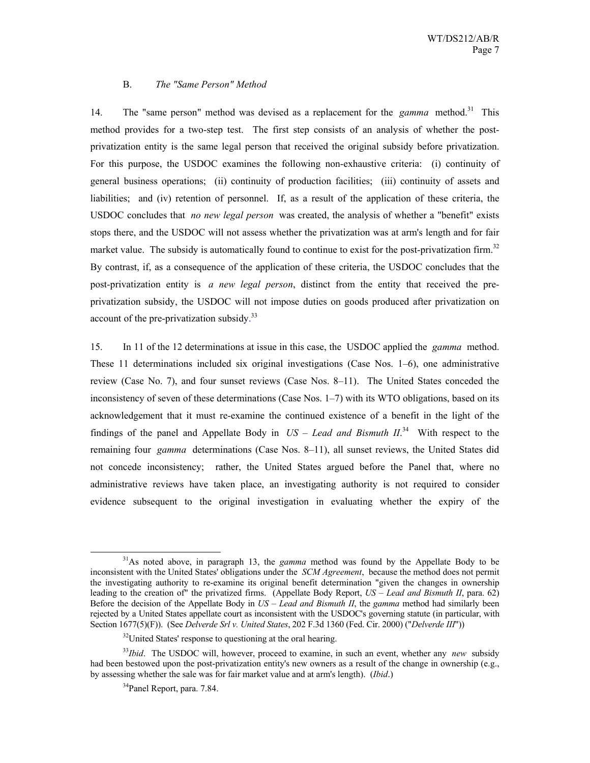### B. *The "Same Person" Method*

14. The "same person" method was devised as a replacement for the *gamma* method.[31] This method provides for a two-step test. The first step consists of an analysis of whether the post-privatization entity is the same legal person that received the original subsidy before privatization. For this purpose, the USDOC examines the following non-exhaustive criteria: (i) continuity of general business operations; (ii) continuity of production facilities; (iii) continuity of assets and liabilities; and (iv) retention of personnel. If, as a result of the application of these criteria, the USDOC concludes that *no new legal person* was created, the analysis of whether a "benefit" exists stops there, and the USDOC will not assess whether the privatization was at arm's length and for fair market value. The subsidy is automatically found to continue to exist for the post-privatization firm.[32] By contrast, if, as a consequence of the application of these criteria, the USDOC concludes that the post-privatization entity is *a new legal person*, distinct from the entity that received the pre-privatization subsidy, the USDOC will not impose duties on goods produced after privatization on account of the pre-privatization subsidy.[33]

15. In 11 of the 12 determinations at issue in this case, the USDOC applied the *gamma* method. These 11 determinations included six original investigations (Case Nos. 1–6), one administrative review (Case No. 7), and four sunset reviews (Case Nos. 8–11). The United States conceded the inconsistency of seven of these determinations (Case Nos. 1–7) with its WTO obligations, based on its acknowledgement that it must re-examine the continued existence of a benefit in the light of the findings of the panel and Appellate Body in *US – Lead and Bismuth II*.[34] With respect to the remaining four *gamma* determinations (Case Nos. 8–11), all sunset reviews, the United States did not concede inconsistency; rather, the United States argued before the Panel that, where no administrative reviews have taken place, an investigating authority is not required to consider evidence subsequent to the original investigation in evaluating whether the expiry of the

[31] As noted above, in paragraph 13, the *gamma* method was found by the Appellate Body to be inconsistent with the United States' obligations under the *SCM Agreement*, because the method does not permit the investigating authority to re-examine its original benefit determination "given the changes in ownership leading to the creation of" the privatized firms. (Appellate Body Report, *US – Lead and Bismuth II*, para. 62) Before the decision of the Appellate Body in *US – Lead and Bismuth II*, the *gamma* method had similarly been rejected by a United States appellate court as inconsistent with the USDOC's governing statute (in particular, with Section 1677(5)(F)). (See *Delverde Srl v. United States*, 202 F.3d 1360 (Fed. Cir. 2000) ("*Delverde III*"))

[32] United States' response to questioning at the oral hearing.

[33] *Ibid*. The USDOC will, however, proceed to examine, in such an event, whether any *new* subsidy had been bestowed upon the post-privatization entity's new owners as a result of the change in ownership (e.g., by assessing whether the sale was for fair market value and at arm's length). (*Ibid*.)

[34] Panel Report, para. 7.84.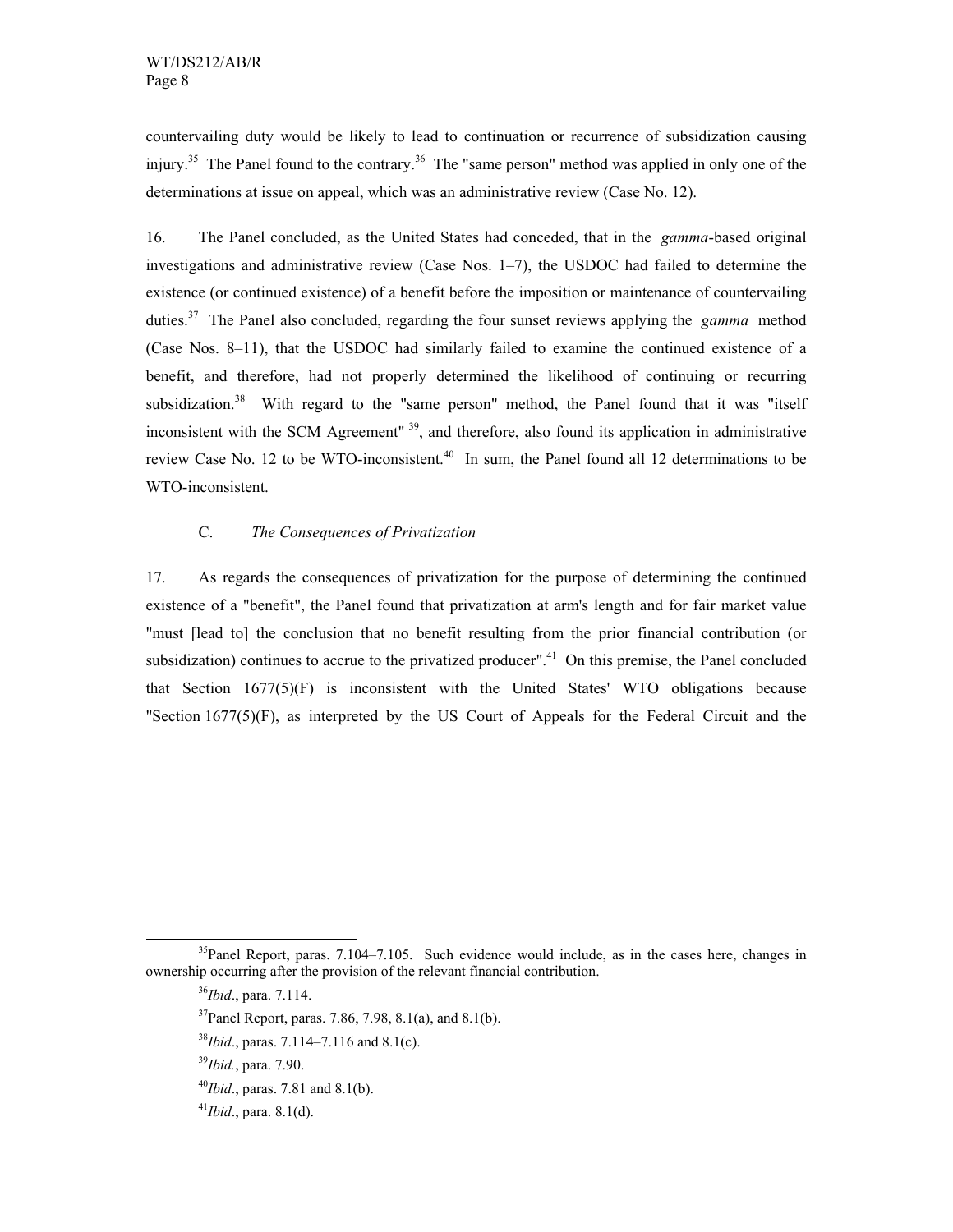countervailing duty would be likely to lead to continuation or recurrence of subsidization causing injury.[35] The Panel found to the contrary.[36] The "same person" method was applied in only one of the determinations at issue on appeal, which was an administrative review (Case No. 12).

16. The Panel concluded, as the United States had conceded, that in the *gamma*-based original investigations and administrative review (Case Nos. 1–7), the USDOC had failed to determine the existence (or continued existence) of a benefit before the imposition or maintenance of countervailing duties.[37] The Panel also concluded, regarding the four sunset reviews applying the *gamma* method (Case Nos. 8–11), that the USDOC had similarly failed to examine the continued existence of a benefit, and therefore, had not properly determined the likelihood of continuing or recurring subsidization.[38] With regard to the "same person" method, the Panel found that it was "itself inconsistent with the SCM Agreement"[39], and therefore, also found its application in administrative review Case No. 12 to be WTO-inconsistent.[40] In sum, the Panel found all 12 determinations to be WTO-inconsistent.

### C. *The Consequences of Privatization*

17. As regards the consequences of privatization for the purpose of determining the continued existence of a "benefit", the Panel found that privatization at arm's length and for fair market value "must [lead to] the conclusion that no benefit resulting from the prior financial contribution (or subsidization) continues to accrue to the privatized producer".[41] On this premise, the Panel concluded that Section 1677(5)(F) is inconsistent with the United States' WTO obligations because "Section 1677(5)(F), as interpreted by the US Court of Appeals for the Federal Circuit and the

---

[35] Panel Report, paras. 7.104–7.105. Such evidence would include, as in the cases here, changes in ownership occurring after the provision of the relevant financial contribution.

[36] *Ibid*., para. 7.114.

[37] Panel Report, paras. 7.86, 7.98, 8.1(a), and 8.1(b).

[38] *Ibid*., paras. 7.114–7.116 and 8.1(c).

[39] *Ibid.*, para. 7.90.

[40] *Ibid*., paras. 7.81 and 8.1(b).

[41] *Ibid*., para. 8.1(d).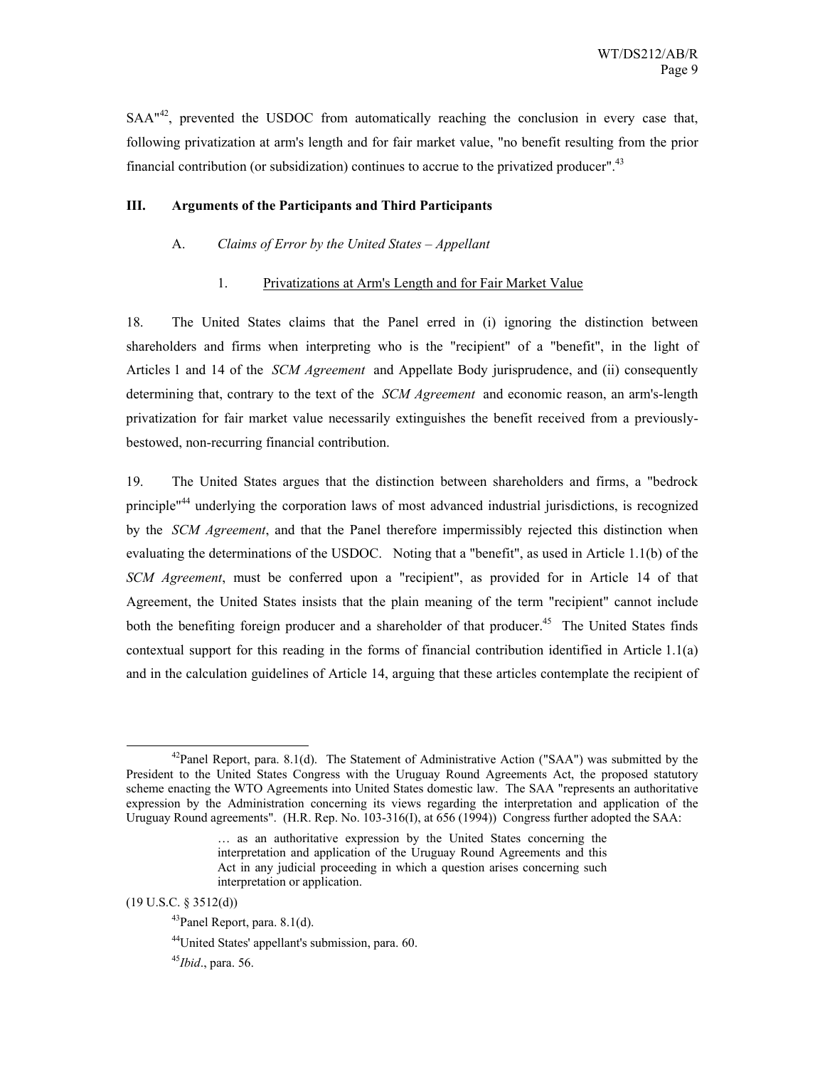SAA"[42], prevented the USDOC from automatically reaching the conclusion in every case that, following privatization at arm's length and for fair market value, "no benefit resulting from the prior financial contribution (or subsidization) continues to accrue to the privatized producer".[43]

## III. Arguments of the Participants and Third Participants

### A. *Claims of Error by the United States – Appellant*

#### 1. Privatizations at Arm's Length and for Fair Market Value

18. The United States claims that the Panel erred in (i) ignoring the distinction between shareholders and firms when interpreting who is the "recipient" of a "benefit", in the light of Articles 1 and 14 of the *SCM Agreement* and Appellate Body jurisprudence, and (ii) consequently determining that, contrary to the text of the *SCM Agreement* and economic reason, an arm's-length privatization for fair market value necessarily extinguishes the benefit received from a previously-bestowed, non-recurring financial contribution.

19. The United States argues that the distinction between shareholders and firms, a "bedrock principle"[44] underlying the corporation laws of most advanced industrial jurisdictions, is recognized by the *SCM Agreement*, and that the Panel therefore impermissibly rejected this distinction when evaluating the determinations of the USDOC. Noting that a "benefit", as used in Article 1.1(b) of the *SCM Agreement*, must be conferred upon a "recipient", as provided for in Article 14 of that Agreement, the United States insists that the plain meaning of the term "recipient" cannot include both the benefiting foreign producer and a shareholder of that producer.[45] The United States finds contextual support for this reading in the forms of financial contribution identified in Article 1.1(a) and in the calculation guidelines of Article 14, arguing that these articles contemplate the recipient of

---

[42]Panel Report, para. 8.1(d). The Statement of Administrative Action ("SAA") was submitted by the President to the United States Congress with the Uruguay Round Agreements Act, the proposed statutory scheme enacting the WTO Agreements into United States domestic law. The SAA "represents an authoritative expression by the Administration concerning its views regarding the interpretation and application of the Uruguay Round agreements". (H.R. Rep. No. 103-316(I), at 656 (1994)) Congress further adopted the SAA:

> … as an authoritative expression by the United States concerning the interpretation and application of the Uruguay Round Agreements and this Act in any judicial proceeding in which a question arises concerning such interpretation or application.

(19 U.S.C. § 3512(d))

[43]Panel Report, para. 8.1(d).

[44]United States' appellant's submission, para. 60.

[45]*Ibid*., para. 56.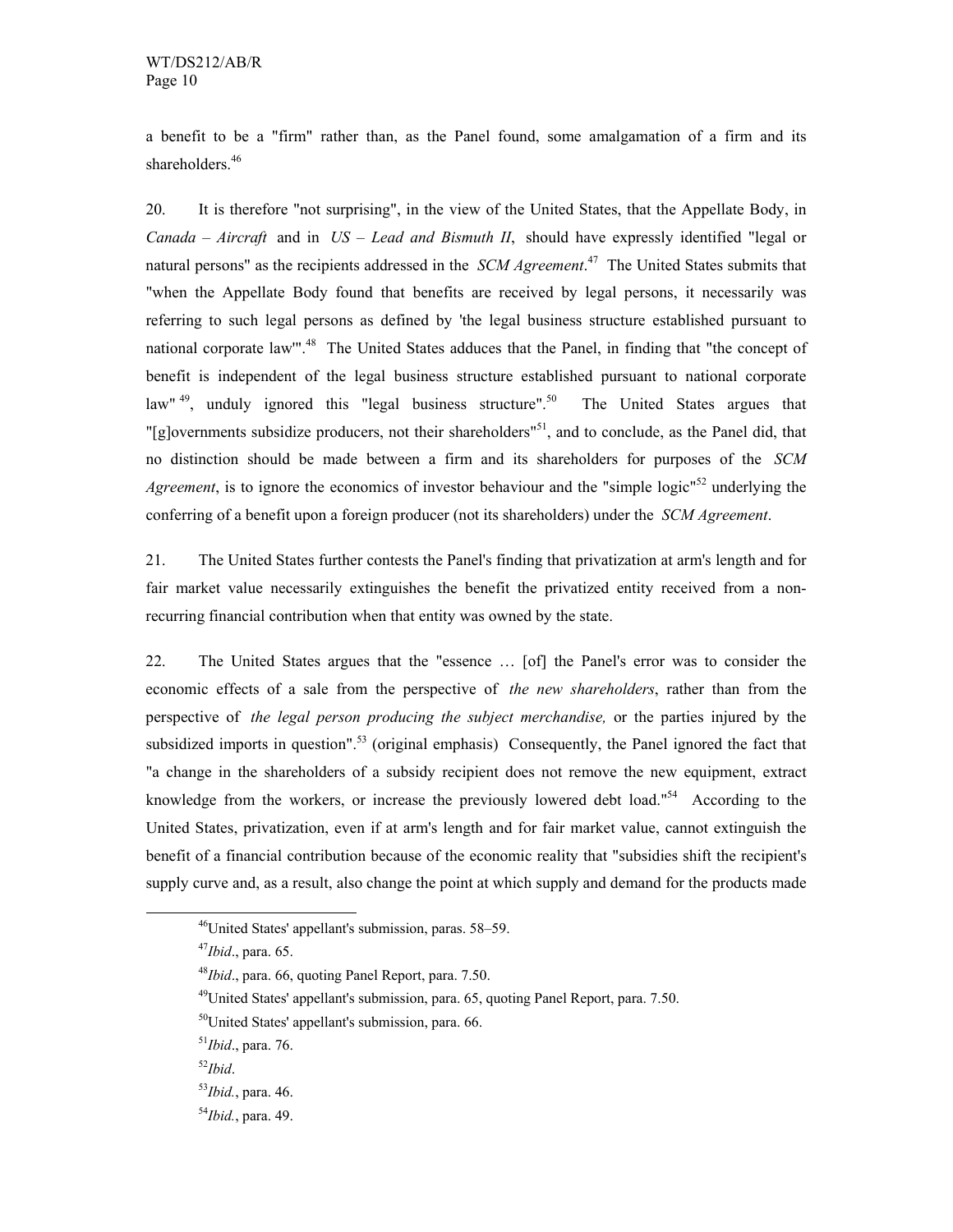a benefit to be a "firm" rather than, as the Panel found, some amalgamation of a firm and its shareholders.[46]

20. It is therefore "not surprising", in the view of the United States, that the Appellate Body, in *Canada – Aircraft* and in *US – Lead and Bismuth II*, should have expressly identified "legal or natural persons" as the recipients addressed in the *SCM Agreement*.[47] The United States submits that "when the Appellate Body found that benefits are received by legal persons, it necessarily was referring to such legal persons as defined by 'the legal business structure established pursuant to national corporate law'".[48] The United States adduces that the Panel, in finding that "the concept of benefit is independent of the legal business structure established pursuant to national corporate law"[49], unduly ignored this "legal business structure".[50] The United States argues that "[g]overnments subsidize producers, not their shareholders"[51], and to conclude, as the Panel did, that no distinction should be made between a firm and its shareholders for purposes of the *SCM Agreement*, is to ignore the economics of investor behaviour and the "simple logic"[52] underlying the conferring of a benefit upon a foreign producer (not its shareholders) under the *SCM Agreement*.

21. The United States further contests the Panel's finding that privatization at arm's length and for fair market value necessarily extinguishes the benefit the privatized entity received from a non-recurring financial contribution when that entity was owned by the state.

22. The United States argues that the "essence … [of] the Panel's error was to consider the economic effects of a sale from the perspective of *the new shareholders*, rather than from the perspective of *the legal person producing the subject merchandise,* or the parties injured by the subsidized imports in question".[53] (original emphasis) Consequently, the Panel ignored the fact that "a change in the shareholders of a subsidy recipient does not remove the new equipment, extract knowledge from the workers, or increase the previously lowered debt load."[54] According to the United States, privatization, even if at arm's length and for fair market value, cannot extinguish the benefit of a financial contribution because of the economic reality that "subsidies shift the recipient's supply curve and, as a result, also change the point at which supply and demand for the products made

[46] United States' appellant's submission, paras. 58–59.

[47] *Ibid*., para. 65.

[48] *Ibid*., para. 66, quoting Panel Report, para. 7.50.

[49] United States' appellant's submission, para. 65, quoting Panel Report, para. 7.50.

[50] United States' appellant's submission, para. 66.

[51] *Ibid*., para. 76.

[52] *Ibid*.

[53] *Ibid.*, para. 46.

[54] *Ibid.*, para. 49.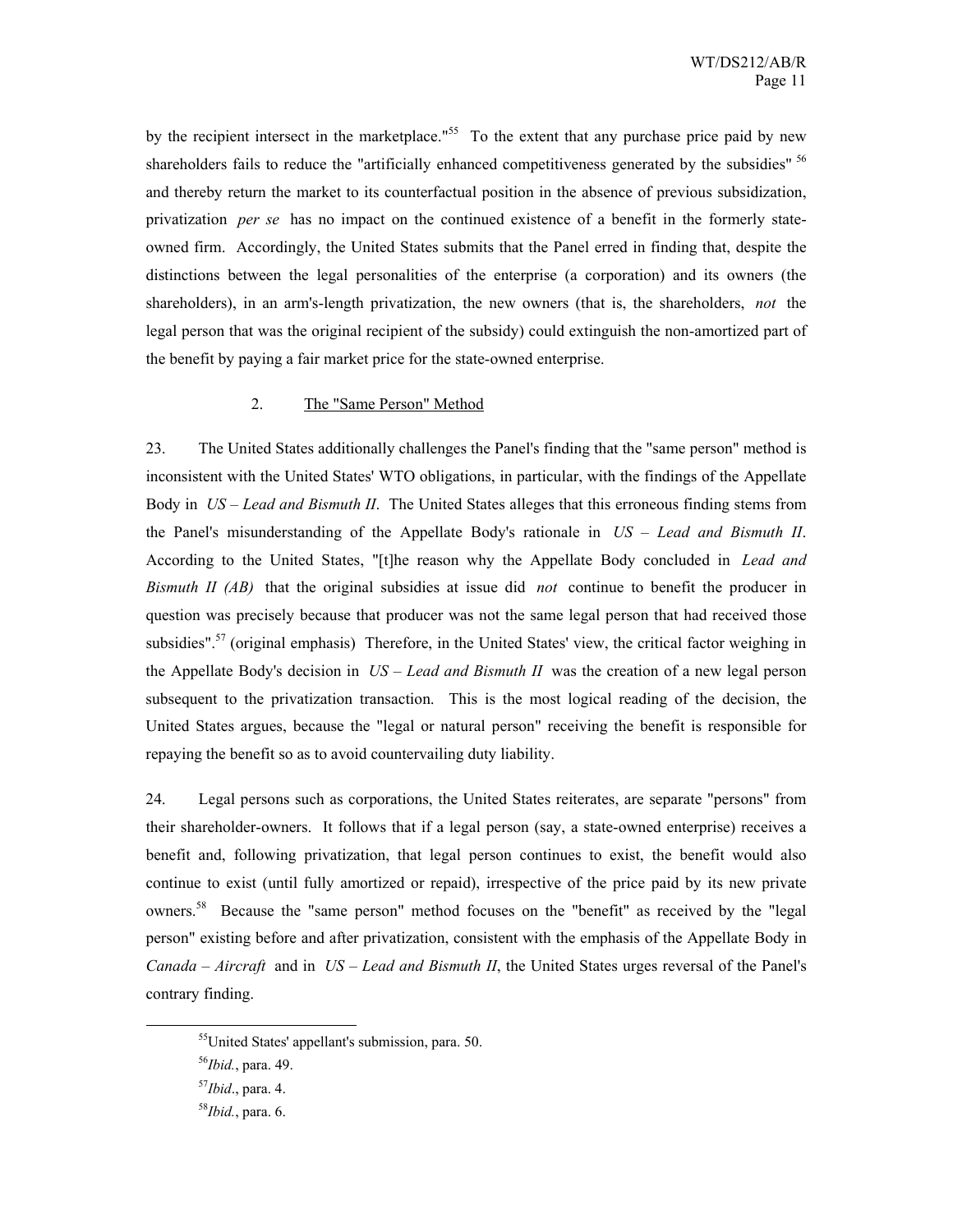by the recipient intersect in the marketplace."[55] To the extent that any purchase price paid by new shareholders fails to reduce the "artificially enhanced competitiveness generated by the subsidies"[56] and thereby return the market to its counterfactual position in the absence of previous subsidization, privatization *per se* has no impact on the continued existence of a benefit in the formerly state-owned firm. Accordingly, the United States submits that the Panel erred in finding that, despite the distinctions between the legal personalities of the enterprise (a corporation) and its owners (the shareholders), in an arm's-length privatization, the new owners (that is, the shareholders, *not* the legal person that was the original recipient of the subsidy) could extinguish the non-amortized part of the benefit by paying a fair market price for the state-owned enterprise.

### 2. The "Same Person" Method

23. The United States additionally challenges the Panel's finding that the "same person" method is inconsistent with the United States' WTO obligations, in particular, with the findings of the Appellate Body in *US – Lead and Bismuth II*. The United States alleges that this erroneous finding stems from the Panel's misunderstanding of the Appellate Body's rationale in *US – Lead and Bismuth II*. According to the United States, "[t]he reason why the Appellate Body concluded in *Lead and Bismuth II (AB)* that the original subsidies at issue did *not* continue to benefit the producer in question was precisely because that producer was not the same legal person that had received those subsidies".[57] (original emphasis) Therefore, in the United States' view, the critical factor weighing in the Appellate Body's decision in *US – Lead and Bismuth II* was the creation of a new legal person subsequent to the privatization transaction. This is the most logical reading of the decision, the United States argues, because the "legal or natural person" receiving the benefit is responsible for repaying the benefit so as to avoid countervailing duty liability.

24. Legal persons such as corporations, the United States reiterates, are separate "persons" from their shareholder-owners. It follows that if a legal person (say, a state-owned enterprise) receives a benefit and, following privatization, that legal person continues to exist, the benefit would also continue to exist (until fully amortized or repaid), irrespective of the price paid by its new private owners.[58] Because the "same person" method focuses on the "benefit" as received by the "legal person" existing before and after privatization, consistent with the emphasis of the Appellate Body in *Canada – Aircraft* and in *US – Lead and Bismuth II*, the United States urges reversal of the Panel's contrary finding.

---

[55] United States' appellant's submission, para. 50.

[56] *Ibid.*, para. 49.

[57] *Ibid*., para. 4.

[58] *Ibid.*, para. 6.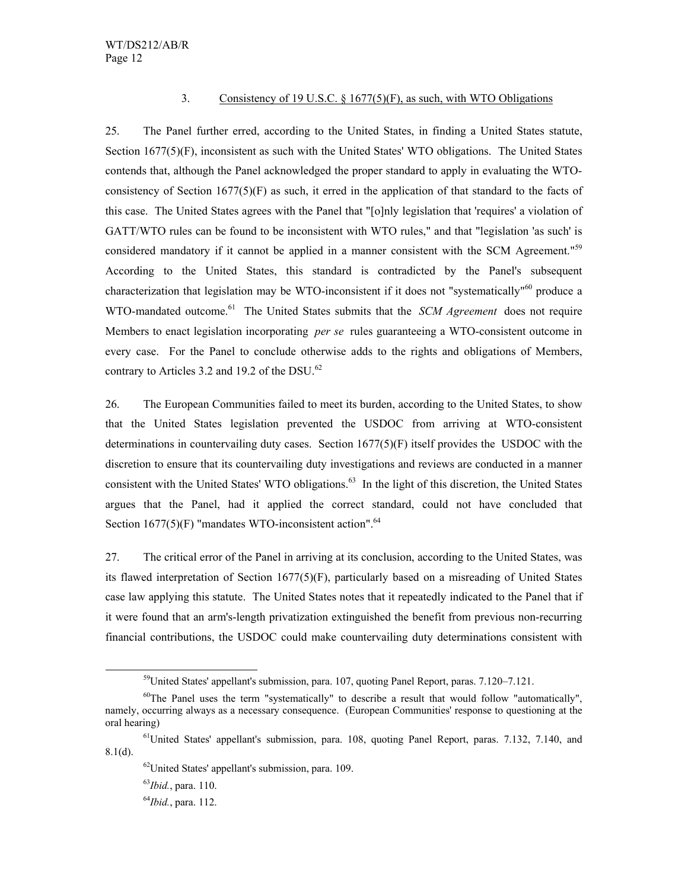### 3. Consistency of 19 U.S.C. § 1677(5)(F), as such, with WTO Obligations

25. The Panel further erred, according to the United States, in finding a United States statute, Section 1677(5)(F), inconsistent as such with the United States' WTO obligations. The United States contends that, although the Panel acknowledged the proper standard to apply in evaluating the WTO-consistency of Section 1677(5)(F) as such, it erred in the application of that standard to the facts of this case. The United States agrees with the Panel that "[o]nly legislation that 'requires' a violation of GATT/WTO rules can be found to be inconsistent with WTO rules," and that "legislation 'as such' is considered mandatory if it cannot be applied in a manner consistent with the SCM Agreement."[59] According to the United States, this standard is contradicted by the Panel's subsequent characterization that legislation may be WTO-inconsistent if it does not "systematically"[60] produce a WTO-mandated outcome.[61] The United States submits that the *SCM Agreement* does not require Members to enact legislation incorporating *per se* rules guaranteeing a WTO-consistent outcome in every case. For the Panel to conclude otherwise adds to the rights and obligations of Members, contrary to Articles 3.2 and 19.2 of the DSU.[62]

26. The European Communities failed to meet its burden, according to the United States, to show that the United States legislation prevented the USDOC from arriving at WTO-consistent determinations in countervailing duty cases. Section 1677(5)(F) itself provides the USDOC with the discretion to ensure that its countervailing duty investigations and reviews are conducted in a manner consistent with the United States' WTO obligations.[63] In the light of this discretion, the United States argues that the Panel, had it applied the correct standard, could not have concluded that Section 1677(5)(F) "mandates WTO-inconsistent action".[64]

27. The critical error of the Panel in arriving at its conclusion, according to the United States, was its flawed interpretation of Section 1677(5)(F), particularly based on a misreading of United States case law applying this statute. The United States notes that it repeatedly indicated to the Panel that if it were found that an arm's-length privatization extinguished the benefit from previous non-recurring financial contributions, the USDOC could make countervailing duty determinations consistent with

---

[59] United States' appellant's submission, para. 107, quoting Panel Report, paras. 7.120–7.121.

[60] The Panel uses the term "systematically" to describe a result that would follow "automatically", namely, occurring always as a necessary consequence. (European Communities' response to questioning at the oral hearing)

[61] United States' appellant's submission, para. 108, quoting Panel Report, paras. 7.132, 7.140, and 8.1(d).

[62] United States' appellant's submission, para. 109.

[63] *Ibid.*, para. 110.

[64] *Ibid.*, para. 112.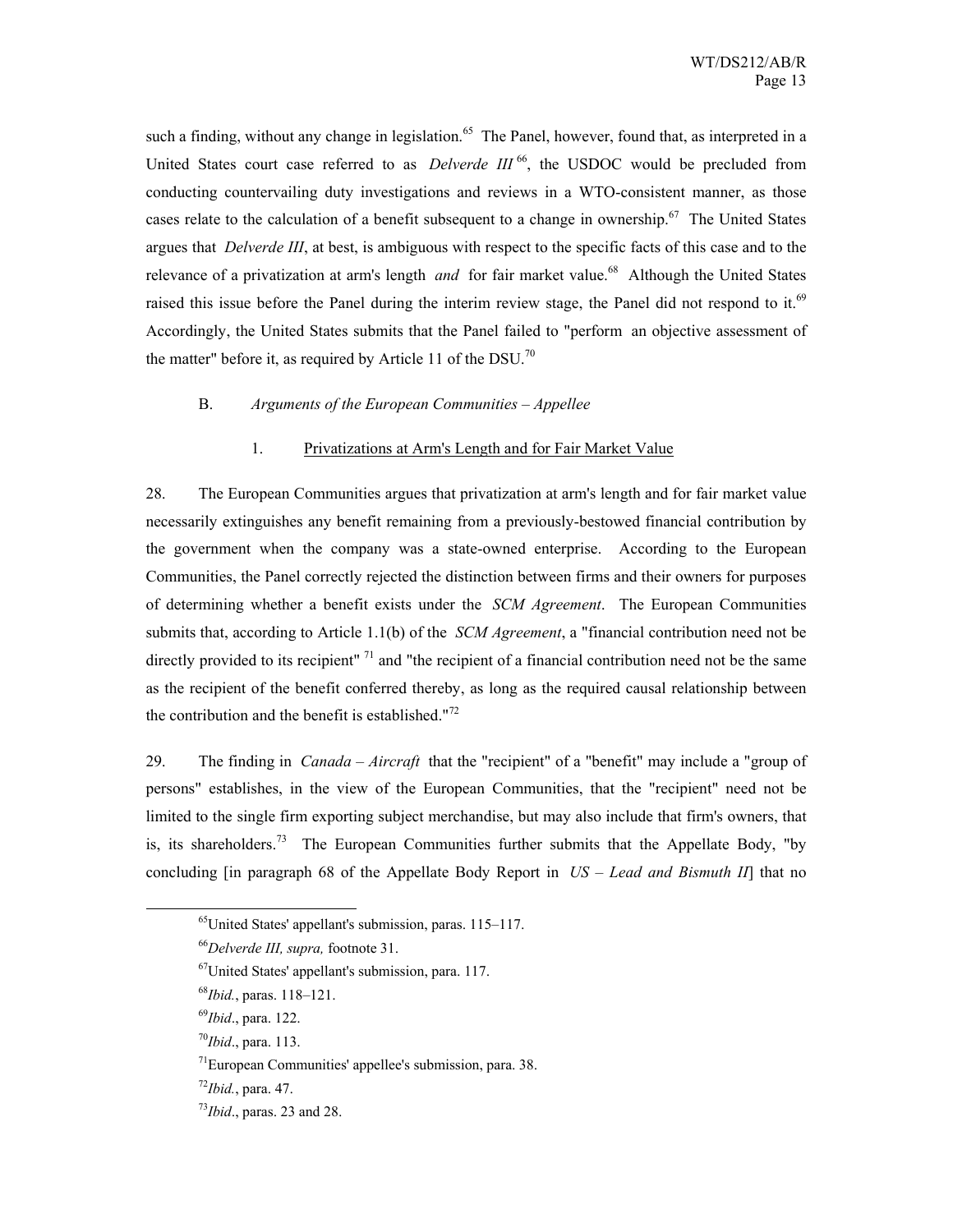such a finding, without any change in legislation.[65] The Panel, however, found that, as interpreted in a United States court case referred to as *Delverde III*[66], the USDOC would be precluded from conducting countervailing duty investigations and reviews in a WTO-consistent manner, as those cases relate to the calculation of a benefit subsequent to a change in ownership.[67] The United States argues that *Delverde III*, at best, is ambiguous with respect to the specific facts of this case and to the relevance of a privatization at arm's length *and* for fair market value.[68] Although the United States raised this issue before the Panel during the interim review stage, the Panel did not respond to it.[69] Accordingly, the United States submits that the Panel failed to "perform an objective assessment of the matter" before it, as required by Article 11 of the DSU.[70]

### B. *Arguments of the European Communities – Appellee*

#### 1. Privatizations at Arm's Length and for Fair Market Value

28. The European Communities argues that privatization at arm's length and for fair market value necessarily extinguishes any benefit remaining from a previously-bestowed financial contribution by the government when the company was a state-owned enterprise. According to the European Communities, the Panel correctly rejected the distinction between firms and their owners for purposes of determining whether a benefit exists under the *SCM Agreement*. The European Communities submits that, according to Article 1.1(b) of the *SCM Agreement*, a "financial contribution need not be directly provided to its recipient"[71] and "the recipient of a financial contribution need not be the same as the recipient of the benefit conferred thereby, as long as the required causal relationship between the contribution and the benefit is established."[72]

29. The finding in *Canada – Aircraft* that the "recipient" of a "benefit" may include a "group of persons" establishes, in the view of the European Communities, that the "recipient" need not be limited to the single firm exporting subject merchandise, but may also include that firm's owners, that is, its shareholders.[73] The European Communities further submits that the Appellate Body, "by concluding [in paragraph 68 of the Appellate Body Report in *US – Lead and Bismuth II*] that no

---

[65] United States' appellant's submission, paras. 115–117.

[66] *Delverde III, supra,* footnote 31.

[67] United States' appellant's submission, para. 117.

[68] *Ibid.*, paras. 118–121.

[69] *Ibid.*, para. 122.

[70] *Ibid.*, para. 113.

[71] European Communities' appellee's submission, para. 38.

[72] *Ibid.*, para. 47.

[73] *Ibid.*, paras. 23 and 28.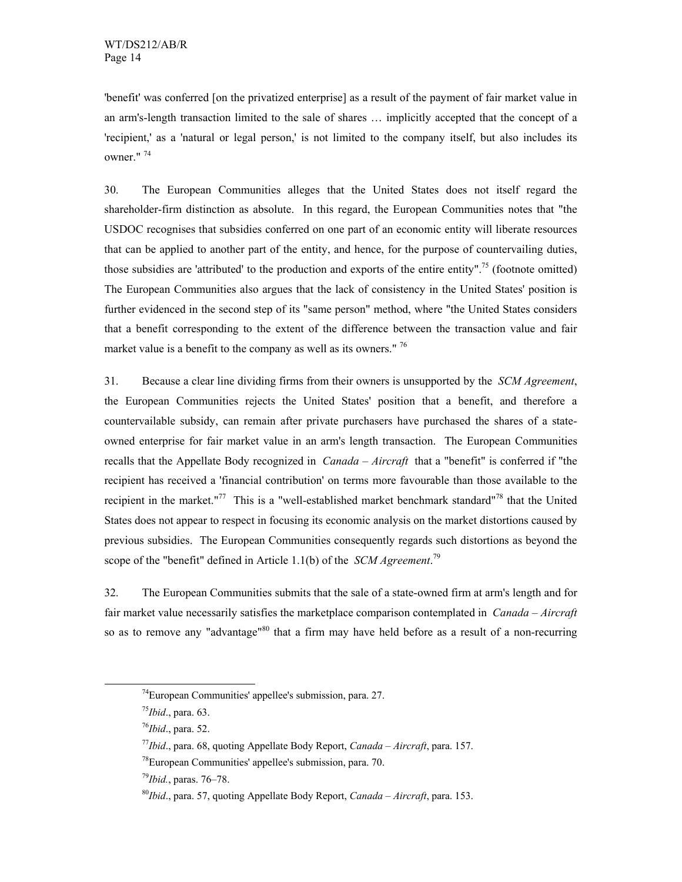'benefit' was conferred [on the privatized enterprise] as a result of the payment of fair market value in an arm's-length transaction limited to the sale of shares … implicitly accepted that the concept of a 'recipient,' as a 'natural or legal person,' is not limited to the company itself, but also includes its owner." [74]

30. The European Communities alleges that the United States does not itself regard the shareholder-firm distinction as absolute. In this regard, the European Communities notes that "the USDOC recognises that subsidies conferred on one part of an economic entity will liberate resources that can be applied to another part of the entity, and hence, for the purpose of countervailing duties, those subsidies are 'attributed' to the production and exports of the entire entity".[75] (footnote omitted) The European Communities also argues that the lack of consistency in the United States' position is further evidenced in the second step of its "same person" method, where "the United States considers that a benefit corresponding to the extent of the difference between the transaction value and fair market value is a benefit to the company as well as its owners." [76]

31. Because a clear line dividing firms from their owners is unsupported by the *SCM Agreement*, the European Communities rejects the United States' position that a benefit, and therefore a countervailable subsidy, can remain after private purchasers have purchased the shares of a state-owned enterprise for fair market value in an arm's length transaction. The European Communities recalls that the Appellate Body recognized in *Canada – Aircraft* that a "benefit" is conferred if "the recipient has received a 'financial contribution' on terms more favourable than those available to the recipient in the market."[77] This is a "well-established market benchmark standard"[78] that the United States does not appear to respect in focusing its economic analysis on the market distortions caused by previous subsidies. The European Communities consequently regards such distortions as beyond the scope of the "benefit" defined in Article 1.1(b) of the *SCM Agreement*.[79]

32. The European Communities submits that the sale of a state-owned firm at arm's length and for fair market value necessarily satisfies the marketplace comparison contemplated in *Canada – Aircraft* so as to remove any "advantage"[80] that a firm may have held before as a result of a non-recurring

---

[74] European Communities' appellee's submission, para. 27.

[75] *Ibid*., para. 63.

[76] *Ibid*., para. 52.

[77] *Ibid*., para. 68, quoting Appellate Body Report, *Canada – Aircraft*, para. 157.

[78] European Communities' appellee's submission, para. 70.

[79] *Ibid.*, paras. 76–78.

[80] *Ibid*., para. 57, quoting Appellate Body Report, *Canada – Aircraft*, para. 153.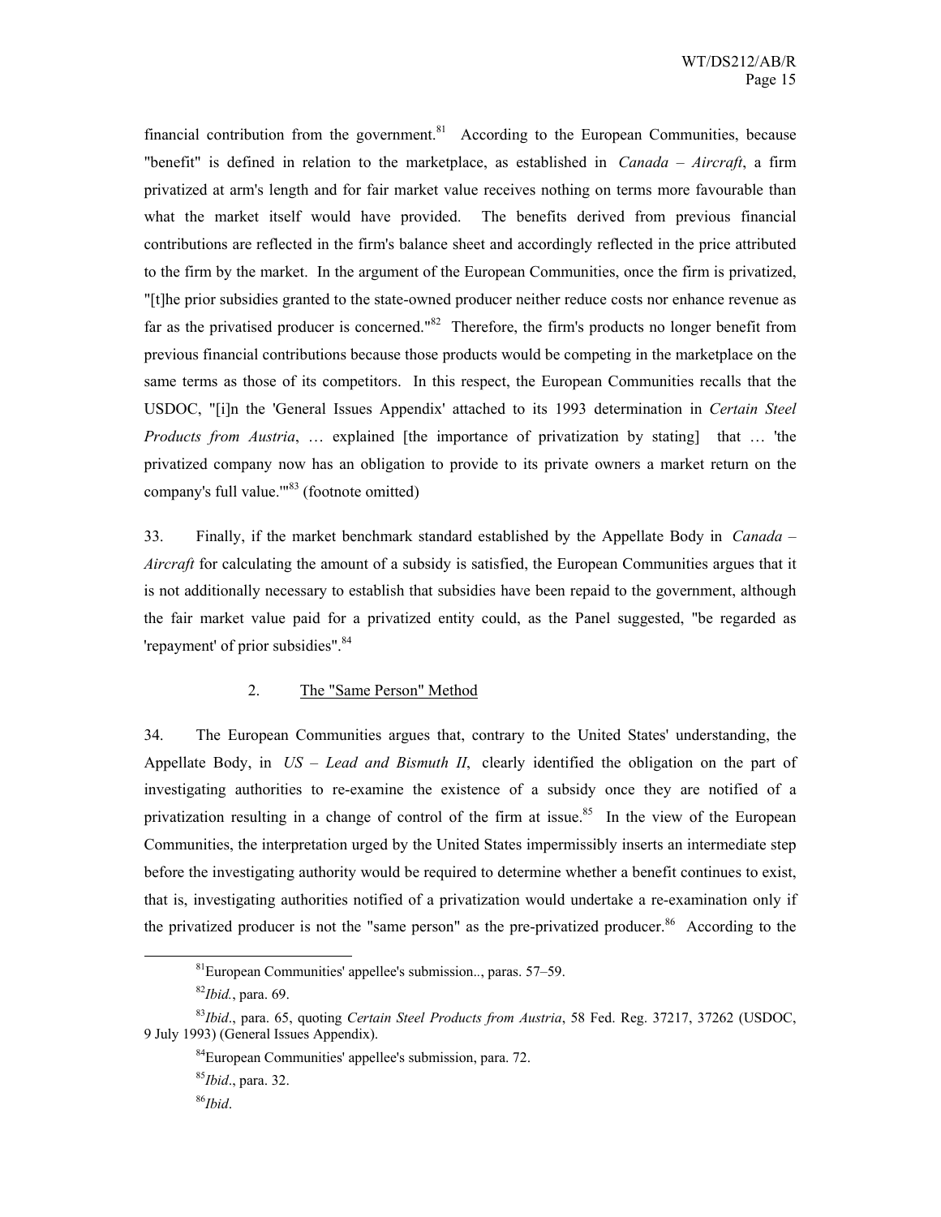financial contribution from the government.[81] According to the European Communities, because "benefit" is defined in relation to the marketplace, as established in *Canada – Aircraft*, a firm privatized at arm's length and for fair market value receives nothing on terms more favourable than what the market itself would have provided. The benefits derived from previous financial contributions are reflected in the firm's balance sheet and accordingly reflected in the price attributed to the firm by the market. In the argument of the European Communities, once the firm is privatized, "[t]he prior subsidies granted to the state-owned producer neither reduce costs nor enhance revenue as far as the privatised producer is concerned."[82] Therefore, the firm's products no longer benefit from previous financial contributions because those products would be competing in the marketplace on the same terms as those of its competitors. In this respect, the European Communities recalls that the USDOC, "[i]n the 'General Issues Appendix' attached to its 1993 determination in *Certain Steel Products from Austria*, … explained [the importance of privatization by stating] that … 'the privatized company now has an obligation to provide to its private owners a market return on the company's full value.'"[83] (footnote omitted)

33. Finally, if the market benchmark standard established by the Appellate Body in *Canada – Aircraft* for calculating the amount of a subsidy is satisfied, the European Communities argues that it is not additionally necessary to establish that subsidies have been repaid to the government, although the fair market value paid for a privatized entity could, as the Panel suggested, "be regarded as 'repayment' of prior subsidies".[84]

### 2. The "Same Person" Method

34. The European Communities argues that, contrary to the United States' understanding, the Appellate Body, in *US – Lead and Bismuth II*, clearly identified the obligation on the part of investigating authorities to re-examine the existence of a subsidy once they are notified of a privatization resulting in a change of control of the firm at issue.[85] In the view of the European Communities, the interpretation urged by the United States impermissibly inserts an intermediate step before the investigating authority would be required to determine whether a benefit continues to exist, that is, investigating authorities notified of a privatization would undertake a re-examination only if the privatized producer is not the "same person" as the pre-privatized producer.[86] According to the

---

[81] European Communities' appellee's submission.., paras. 57–59.

[82] *Ibid.*, para. 69.

[83] *Ibid*., para. 65, quoting *Certain Steel Products from Austria*, 58 Fed. Reg. 37217, 37262 (USDOC, 9 July 1993) (General Issues Appendix).

[84] European Communities' appellee's submission, para. 72.

[85] *Ibid*., para. 32.

[86] *Ibid*.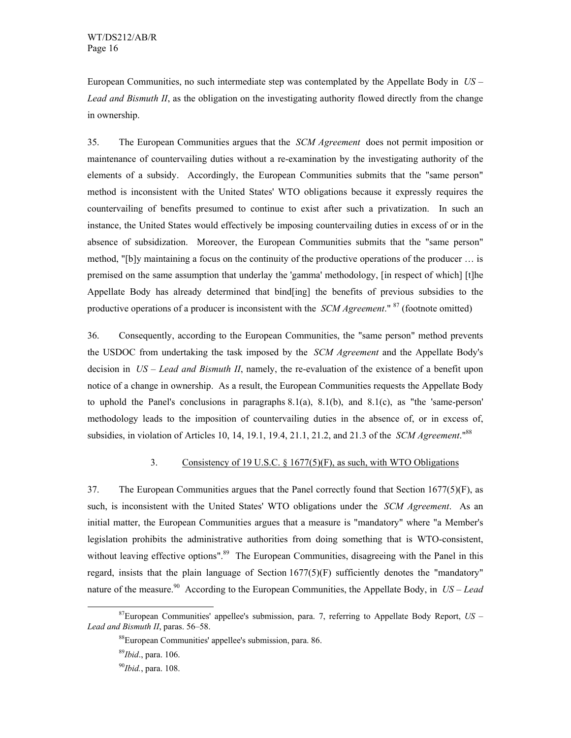European Communities, no such intermediate step was contemplated by the Appellate Body in *US – Lead and Bismuth II*, as the obligation on the investigating authority flowed directly from the change in ownership.

35. The European Communities argues that the *SCM Agreement* does not permit imposition or maintenance of countervailing duties without a re-examination by the investigating authority of the elements of a subsidy. Accordingly, the European Communities submits that the "same person" method is inconsistent with the United States' WTO obligations because it expressly requires the countervailing of benefits presumed to continue to exist after such a privatization. In such an instance, the United States would effectively be imposing countervailing duties in excess of or in the absence of subsidization. Moreover, the European Communities submits that the "same person" method, "[b]y maintaining a focus on the continuity of the productive operations of the producer … is premised on the same assumption that underlay the 'gamma' methodology, [in respect of which] [t]he Appellate Body has already determined that bind[ing] the benefits of previous subsidies to the productive operations of a producer is inconsistent with the *SCM Agreement*." [87] (footnote omitted)

36. Consequently, according to the European Communities, the "same person" method prevents the USDOC from undertaking the task imposed by the *SCM Agreement* and the Appellate Body's decision in *US – Lead and Bismuth II*, namely, the re-evaluation of the existence of a benefit upon notice of a change in ownership. As a result, the European Communities requests the Appellate Body to uphold the Panel's conclusions in paragraphs 8.1(a), 8.1(b), and 8.1(c), as "the 'same-person' methodology leads to the imposition of countervailing duties in the absence of, or in excess of, subsidies, in violation of Articles 10, 14, 19.1, 19.4, 21.1, 21.2, and 21.3 of the *SCM Agreement*."[88]

### 3. Consistency of 19 U.S.C. § 1677(5)(F), as such, with WTO Obligations

37. The European Communities argues that the Panel correctly found that Section 1677(5)(F), as such, is inconsistent with the United States' WTO obligations under the *SCM Agreement*. As an initial matter, the European Communities argues that a measure is "mandatory" where "a Member's legislation prohibits the administrative authorities from doing something that is WTO-consistent, without leaving effective options".[89] The European Communities, disagreeing with the Panel in this regard, insists that the plain language of Section 1677(5)(F) sufficiently denotes the "mandatory" nature of the measure.[90] According to the European Communities, the Appellate Body, in *US – Lead*

---

[87] European Communities' appellee's submission, para. 7, referring to Appellate Body Report, *US – Lead and Bismuth II*, paras. 56–58.

[88] European Communities' appellee's submission, para. 86.

[89] *Ibid*., para. 106.

[90] *Ibid*., para. 108.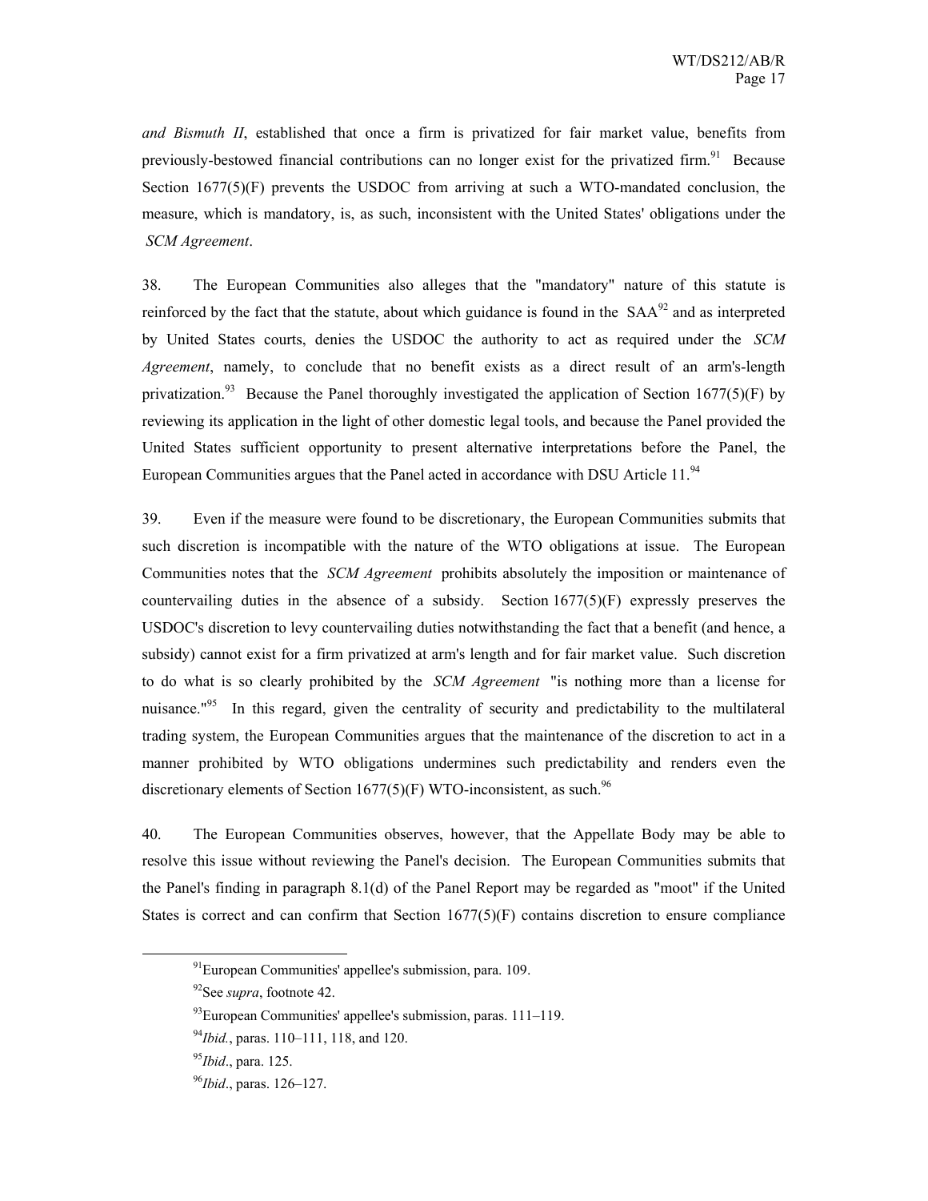*and Bismuth II*, established that once a firm is privatized for fair market value, benefits from previously-bestowed financial contributions can no longer exist for the privatized firm.[91] Because Section 1677(5)(F) prevents the USDOC from arriving at such a WTO-mandated conclusion, the measure, which is mandatory, is, as such, inconsistent with the United States' obligations under the *SCM Agreement*.

38. The European Communities also alleges that the "mandatory" nature of this statute is reinforced by the fact that the statute, about which guidance is found in the SAA[92] and as interpreted by United States courts, denies the USDOC the authority to act as required under the *SCM Agreement*, namely, to conclude that no benefit exists as a direct result of an arm's-length privatization.[93] Because the Panel thoroughly investigated the application of Section 1677(5)(F) by reviewing its application in the light of other domestic legal tools, and because the Panel provided the United States sufficient opportunity to present alternative interpretations before the Panel, the European Communities argues that the Panel acted in accordance with DSU Article 11.[94]

39. Even if the measure were found to be discretionary, the European Communities submits that such discretion is incompatible with the nature of the WTO obligations at issue. The European Communities notes that the *SCM Agreement* prohibits absolutely the imposition or maintenance of countervailing duties in the absence of a subsidy. Section 1677(5)(F) expressly preserves the USDOC's discretion to levy countervailing duties notwithstanding the fact that a benefit (and hence, a subsidy) cannot exist for a firm privatized at arm's length and for fair market value. Such discretion to do what is so clearly prohibited by the *SCM Agreement* "is nothing more than a license for nuisance."[95] In this regard, given the centrality of security and predictability to the multilateral trading system, the European Communities argues that the maintenance of the discretion to act in a manner prohibited by WTO obligations undermines such predictability and renders even the discretionary elements of Section 1677(5)(F) WTO-inconsistent, as such.[96]

40. The European Communities observes, however, that the Appellate Body may be able to resolve this issue without reviewing the Panel's decision. The European Communities submits that the Panel's finding in paragraph 8.1(d) of the Panel Report may be regarded as "moot" if the United States is correct and can confirm that Section 1677(5)(F) contains discretion to ensure compliance

[91] European Communities' appellee's submission, para. 109.

[92] See *supra*, footnote 42.

[93] European Communities' appellee's submission, paras. 111–119.

[94] *Ibid.*, paras. 110–111, 118, and 120.

[95] *Ibid*., para. 125.

[96] *Ibid*., paras. 126–127.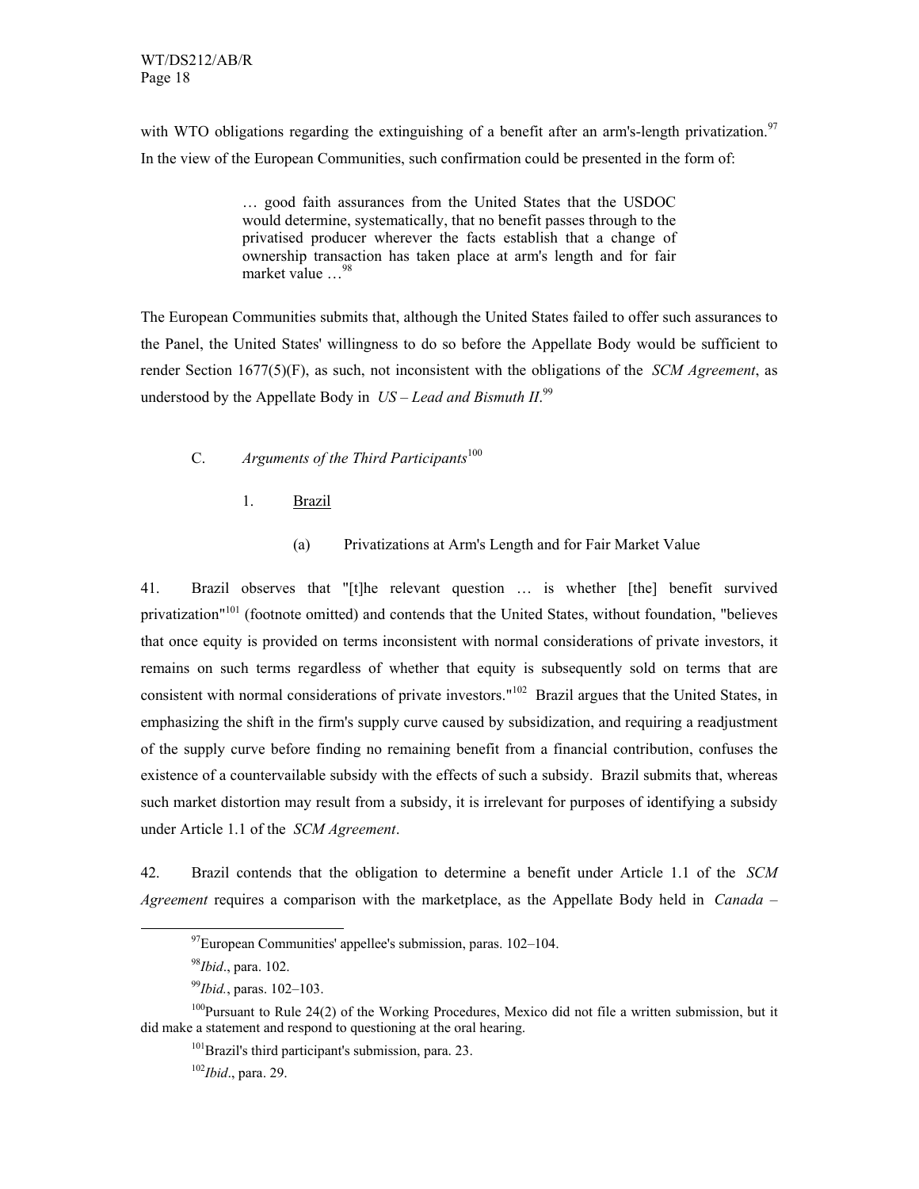with WTO obligations regarding the extinguishing of a benefit after an arm's-length privatization.[97] In the view of the European Communities, such confirmation could be presented in the form of:

> … good faith assurances from the United States that the USDOC would determine, systematically, that no benefit passes through to the privatised producer wherever the facts establish that a change of ownership transaction has taken place at arm's length and for fair market value …[98]

The European Communities submits that, although the United States failed to offer such assurances to the Panel, the United States' willingness to do so before the Appellate Body would be sufficient to render Section 1677(5)(F), as such, not inconsistent with the obligations of the *SCM Agreement*, as understood by the Appellate Body in *US – Lead and Bismuth II*.[99]

### C. *Arguments of the Third Participants*[100]

#### 1. Brazil

##### (a) Privatizations at Arm's Length and for Fair Market Value

41. Brazil observes that "[t]he relevant question … is whether [the] benefit survived privatization"[101] (footnote omitted) and contends that the United States, without foundation, "believes that once equity is provided on terms inconsistent with normal considerations of private investors, it remains on such terms regardless of whether that equity is subsequently sold on terms that are consistent with normal considerations of private investors."[102] Brazil argues that the United States, in emphasizing the shift in the firm's supply curve caused by subsidization, and requiring a readjustment of the supply curve before finding no remaining benefit from a financial contribution, confuses the existence of a countervailable subsidy with the effects of such a subsidy. Brazil submits that, whereas such market distortion may result from a subsidy, it is irrelevant for purposes of identifying a subsidy under Article 1.1 of the *SCM Agreement*.

42. Brazil contends that the obligation to determine a benefit under Article 1.1 of the *SCM Agreement* requires a comparison with the marketplace, as the Appellate Body held in *Canada –*

---

[97] European Communities' appellee's submission, paras. 102–104.

[98] *Ibid*., para. 102.

[99] *Ibid.*, paras. 102–103.

[100] Pursuant to Rule 24(2) of the Working Procedures, Mexico did not file a written submission, but it did make a statement and respond to questioning at the oral hearing.

[101] Brazil's third participant's submission, para. 23.

[102] *Ibid*., para. 29.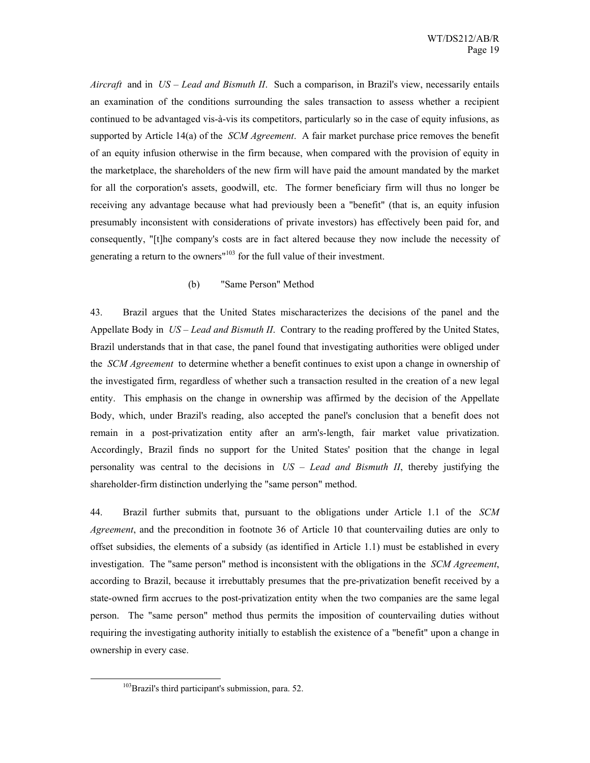*Aircraft* and in *US – Lead and Bismuth II*. Such a comparison, in Brazil's view, necessarily entails an examination of the conditions surrounding the sales transaction to assess whether a recipient continued to be advantaged vis-à-vis its competitors, particularly so in the case of equity infusions, as supported by Article 14(a) of the *SCM Agreement*. A fair market purchase price removes the benefit of an equity infusion otherwise in the firm because, when compared with the provision of equity in the marketplace, the shareholders of the new firm will have paid the amount mandated by the market for all the corporation's assets, goodwill, etc. The former beneficiary firm will thus no longer be receiving any advantage because what had previously been a "benefit" (that is, an equity infusion presumably inconsistent with considerations of private investors) has effectively been paid for, and consequently, "[t]he company's costs are in fact altered because they now include the necessity of generating a return to the owners"[103] for the full value of their investment.

(b) "Same Person" Method

43. Brazil argues that the United States mischaracterizes the decisions of the panel and the Appellate Body in *US – Lead and Bismuth II*. Contrary to the reading proffered by the United States, Brazil understands that in that case, the panel found that investigating authorities were obliged under the *SCM Agreement* to determine whether a benefit continues to exist upon a change in ownership of the investigated firm, regardless of whether such a transaction resulted in the creation of a new legal entity. This emphasis on the change in ownership was affirmed by the decision of the Appellate Body, which, under Brazil's reading, also accepted the panel's conclusion that a benefit does not remain in a post-privatization entity after an arm's-length, fair market value privatization. Accordingly, Brazil finds no support for the United States' position that the change in legal personality was central to the decisions in *US – Lead and Bismuth II*, thereby justifying the shareholder-firm distinction underlying the "same person" method.

44. Brazil further submits that, pursuant to the obligations under Article 1.1 of the *SCM Agreement*, and the precondition in footnote 36 of Article 10 that countervailing duties are only to offset subsidies, the elements of a subsidy (as identified in Article 1.1) must be established in every investigation. The "same person" method is inconsistent with the obligations in the *SCM Agreement*, according to Brazil, because it irrebuttably presumes that the pre-privatization benefit received by a state-owned firm accrues to the post-privatization entity when the two companies are the same legal person. The "same person" method thus permits the imposition of countervailing duties without requiring the investigating authority initially to establish the existence of a "benefit" upon a change in ownership in every case.

[103] Brazil's third participant's submission, para. 52.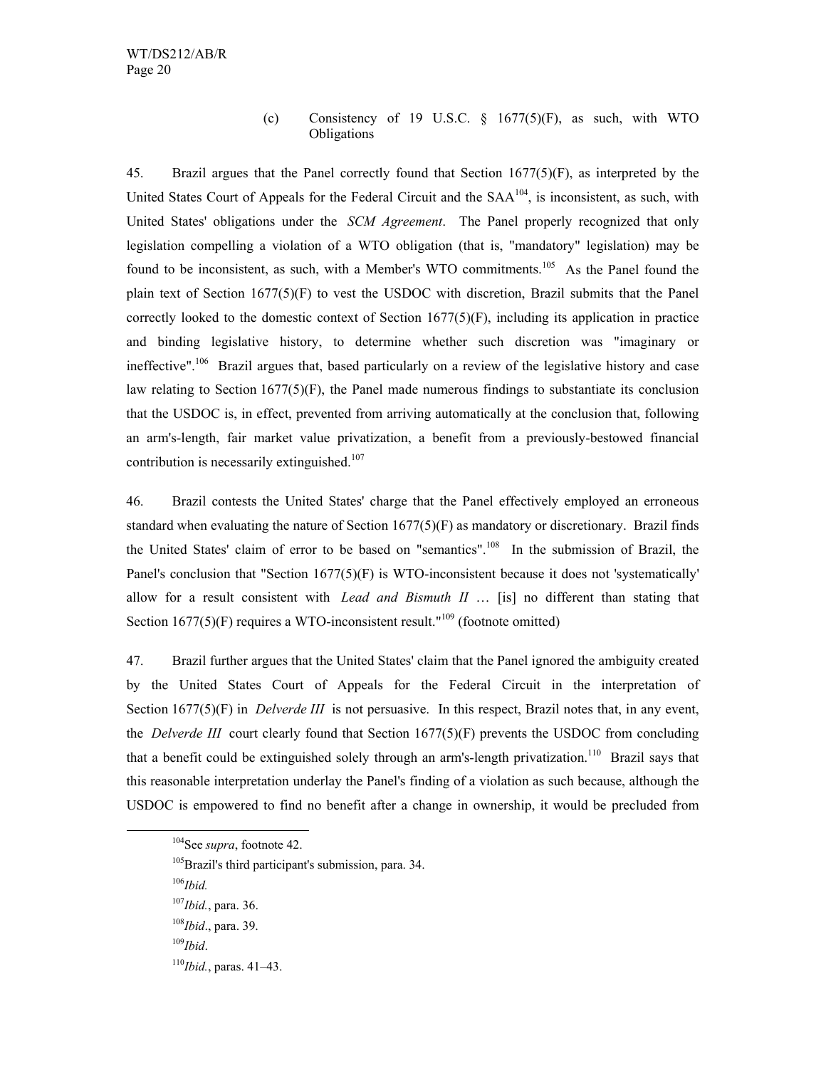(c) Consistency of 19 U.S.C. § 1677(5)(F), as such, with WTO Obligations

45. Brazil argues that the Panel correctly found that Section 1677(5)(F), as interpreted by the United States Court of Appeals for the Federal Circuit and the SAA[104], is inconsistent, as such, with United States' obligations under the *SCM Agreement*. The Panel properly recognized that only legislation compelling a violation of a WTO obligation (that is, "mandatory" legislation) may be found to be inconsistent, as such, with a Member's WTO commitments.[105] As the Panel found the plain text of Section 1677(5)(F) to vest the USDOC with discretion, Brazil submits that the Panel correctly looked to the domestic context of Section 1677(5)(F), including its application in practice and binding legislative history, to determine whether such discretion was "imaginary or ineffective".[106] Brazil argues that, based particularly on a review of the legislative history and case law relating to Section 1677(5)(F), the Panel made numerous findings to substantiate its conclusion that the USDOC is, in effect, prevented from arriving automatically at the conclusion that, following an arm's-length, fair market value privatization, a benefit from a previously-bestowed financial contribution is necessarily extinguished.[107]

46. Brazil contests the United States' charge that the Panel effectively employed an erroneous standard when evaluating the nature of Section 1677(5)(F) as mandatory or discretionary. Brazil finds the United States' claim of error to be based on "semantics".[108] In the submission of Brazil, the Panel's conclusion that "Section 1677(5)(F) is WTO-inconsistent because it does not 'systematically' allow for a result consistent with *Lead and Bismuth II* … [is] no different than stating that Section 1677(5)(F) requires a WTO-inconsistent result."[109] (footnote omitted)

47. Brazil further argues that the United States' claim that the Panel ignored the ambiguity created by the United States Court of Appeals for the Federal Circuit in the interpretation of Section 1677(5)(F) in *Delverde III* is not persuasive. In this respect, Brazil notes that, in any event, the *Delverde III* court clearly found that Section 1677(5)(F) prevents the USDOC from concluding that a benefit could be extinguished solely through an arm's-length privatization.[110] Brazil says that this reasonable interpretation underlay the Panel's finding of a violation as such because, although the USDOC is empowered to find no benefit after a change in ownership, it would be precluded from

[104] See *supra*, footnote 42.

[105] Brazil's third participant's submission, para. 34.

[106] *Ibid.*

[107] *Ibid.*, para. 36.

[108] *Ibid*., para. 39.

[109] *Ibid*.

[110] *Ibid.*, paras. 41–43.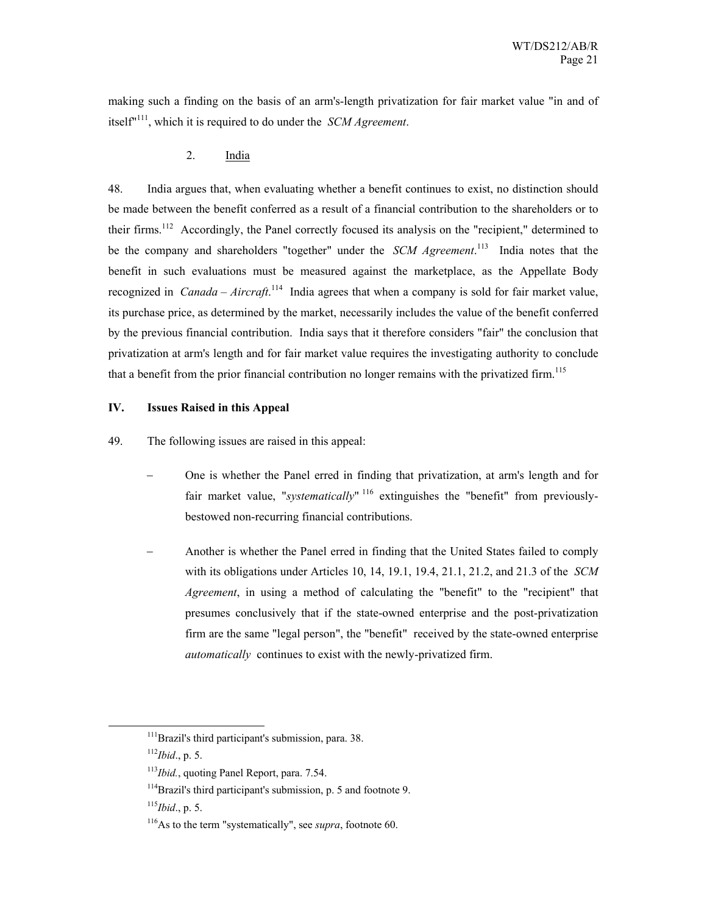making such a finding on the basis of an arm's-length privatization for fair market value "in and of itself"[111], which it is required to do under the *SCM Agreement*.

### 2. India

48. India argues that, when evaluating whether a benefit continues to exist, no distinction should be made between the benefit conferred as a result of a financial contribution to the shareholders or to their firms.[112] Accordingly, the Panel correctly focused its analysis on the "recipient," determined to be the company and shareholders "together" under the *SCM Agreement*.[113] India notes that the benefit in such evaluations must be measured against the marketplace, as the Appellate Body recognized in *Canada – Aircraft*.[114] India agrees that when a company is sold for fair market value, its purchase price, as determined by the market, necessarily includes the value of the benefit conferred by the previous financial contribution. India says that it therefore considers "fair" the conclusion that privatization at arm's length and for fair market value requires the investigating authority to conclude that a benefit from the prior financial contribution no longer remains with the privatized firm.[115]

## IV. Issues Raised in this Appeal

49. The following issues are raised in this appeal:

– One is whether the Panel erred in finding that privatization, at arm's length and for fair market value, "*systematically*"[116] extinguishes the "benefit" from previously-bestowed non-recurring financial contributions.

– Another is whether the Panel erred in finding that the United States failed to comply with its obligations under Articles 10, 14, 19.1, 19.4, 21.1, 21.2, and 21.3 of the *SCM Agreement*, in using a method of calculating the "benefit" to the "recipient" that presumes conclusively that if the state-owned enterprise and the post-privatization firm are the same "legal person", the "benefit" received by the state-owned enterprise *automatically* continues to exist with the newly-privatized firm.

---

[111] Brazil's third participant's submission, para. 38.

[112] *Ibid*., p. 5.

[113] *Ibid.*, quoting Panel Report, para. 7.54.

[114] Brazil's third participant's submission, p. 5 and footnote 9.

[115] *Ibid*., p. 5.

[116] As to the term "systematically", see *supra*, footnote 60.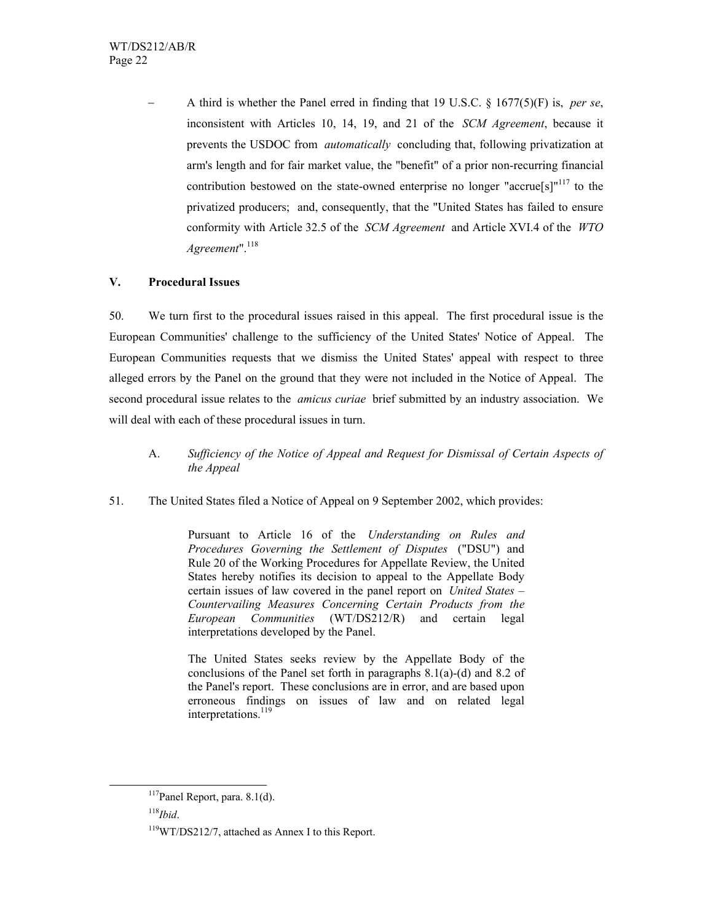– A third is whether the Panel erred in finding that 19 U.S.C. § 1677(5)(F) is, *per se*, inconsistent with Articles 10, 14, 19, and 21 of the *SCM Agreement*, because it prevents the USDOC from *automatically* concluding that, following privatization at arm's length and for fair market value, the "benefit" of a prior non-recurring financial contribution bestowed on the state-owned enterprise no longer "accrue[s]"[117] to the privatized producers; and, consequently, that the "United States has failed to ensure conformity with Article 32.5 of the *SCM Agreement* and Article XVI.4 of the *WTO Agreement*".[118]

## V. Procedural Issues

50. We turn first to the procedural issues raised in this appeal. The first procedural issue is the European Communities' challenge to the sufficiency of the United States' Notice of Appeal. The European Communities requests that we dismiss the United States' appeal with respect to three alleged errors by the Panel on the ground that they were not included in the Notice of Appeal. The second procedural issue relates to the *amicus curiae* brief submitted by an industry association. We will deal with each of these procedural issues in turn.

### A. *Sufficiency of the Notice of Appeal and Request for Dismissal of Certain Aspects of the Appeal*

51. The United States filed a Notice of Appeal on 9 September 2002, which provides:

> Pursuant to Article 16 of the *Understanding on Rules and Procedures Governing the Settlement of Disputes* ("DSU") and Rule 20 of the Working Procedures for Appellate Review, the United States hereby notifies its decision to appeal to the Appellate Body certain issues of law covered in the panel report on *United States – Countervailing Measures Concerning Certain Products from the European Communities* (WT/DS212/R) and certain legal interpretations developed by the Panel.
>
> The United States seeks review by the Appellate Body of the conclusions of the Panel set forth in paragraphs 8.1(a)-(d) and 8.2 of the Panel's report. These conclusions are in error, and are based upon erroneous findings on issues of law and on related legal interpretations.[119]

---

[117] Panel Report, para. 8.1(d).

[118] *Ibid*.

[119] WT/DS212/7, attached as Annex I to this Report.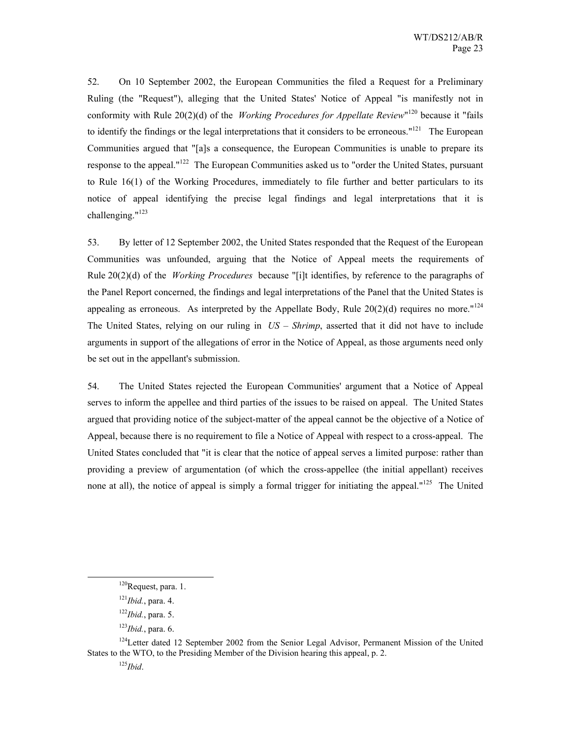52. On 10 September 2002, the European Communities the filed a Request for a Preliminary Ruling (the "Request"), alleging that the United States' Notice of Appeal "is manifestly not in conformity with Rule 20(2)(d) of the *Working Procedures for Appellate Review*"[120] because it "fails to identify the findings or the legal interpretations that it considers to be erroneous."[121] The European Communities argued that "[a]s a consequence, the European Communities is unable to prepare its response to the appeal."[122] The European Communities asked us to "order the United States, pursuant to Rule 16(1) of the Working Procedures, immediately to file further and better particulars to its notice of appeal identifying the precise legal findings and legal interpretations that it is challenging."[123]

53. By letter of 12 September 2002, the United States responded that the Request of the European Communities was unfounded, arguing that the Notice of Appeal meets the requirements of Rule 20(2)(d) of the *Working Procedures* because "[i]t identifies, by reference to the paragraphs of the Panel Report concerned, the findings and legal interpretations of the Panel that the United States is appealing as erroneous. As interpreted by the Appellate Body, Rule 20(2)(d) requires no more."[124] The United States, relying on our ruling in *US – Shrimp*, asserted that it did not have to include arguments in support of the allegations of error in the Notice of Appeal, as those arguments need only be set out in the appellant's submission.

54. The United States rejected the European Communities' argument that a Notice of Appeal serves to inform the appellee and third parties of the issues to be raised on appeal. The United States argued that providing notice of the subject-matter of the appeal cannot be the objective of a Notice of Appeal, because there is no requirement to file a Notice of Appeal with respect to a cross-appeal. The United States concluded that "it is clear that the notice of appeal serves a limited purpose: rather than providing a preview of argumentation (of which the cross-appellee (the initial appellant) receives none at all), the notice of appeal is simply a formal trigger for initiating the appeal."[125] The United

[120] Request, para. 1.

[121] *Ibid.*, para. 4.

[122] *Ibid.*, para. 5.

[123] *Ibid.*, para. 6.

[124] Letter dated 12 September 2002 from the Senior Legal Advisor, Permanent Mission of the United States to the WTO, to the Presiding Member of the Division hearing this appeal, p. 2.

[125] *Ibid*.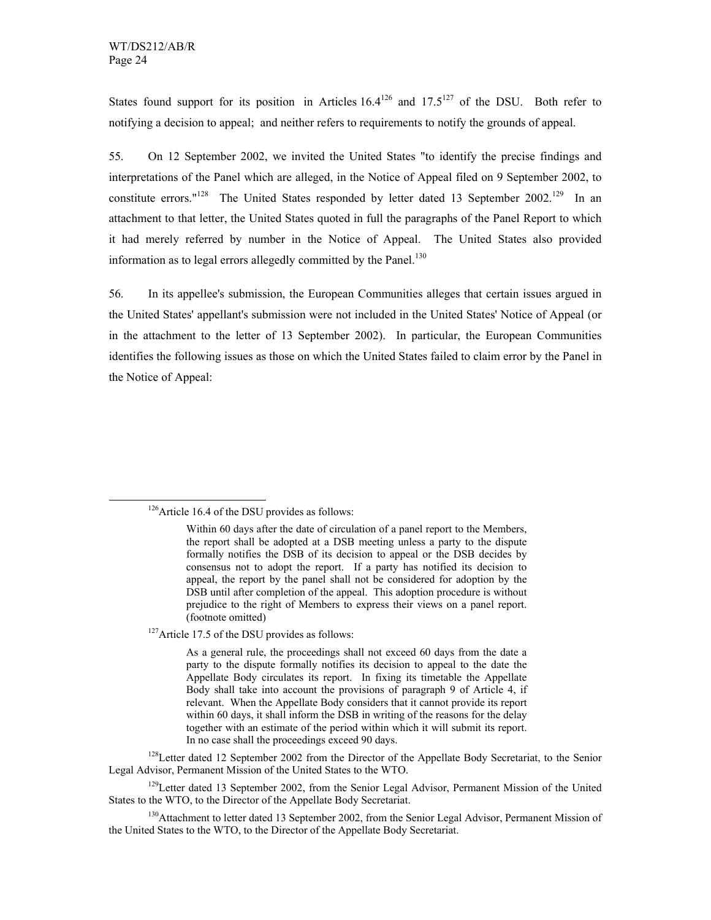States found support for its position in Articles 16.4[126] and 17.5[127] of the DSU. Both refer to notifying a decision to appeal; and neither refers to requirements to notify the grounds of appeal.

55. On 12 September 2002, we invited the United States "to identify the precise findings and interpretations of the Panel which are alleged, in the Notice of Appeal filed on 9 September 2002, to constitute errors."[128] The United States responded by letter dated 13 September 2002.[129] In an attachment to that letter, the United States quoted in full the paragraphs of the Panel Report to which it had merely referred by number in the Notice of Appeal. The United States also provided information as to legal errors allegedly committed by the Panel.[130]

56. In its appellee's submission, the European Communities alleges that certain issues argued in the United States' appellant's submission were not included in the United States' Notice of Appeal (or in the attachment to the letter of 13 September 2002). In particular, the European Communities identifies the following issues as those on which the United States failed to claim error by the Panel in the Notice of Appeal:

---

[126] Article 16.4 of the DSU provides as follows:

> Within 60 days after the date of circulation of a panel report to the Members, the report shall be adopted at a DSB meeting unless a party to the dispute formally notifies the DSB of its decision to appeal or the DSB decides by consensus not to adopt the report. If a party has notified its decision to appeal, the report by the panel shall not be considered for adoption by the DSB until after completion of the appeal. This adoption procedure is without prejudice to the right of Members to express their views on a panel report. (footnote omitted)

[127] Article 17.5 of the DSU provides as follows:

> As a general rule, the proceedings shall not exceed 60 days from the date a party to the dispute formally notifies its decision to appeal to the date the Appellate Body circulates its report. In fixing its timetable the Appellate Body shall take into account the provisions of paragraph 9 of Article 4, if relevant. When the Appellate Body considers that it cannot provide its report within 60 days, it shall inform the DSB in writing of the reasons for the delay together with an estimate of the period within which it will submit its report. In no case shall the proceedings exceed 90 days.

[128] Letter dated 12 September 2002 from the Director of the Appellate Body Secretariat, to the Senior Legal Advisor, Permanent Mission of the United States to the WTO.

[129] Letter dated 13 September 2002, from the Senior Legal Advisor, Permanent Mission of the United States to the WTO, to the Director of the Appellate Body Secretariat.

[130] Attachment to letter dated 13 September 2002, from the Senior Legal Advisor, Permanent Mission of the United States to the WTO, to the Director of the Appellate Body Secretariat.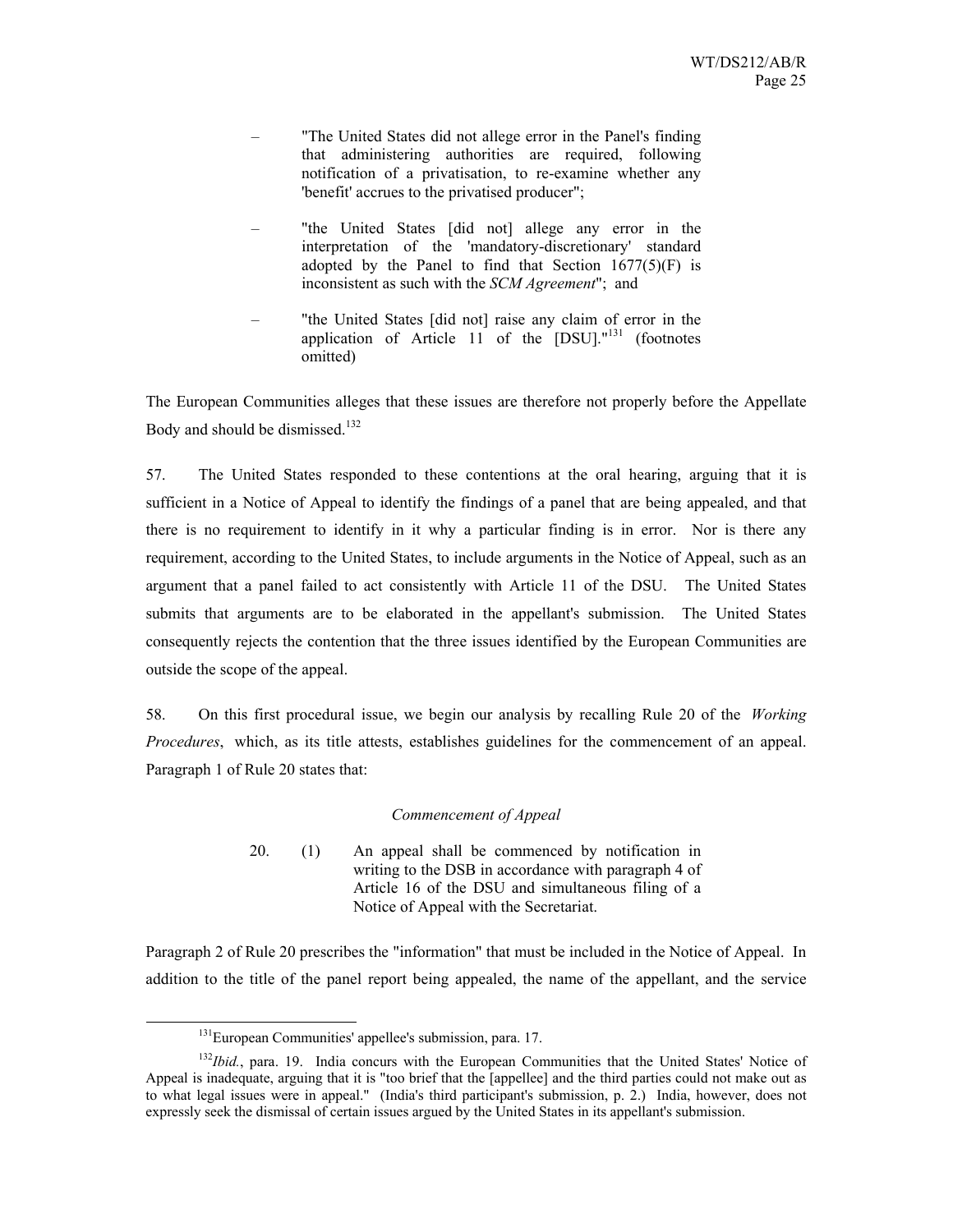- "The United States did not allege error in the Panel's finding that administering authorities are required, following notification of a privatisation, to re-examine whether any 'benefit' accrues to the privatised producer";

- "the United States [did not] allege any error in the interpretation of the 'mandatory-discretionary' standard adopted by the Panel to find that Section 1677(5)(F) is inconsistent as such with the *SCM Agreement*"; and

- "the United States [did not] raise any claim of error in the application of Article 11 of the [DSU]."[131] (footnotes omitted)

The European Communities alleges that these issues are therefore not properly before the Appellate Body and should be dismissed.[132]

57. The United States responded to these contentions at the oral hearing, arguing that it is sufficient in a Notice of Appeal to identify the findings of a panel that are being appealed, and that there is no requirement to identify in it why a particular finding is in error. Nor is there any requirement, according to the United States, to include arguments in the Notice of Appeal, such as an argument that a panel failed to act consistently with Article 11 of the DSU. The United States submits that arguments are to be elaborated in the appellant's submission. The United States consequently rejects the contention that the three issues identified by the European Communities are outside the scope of the appeal.

58. On this first procedural issue, we begin our analysis by recalling Rule 20 of the *Working Procedures*, which, as its title attests, establishes guidelines for the commencement of an appeal. Paragraph 1 of Rule 20 states that:

> *Commencement of Appeal*
>
> 20. (1) An appeal shall be commenced by notification in writing to the DSB in accordance with paragraph 4 of Article 16 of the DSU and simultaneous filing of a Notice of Appeal with the Secretariat.

Paragraph 2 of Rule 20 prescribes the "information" that must be included in the Notice of Appeal. In addition to the title of the panel report being appealed, the name of the appellant, and the service

---

[131] European Communities' appellee's submission, para. 17.

[132] *Ibid.*, para. 19. India concurs with the European Communities that the United States' Notice of Appeal is inadequate, arguing that it is "too brief that the [appellee] and the third parties could not make out as to what legal issues were in appeal." (India's third participant's submission, p. 2.) India, however, does not expressly seek the dismissal of certain issues argued by the United States in its appellant's submission.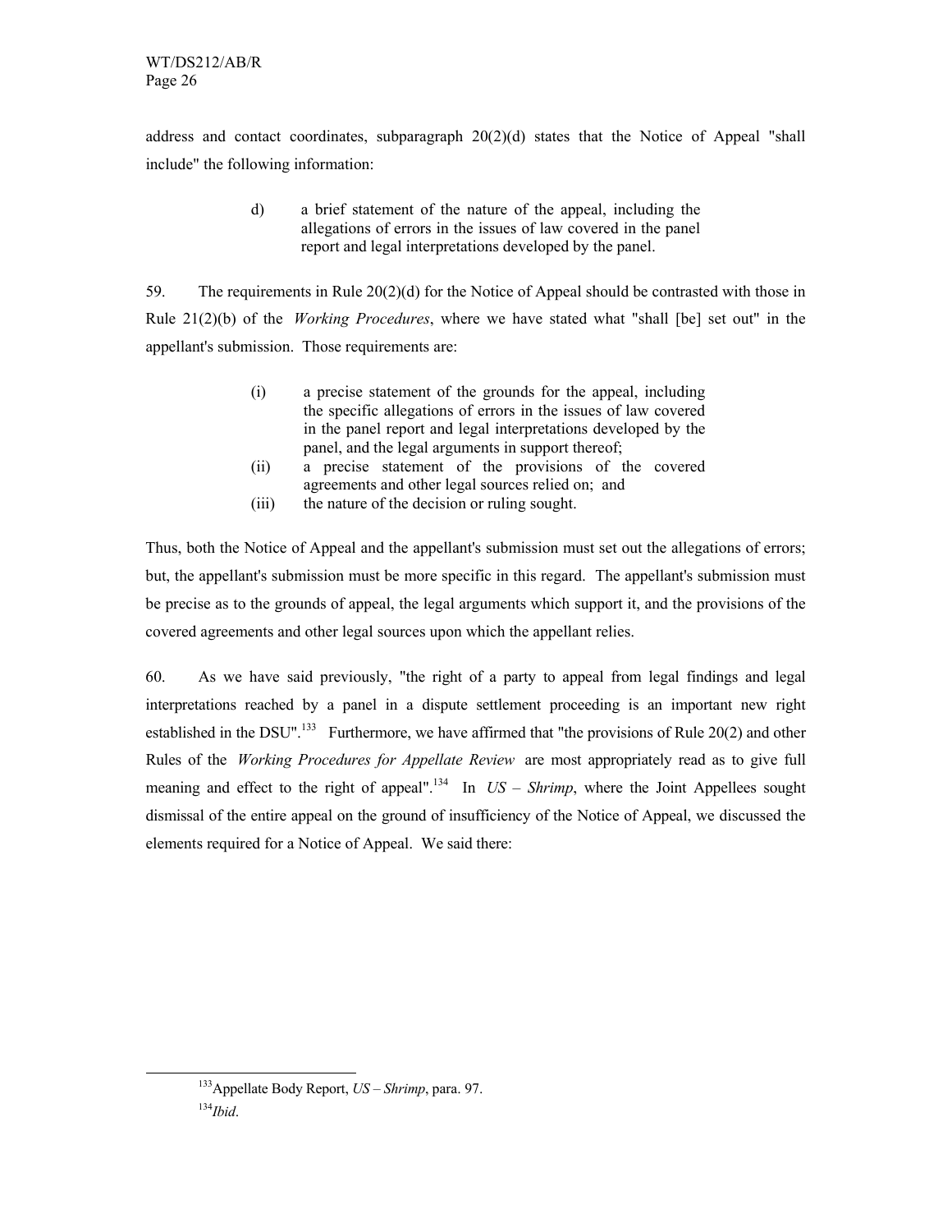address and contact coordinates, subparagraph 20(2)(d) states that the Notice of Appeal "shall include" the following information:

> d) a brief statement of the nature of the appeal, including the allegations of errors in the issues of law covered in the panel report and legal interpretations developed by the panel.

59. The requirements in Rule 20(2)(d) for the Notice of Appeal should be contrasted with those in Rule 21(2)(b) of the *Working Procedures*, where we have stated what "shall [be] set out" in the appellant's submission. Those requirements are:

> (i) a precise statement of the grounds for the appeal, including the specific allegations of errors in the issues of law covered in the panel report and legal interpretations developed by the panel, and the legal arguments in support thereof;
> (ii) a precise statement of the provisions of the covered agreements and other legal sources relied on; and
> (iii) the nature of the decision or ruling sought.

Thus, both the Notice of Appeal and the appellant's submission must set out the allegations of errors; but, the appellant's submission must be more specific in this regard. The appellant's submission must be precise as to the grounds of appeal, the legal arguments which support it, and the provisions of the covered agreements and other legal sources upon which the appellant relies.

60. As we have said previously, "the right of a party to appeal from legal findings and legal interpretations reached by a panel in a dispute settlement proceeding is an important new right established in the DSU".[133] Furthermore, we have affirmed that "the provisions of Rule 20(2) and other Rules of the *Working Procedures for Appellate Review* are most appropriately read as to give full meaning and effect to the right of appeal".[134] In *US – Shrimp*, where the Joint Appellees sought dismissal of the entire appeal on the ground of insufficiency of the Notice of Appeal, we discussed the elements required for a Notice of Appeal. We said there:

---

[133] Appellate Body Report, *US – Shrimp*, para. 97.

[134] *Ibid*.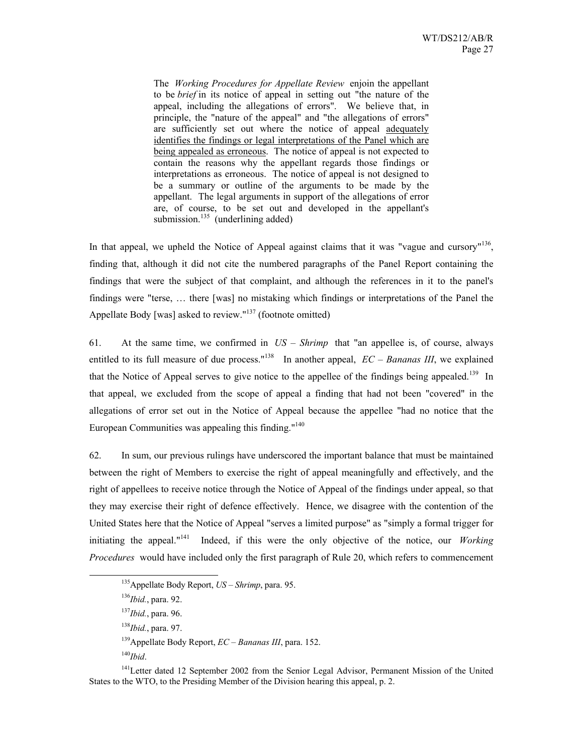> The *Working Procedures for Appellate Review* enjoin the appellant to be *brief* in its notice of appeal in setting out "the nature of the appeal, including the allegations of errors". We believe that, in principle, the "nature of the appeal" and "the allegations of errors" are sufficiently set out where the notice of appeal <u>adequately identifies the findings or legal interpretations of the Panel which are being appealed as erroneous</u>. The notice of appeal is not expected to contain the reasons why the appellant regards those findings or interpretations as erroneous. The notice of appeal is not designed to be a summary or outline of the arguments to be made by the appellant. The legal arguments in support of the allegations of error are, of course, to be set out and developed in the appellant's submission.[135] (underlining added)

In that appeal, we upheld the Notice of Appeal against claims that it was "vague and cursory"[136], finding that, although it did not cite the numbered paragraphs of the Panel Report containing the findings that were the subject of that complaint, and although the references in it to the panel's findings were "terse, … there [was] no mistaking which findings or interpretations of the Panel the Appellate Body [was] asked to review."[137] (footnote omitted)

61. At the same time, we confirmed in *US – Shrimp* that "an appellee is, of course, always entitled to its full measure of due process."[138] In another appeal, *EC – Bananas III*, we explained that the Notice of Appeal serves to give notice to the appellee of the findings being appealed.[139] In that appeal, we excluded from the scope of appeal a finding that had not been "covered" in the allegations of error set out in the Notice of Appeal because the appellee "had no notice that the European Communities was appealing this finding."[140]

62. In sum, our previous rulings have underscored the important balance that must be maintained between the right of Members to exercise the right of appeal meaningfully and effectively, and the right of appellees to receive notice through the Notice of Appeal of the findings under appeal, so that they may exercise their right of defence effectively. Hence, we disagree with the contention of the United States here that the Notice of Appeal "serves a limited purpose" as "simply a formal trigger for initiating the appeal."[141] Indeed, if this were the only objective of the notice, our *Working Procedures* would have included only the first paragraph of Rule 20, which refers to commencement

---

[135] Appellate Body Report, *US – Shrimp*, para. 95.

[136] *Ibid.*, para. 92.

[137] *Ibid.*, para. 96.

[138] *Ibid.*, para. 97.

[139] Appellate Body Report, *EC – Bananas III*, para. 152.

[140] *Ibid*.

[141] Letter dated 12 September 2002 from the Senior Legal Advisor, Permanent Mission of the United States to the WTO, to the Presiding Member of the Division hearing this appeal, p. 2.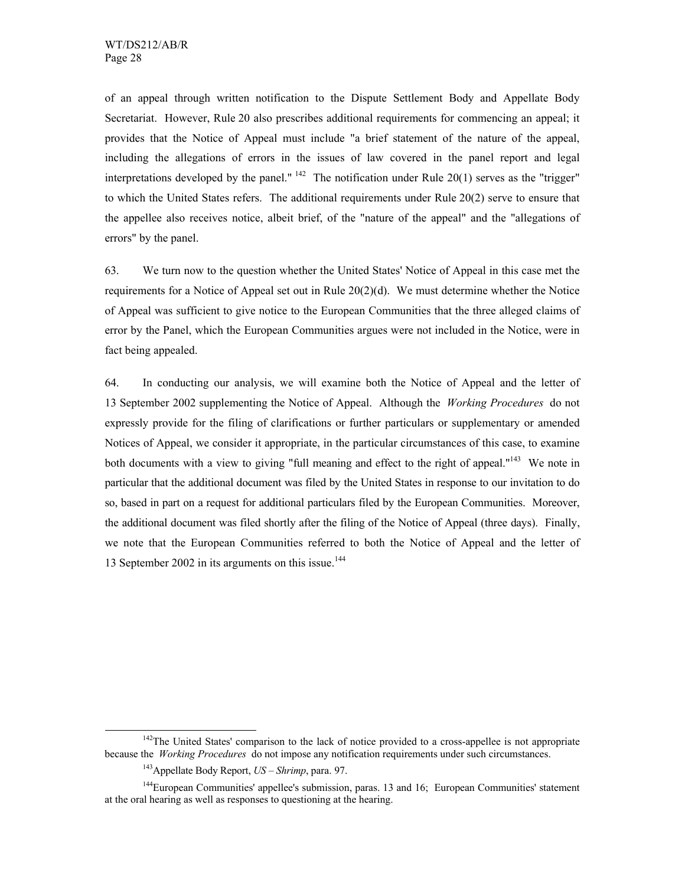of an appeal through written notification to the Dispute Settlement Body and Appellate Body Secretariat. However, Rule 20 also prescribes additional requirements for commencing an appeal; it provides that the Notice of Appeal must include "a brief statement of the nature of the appeal, including the allegations of errors in the issues of law covered in the panel report and legal interpretations developed by the panel." [142] The notification under Rule 20(1) serves as the "trigger" to which the United States refers. The additional requirements under Rule 20(2) serve to ensure that the appellee also receives notice, albeit brief, of the "nature of the appeal" and the "allegations of errors" by the panel.

63. We turn now to the question whether the United States' Notice of Appeal in this case met the requirements for a Notice of Appeal set out in Rule 20(2)(d). We must determine whether the Notice of Appeal was sufficient to give notice to the European Communities that the three alleged claims of error by the Panel, which the European Communities argues were not included in the Notice, were in fact being appealed.

64. In conducting our analysis, we will examine both the Notice of Appeal and the letter of 13 September 2002 supplementing the Notice of Appeal. Although the *Working Procedures* do not expressly provide for the filing of clarifications or further particulars or supplementary or amended Notices of Appeal, we consider it appropriate, in the particular circumstances of this case, to examine both documents with a view to giving "full meaning and effect to the right of appeal."[143] We note in particular that the additional document was filed by the United States in response to our invitation to do so, based in part on a request for additional particulars filed by the European Communities. Moreover, the additional document was filed shortly after the filing of the Notice of Appeal (three days). Finally, we note that the European Communities referred to both the Notice of Appeal and the letter of 13 September 2002 in its arguments on this issue.[144]

---

[142] The United States' comparison to the lack of notice provided to a cross-appellee is not appropriate because the *Working Procedures* do not impose any notification requirements under such circumstances.

[143] Appellate Body Report, *US – Shrimp*, para. 97.

[144] European Communities' appellee's submission, paras. 13 and 16; European Communities' statement at the oral hearing as well as responses to questioning at the hearing.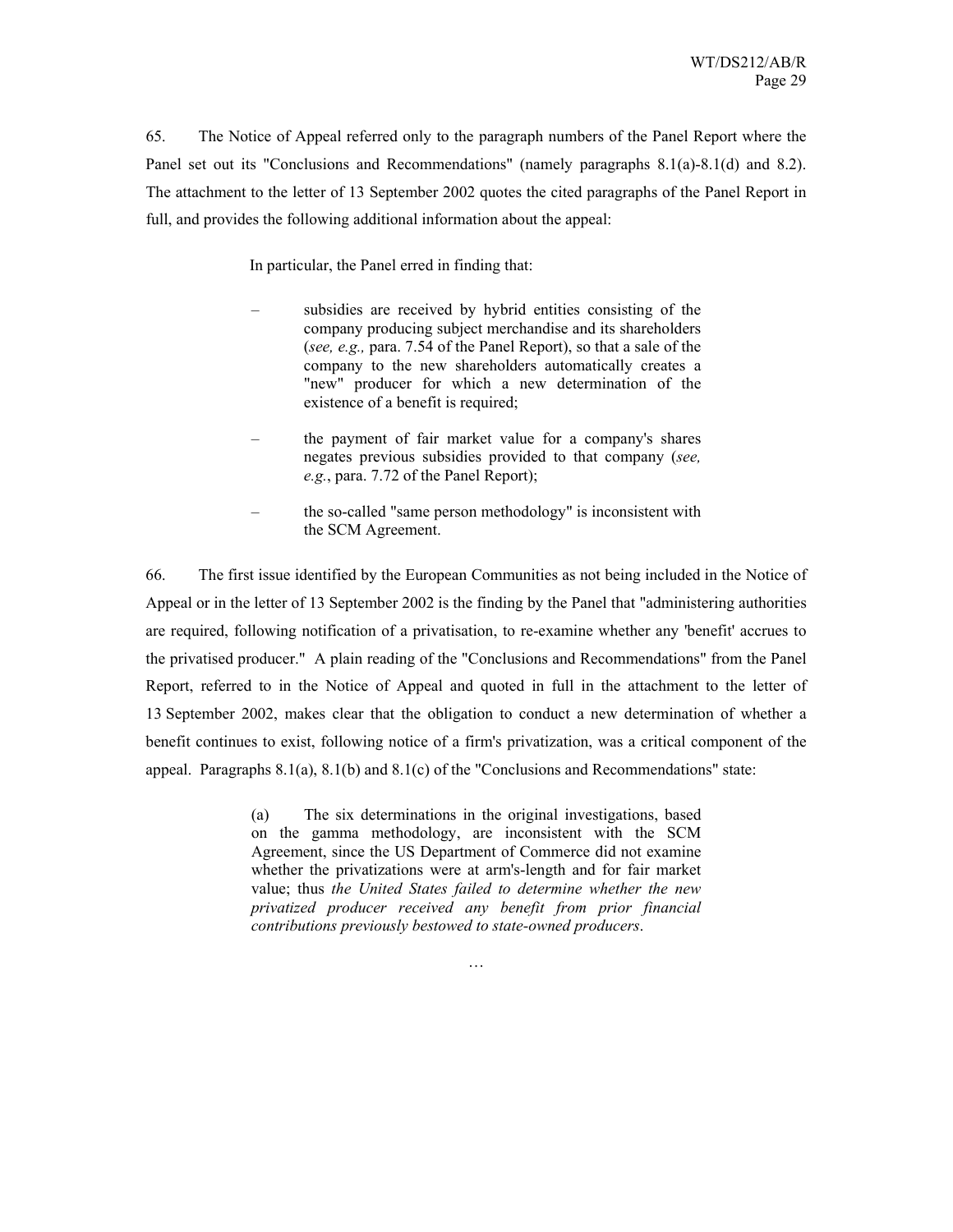65. The Notice of Appeal referred only to the paragraph numbers of the Panel Report where the Panel set out its "Conclusions and Recommendations" (namely paragraphs 8.1(a)-8.1(d) and 8.2). The attachment to the letter of 13 September 2002 quotes the cited paragraphs of the Panel Report in full, and provides the following additional information about the appeal:

> In particular, the Panel erred in finding that:
>
> – subsidies are received by hybrid entities consisting of the company producing subject merchandise and its shareholders (*see, e.g.,* para. 7.54 of the Panel Report), so that a sale of the company to the new shareholders automatically creates a "new" producer for which a new determination of the existence of a benefit is required;
>
> – the payment of fair market value for a company's shares negates previous subsidies provided to that company (*see, e.g.*, para. 7.72 of the Panel Report);
>
> – the so-called "same person methodology" is inconsistent with the SCM Agreement.

66. The first issue identified by the European Communities as not being included in the Notice of Appeal or in the letter of 13 September 2002 is the finding by the Panel that "administering authorities are required, following notification of a privatisation, to re-examine whether any 'benefit' accrues to the privatised producer." A plain reading of the "Conclusions and Recommendations" from the Panel Report, referred to in the Notice of Appeal and quoted in full in the attachment to the letter of 13 September 2002, makes clear that the obligation to conduct a new determination of whether a benefit continues to exist, following notice of a firm's privatization, was a critical component of the appeal. Paragraphs 8.1(a), 8.1(b) and 8.1(c) of the "Conclusions and Recommendations" state:

> (a) The six determinations in the original investigations, based on the gamma methodology, are inconsistent with the SCM Agreement, since the US Department of Commerce did not examine whether the privatizations were at arm's-length and for fair market value; thus *the United States failed to determine whether the new privatized producer received any benefit from prior financial contributions previously bestowed to state-owned producers*.
>
> …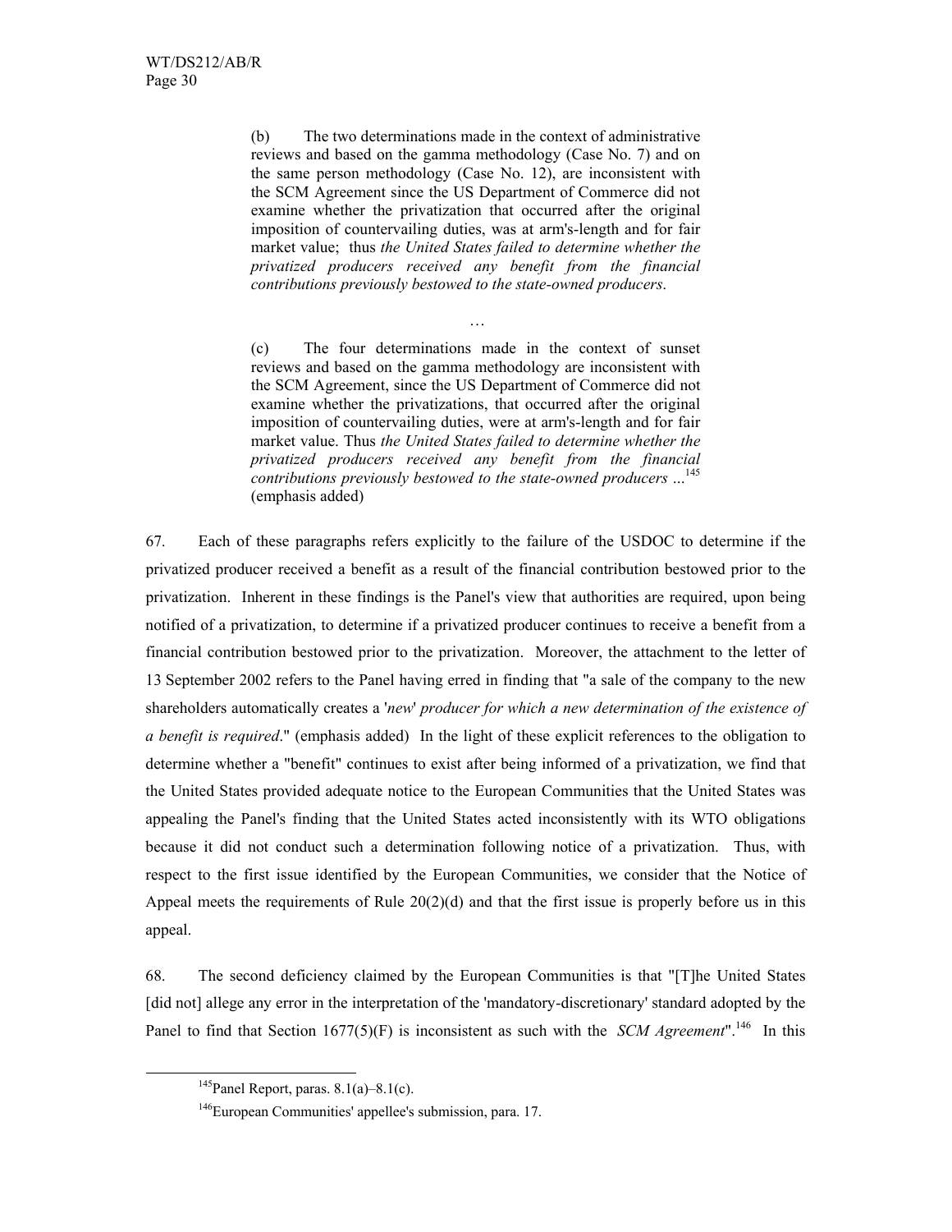> (b) The two determinations made in the context of administrative reviews and based on the gamma methodology (Case No. 7) and on the same person methodology (Case No. 12), are inconsistent with the SCM Agreement since the US Department of Commerce did not examine whether the privatization that occurred after the original imposition of countervailing duties, was at arm's-length and for fair market value; thus *the United States failed to determine whether the privatized producers received any benefit from the financial contributions previously bestowed to the state-owned producers*.
>
> …
>
> (c) The four determinations made in the context of sunset reviews and based on the gamma methodology are inconsistent with the SCM Agreement, since the US Department of Commerce did not examine whether the privatizations, that occurred after the original imposition of countervailing duties, were at arm's-length and for fair market value. Thus *the United States failed to determine whether the privatized producers received any benefit from the financial contributions previously bestowed to the state-owned producers* ...[145] (emphasis added)

67. Each of these paragraphs refers explicitly to the failure of the USDOC to determine if the privatized producer received a benefit as a result of the financial contribution bestowed prior to the privatization. Inherent in these findings is the Panel's view that authorities are required, upon being notified of a privatization, to determine if a privatized producer continues to receive a benefit from a financial contribution bestowed prior to the privatization. Moreover, the attachment to the letter of 13 September 2002 refers to the Panel having erred in finding that "a sale of the company to the new shareholders automatically creates a '*new*' *producer for which a new determination of the existence of a benefit is required*." (emphasis added) In the light of these explicit references to the obligation to determine whether a "benefit" continues to exist after being informed of a privatization, we find that the United States provided adequate notice to the European Communities that the United States was appealing the Panel's finding that the United States acted inconsistently with its WTO obligations because it did not conduct such a determination following notice of a privatization. Thus, with respect to the first issue identified by the European Communities, we consider that the Notice of Appeal meets the requirements of Rule 20(2)(d) and that the first issue is properly before us in this appeal.

68. The second deficiency claimed by the European Communities is that "[T]he United States [did not] allege any error in the interpretation of the 'mandatory-discretionary' standard adopted by the Panel to find that Section 1677(5)(F) is inconsistent as such with the *SCM Agreement*".[146] In this

---

[145] Panel Report, paras. 8.1(a)–8.1(c).

[146] European Communities' appellee's submission, para. 17.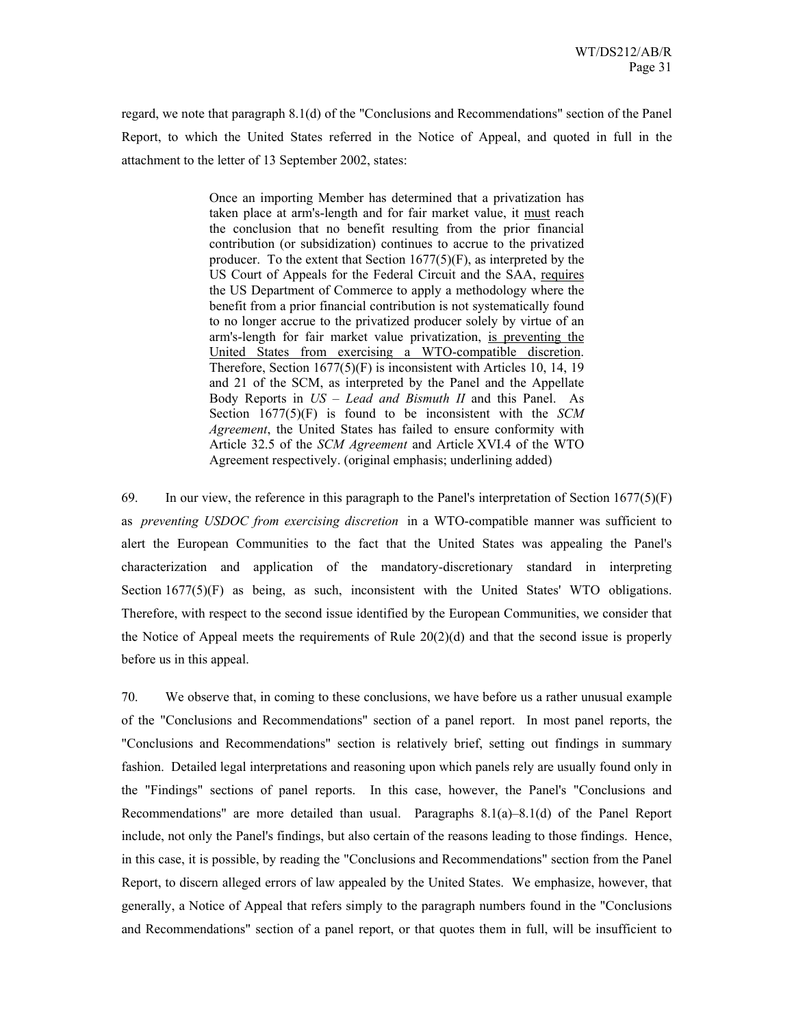regard, we note that paragraph 8.1(d) of the "Conclusions and Recommendations" section of the Panel Report, to which the United States referred in the Notice of Appeal, and quoted in full in the attachment to the letter of 13 September 2002, states:

> Once an importing Member has determined that a privatization has taken place at arm's-length and for fair market value, it <u>must</u> reach the conclusion that no benefit resulting from the prior financial contribution (or subsidization) continues to accrue to the privatized producer. To the extent that Section 1677(5)(F), as interpreted by the US Court of Appeals for the Federal Circuit and the SAA, <u>requires</u> the US Department of Commerce to apply a methodology where the benefit from a prior financial contribution is not systematically found to no longer accrue to the privatized producer solely by virtue of an arm's-length for fair market value privatization, <u>is preventing the United States from exercising a WTO-compatible discretion</u>. Therefore, Section 1677(5)(F) is inconsistent with Articles 10, 14, 19 and 21 of the SCM, as interpreted by the Panel and the Appellate Body Reports in *US – Lead and Bismuth II* and this Panel. As Section 1677(5)(F) is found to be inconsistent with the *SCM Agreement*, the United States has failed to ensure conformity with Article 32.5 of the *SCM Agreement* and Article XVI.4 of the WTO Agreement respectively. (original emphasis; underlining added)

69. In our view, the reference in this paragraph to the Panel's interpretation of Section 1677(5)(F) as *preventing USDOC from exercising discretion* in a WTO-compatible manner was sufficient to alert the European Communities to the fact that the United States was appealing the Panel's characterization and application of the mandatory-discretionary standard in interpreting Section 1677(5)(F) as being, as such, inconsistent with the United States' WTO obligations. Therefore, with respect to the second issue identified by the European Communities, we consider that the Notice of Appeal meets the requirements of Rule 20(2)(d) and that the second issue is properly before us in this appeal.

70. We observe that, in coming to these conclusions, we have before us a rather unusual example of the "Conclusions and Recommendations" section of a panel report. In most panel reports, the "Conclusions and Recommendations" section is relatively brief, setting out findings in summary fashion. Detailed legal interpretations and reasoning upon which panels rely are usually found only in the "Findings" sections of panel reports. In this case, however, the Panel's "Conclusions and Recommendations" are more detailed than usual. Paragraphs 8.1(a)–8.1(d) of the Panel Report include, not only the Panel's findings, but also certain of the reasons leading to those findings. Hence, in this case, it is possible, by reading the "Conclusions and Recommendations" section from the Panel Report, to discern alleged errors of law appealed by the United States. We emphasize, however, that generally, a Notice of Appeal that refers simply to the paragraph numbers found in the "Conclusions and Recommendations" section of a panel report, or that quotes them in full, will be insufficient to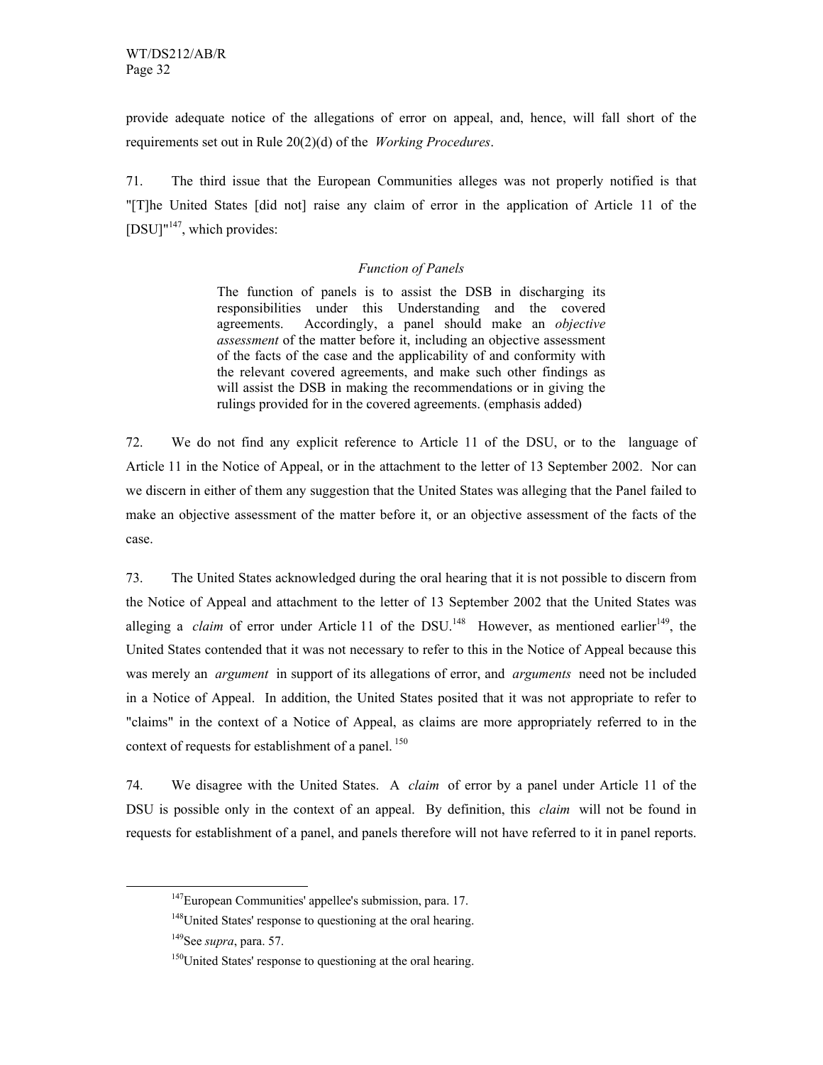provide adequate notice of the allegations of error on appeal, and, hence, will fall short of the requirements set out in Rule 20(2)(d) of the *Working Procedures*.

71. The third issue that the European Communities alleges was not properly notified is that "[T]he United States [did not] raise any claim of error in the application of Article 11 of the [DSU]"[147], which provides:

> *Function of Panels*
>
> The function of panels is to assist the DSB in discharging its responsibilities under this Understanding and the covered agreements. Accordingly, a panel should make an *objective assessment* of the matter before it, including an objective assessment of the facts of the case and the applicability of and conformity with the relevant covered agreements, and make such other findings as will assist the DSB in making the recommendations or in giving the rulings provided for in the covered agreements. (emphasis added)

72. We do not find any explicit reference to Article 11 of the DSU, or to the language of Article 11 in the Notice of Appeal, or in the attachment to the letter of 13 September 2002. Nor can we discern in either of them any suggestion that the United States was alleging that the Panel failed to make an objective assessment of the matter before it, or an objective assessment of the facts of the case.

73. The United States acknowledged during the oral hearing that it is not possible to discern from the Notice of Appeal and attachment to the letter of 13 September 2002 that the United States was alleging a *claim* of error under Article 11 of the DSU.[148] However, as mentioned earlier[149], the United States contended that it was not necessary to refer to this in the Notice of Appeal because this was merely an *argument* in support of its allegations of error, and *arguments* need not be included in a Notice of Appeal. In addition, the United States posited that it was not appropriate to refer to "claims" in the context of a Notice of Appeal, as claims are more appropriately referred to in the context of requests for establishment of a panel.[150]

74. We disagree with the United States. A *claim* of error by a panel under Article 11 of the DSU is possible only in the context of an appeal. By definition, this *claim* will not be found in requests for establishment of a panel, and panels therefore will not have referred to it in panel reports.

---

[147] European Communities' appellee's submission, para. 17.

[148] United States' response to questioning at the oral hearing.

[149] See *supra*, para. 57.

[150] United States' response to questioning at the oral hearing.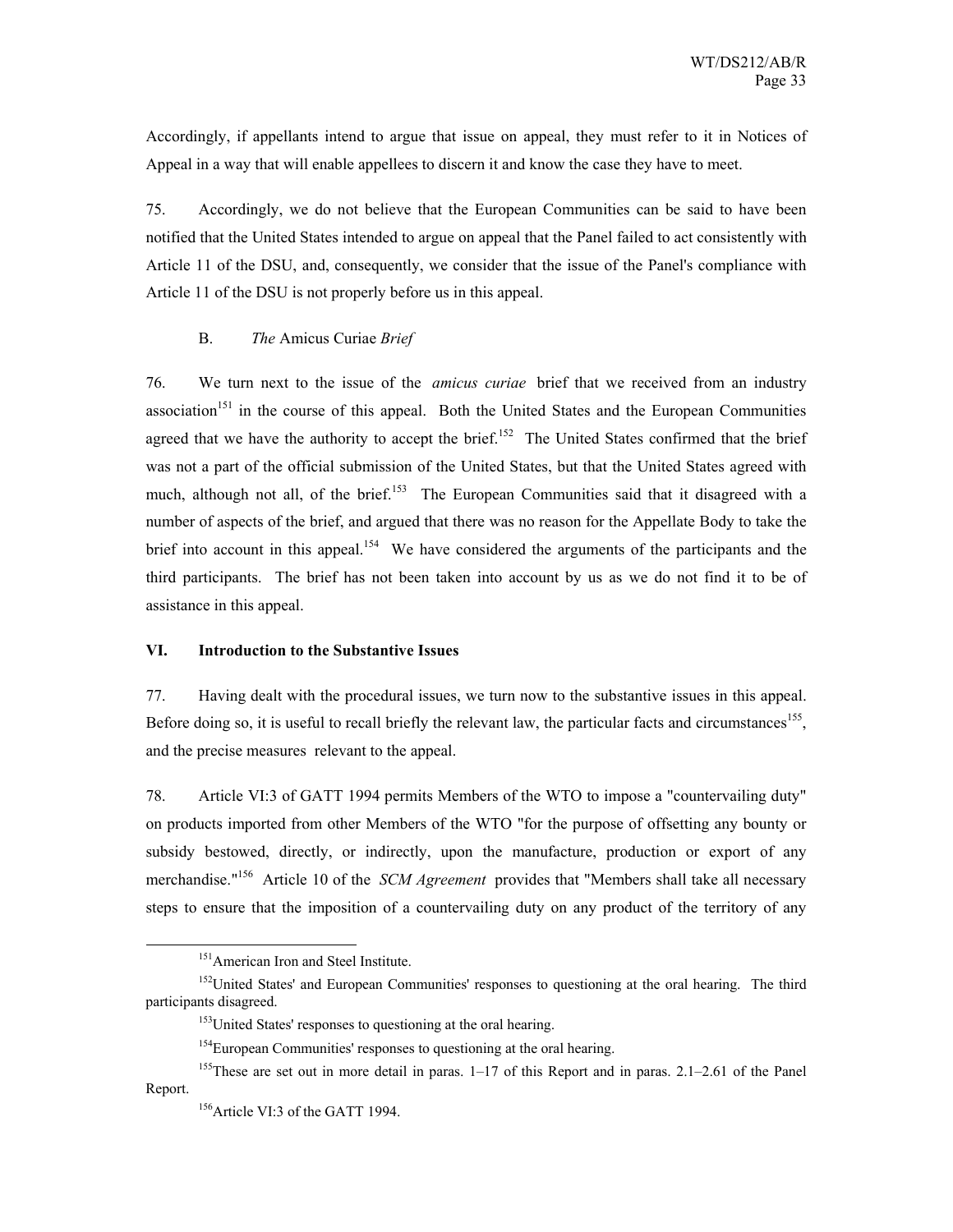Accordingly, if appellants intend to argue that issue on appeal, they must refer to it in Notices of Appeal in a way that will enable appellees to discern it and know the case they have to meet.

75. Accordingly, we do not believe that the European Communities can be said to have been notified that the United States intended to argue on appeal that the Panel failed to act consistently with Article 11 of the DSU, and, consequently, we consider that the issue of the Panel's compliance with Article 11 of the DSU is not properly before us in this appeal.

### B. *The* Amicus Curiae *Brief*

76. We turn next to the issue of the *amicus curiae* brief that we received from an industry association[151] in the course of this appeal. Both the United States and the European Communities agreed that we have the authority to accept the brief.[152] The United States confirmed that the brief was not a part of the official submission of the United States, but that the United States agreed with much, although not all, of the brief.[153] The European Communities said that it disagreed with a number of aspects of the brief, and argued that there was no reason for the Appellate Body to take the brief into account in this appeal.[154] We have considered the arguments of the participants and the third participants. The brief has not been taken into account by us as we do not find it to be of assistance in this appeal.

## VI. Introduction to the Substantive Issues

77. Having dealt with the procedural issues, we turn now to the substantive issues in this appeal. Before doing so, it is useful to recall briefly the relevant law, the particular facts and circumstances[155], and the precise measures relevant to the appeal.

78. Article VI:3 of GATT 1994 permits Members of the WTO to impose a "countervailing duty" on products imported from other Members of the WTO "for the purpose of offsetting any bounty or subsidy bestowed, directly, or indirectly, upon the manufacture, production or export of any merchandise."[156] Article 10 of the *SCM Agreement* provides that "Members shall take all necessary steps to ensure that the imposition of a countervailing duty on any product of the territory of any

---

[151] American Iron and Steel Institute.

[152] United States' and European Communities' responses to questioning at the oral hearing. The third participants disagreed.

[153] United States' responses to questioning at the oral hearing.

[154] European Communities' responses to questioning at the oral hearing.

[155] These are set out in more detail in paras. 1–17 of this Report and in paras. 2.1–2.61 of the Panel Report.

[156] Article VI:3 of the GATT 1994.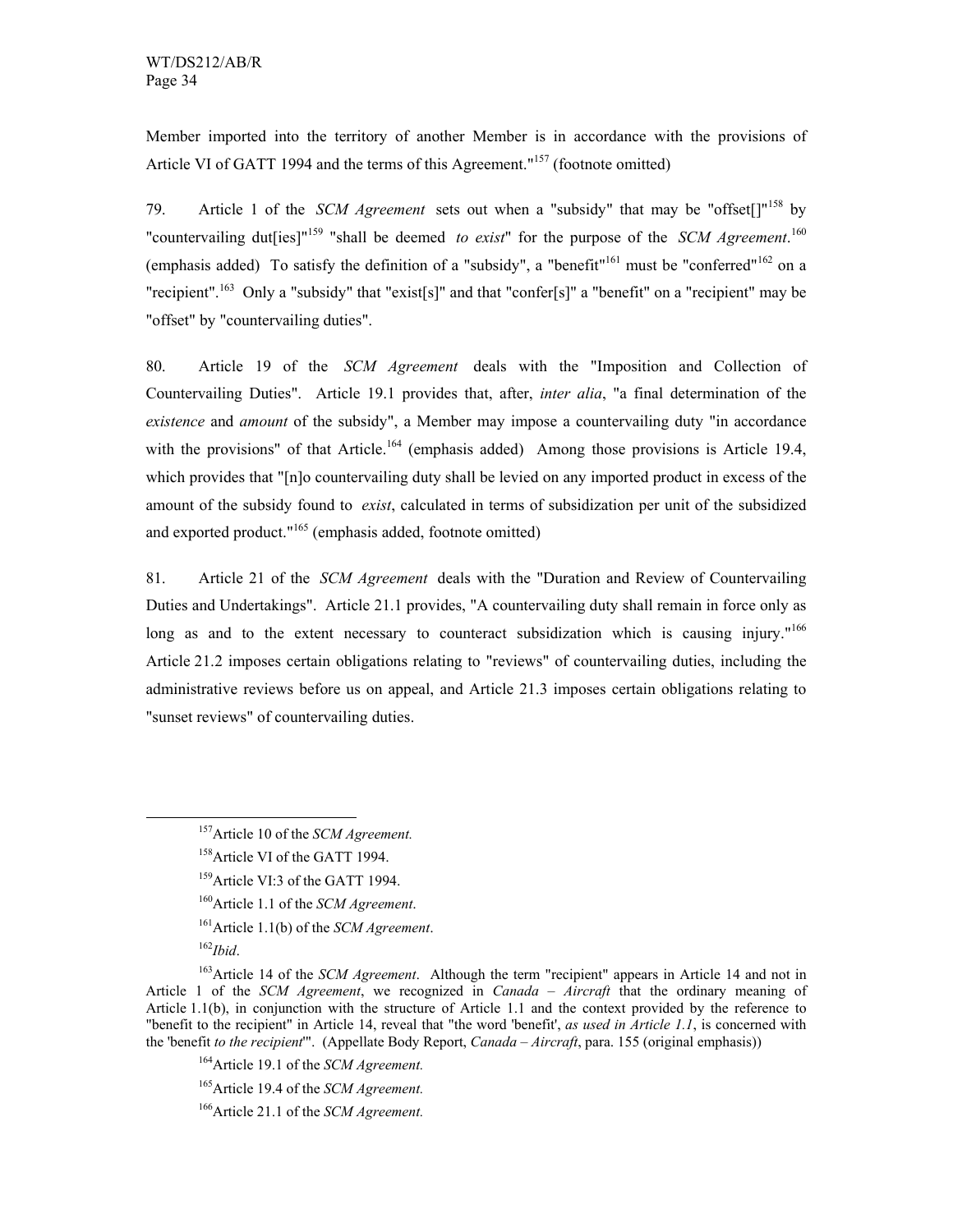Member imported into the territory of another Member is in accordance with the provisions of Article VI of GATT 1994 and the terms of this Agreement."[157] (footnote omitted)

79. Article 1 of the *SCM Agreement* sets out when a "subsidy" that may be "offset[]"[158] by "countervailing dut[ies]"[159] "shall be deemed *to exist*" for the purpose of the *SCM Agreement*.[160] (emphasis added) To satisfy the definition of a "subsidy", a "benefit"[161] must be "conferred"[162] on a "recipient".[163] Only a "subsidy" that "exist[s]" and that "confer[s]" a "benefit" on a "recipient" may be "offset" by "countervailing duties".

80. Article 19 of the *SCM Agreement* deals with the "Imposition and Collection of Countervailing Duties". Article 19.1 provides that, after, *inter alia*, "a final determination of the *existence* and *amount* of the subsidy", a Member may impose a countervailing duty "in accordance with the provisions" of that Article.[164] (emphasis added) Among those provisions is Article 19.4, which provides that "[n]o countervailing duty shall be levied on any imported product in excess of the amount of the subsidy found to *exist*, calculated in terms of subsidization per unit of the subsidized and exported product."[165] (emphasis added, footnote omitted)

81. Article 21 of the *SCM Agreement* deals with the "Duration and Review of Countervailing Duties and Undertakings". Article 21.1 provides, "A countervailing duty shall remain in force only as long as and to the extent necessary to counteract subsidization which is causing injury."[166] Article 21.2 imposes certain obligations relating to "reviews" of countervailing duties, including the administrative reviews before us on appeal, and Article 21.3 imposes certain obligations relating to "sunset reviews" of countervailing duties.

---

[157] Article 10 of the *SCM Agreement.*

[158] Article VI of the GATT 1994.

[159] Article VI:3 of the GATT 1994.

[160] Article 1.1 of the *SCM Agreement*.

[161] Article 1.1(b) of the *SCM Agreement*.

[162] *Ibid*.

[163] Article 14 of the *SCM Agreement*. Although the term "recipient" appears in Article 14 and not in Article 1 of the *SCM Agreement*, we recognized in *Canada – Aircraft* that the ordinary meaning of Article 1.1(b), in conjunction with the structure of Article 1.1 and the context provided by the reference to "benefit to the recipient" in Article 14, reveal that "the word 'benefit', *as used in Article 1.1*, is concerned with the 'benefit *to the recipient*'". (Appellate Body Report, *Canada – Aircraft*, para. 155 (original emphasis))

[164] Article 19.1 of the *SCM Agreement.*

[165] Article 19.4 of the *SCM Agreement.*

[166] Article 21.1 of the *SCM Agreement.*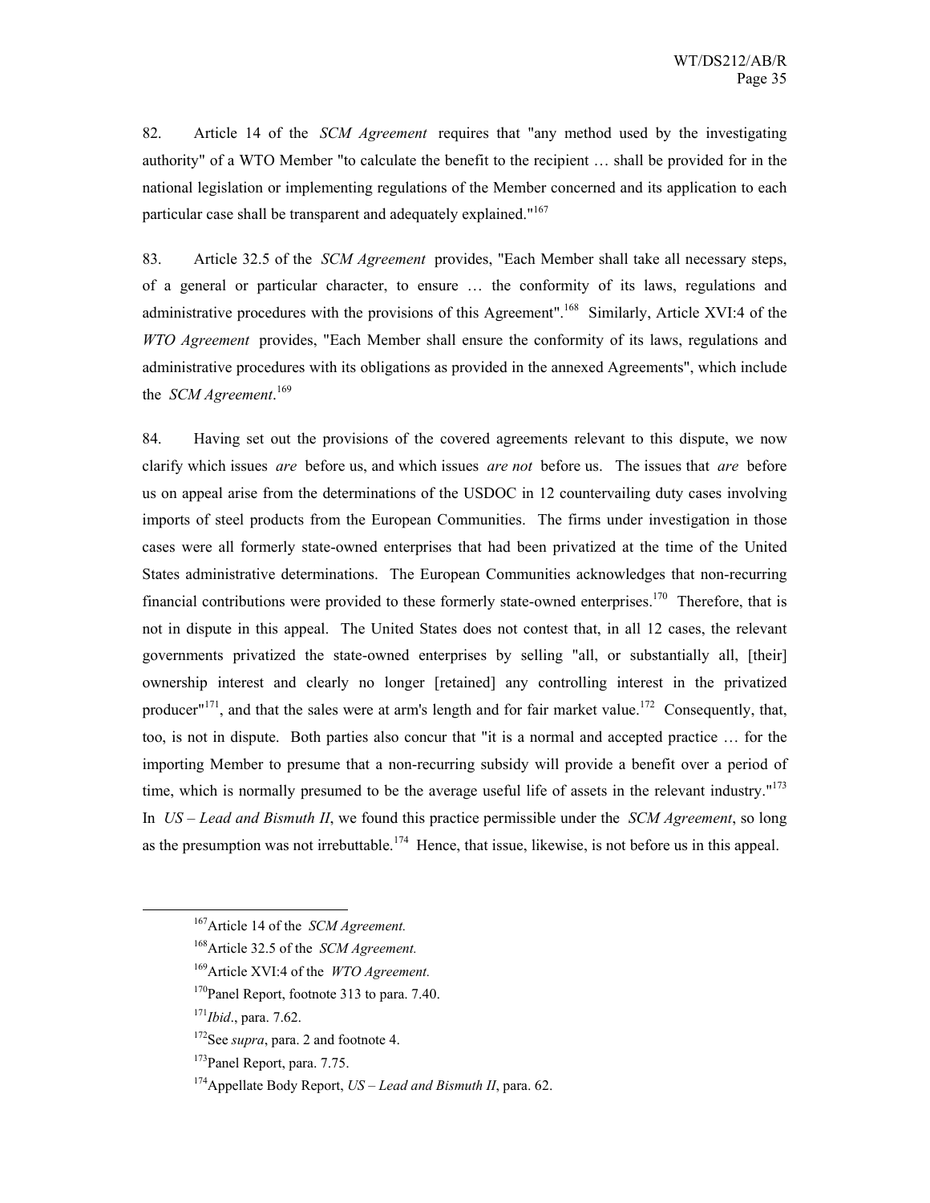82. Article 14 of the *SCM Agreement* requires that "any method used by the investigating authority" of a WTO Member "to calculate the benefit to the recipient … shall be provided for in the national legislation or implementing regulations of the Member concerned and its application to each particular case shall be transparent and adequately explained."[167]

83. Article 32.5 of the *SCM Agreement* provides, "Each Member shall take all necessary steps, of a general or particular character, to ensure … the conformity of its laws, regulations and administrative procedures with the provisions of this Agreement".[168] Similarly, Article XVI:4 of the *WTO Agreement* provides, "Each Member shall ensure the conformity of its laws, regulations and administrative procedures with its obligations as provided in the annexed Agreements", which include the *SCM Agreement*.[169]

84. Having set out the provisions of the covered agreements relevant to this dispute, we now clarify which issues *are* before us, and which issues *are not* before us. The issues that *are* before us on appeal arise from the determinations of the USDOC in 12 countervailing duty cases involving imports of steel products from the European Communities. The firms under investigation in those cases were all formerly state-owned enterprises that had been privatized at the time of the United States administrative determinations. The European Communities acknowledges that non-recurring financial contributions were provided to these formerly state-owned enterprises.[170] Therefore, that is not in dispute in this appeal. The United States does not contest that, in all 12 cases, the relevant governments privatized the state-owned enterprises by selling "all, or substantially all, [their] ownership interest and clearly no longer [retained] any controlling interest in the privatized producer"[171], and that the sales were at arm's length and for fair market value.[172] Consequently, that, too, is not in dispute. Both parties also concur that "it is a normal and accepted practice … for the importing Member to presume that a non-recurring subsidy will provide a benefit over a period of time, which is normally presumed to be the average useful life of assets in the relevant industry."[173] In *US – Lead and Bismuth II*, we found this practice permissible under the *SCM Agreement*, so long as the presumption was not irrebuttable.[174] Hence, that issue, likewise, is not before us in this appeal.

---

[167] Article 14 of the *SCM Agreement.*

[168] Article 32.5 of the *SCM Agreement.*

[169] Article XVI:4 of the *WTO Agreement.*

[170] Panel Report, footnote 313 to para. 7.40.

[171] *Ibid*., para. 7.62.

[172] See *supra*, para. 2 and footnote 4.

[173] Panel Report, para. 7.75.

[174] Appellate Body Report, *US – Lead and Bismuth II*, para. 62.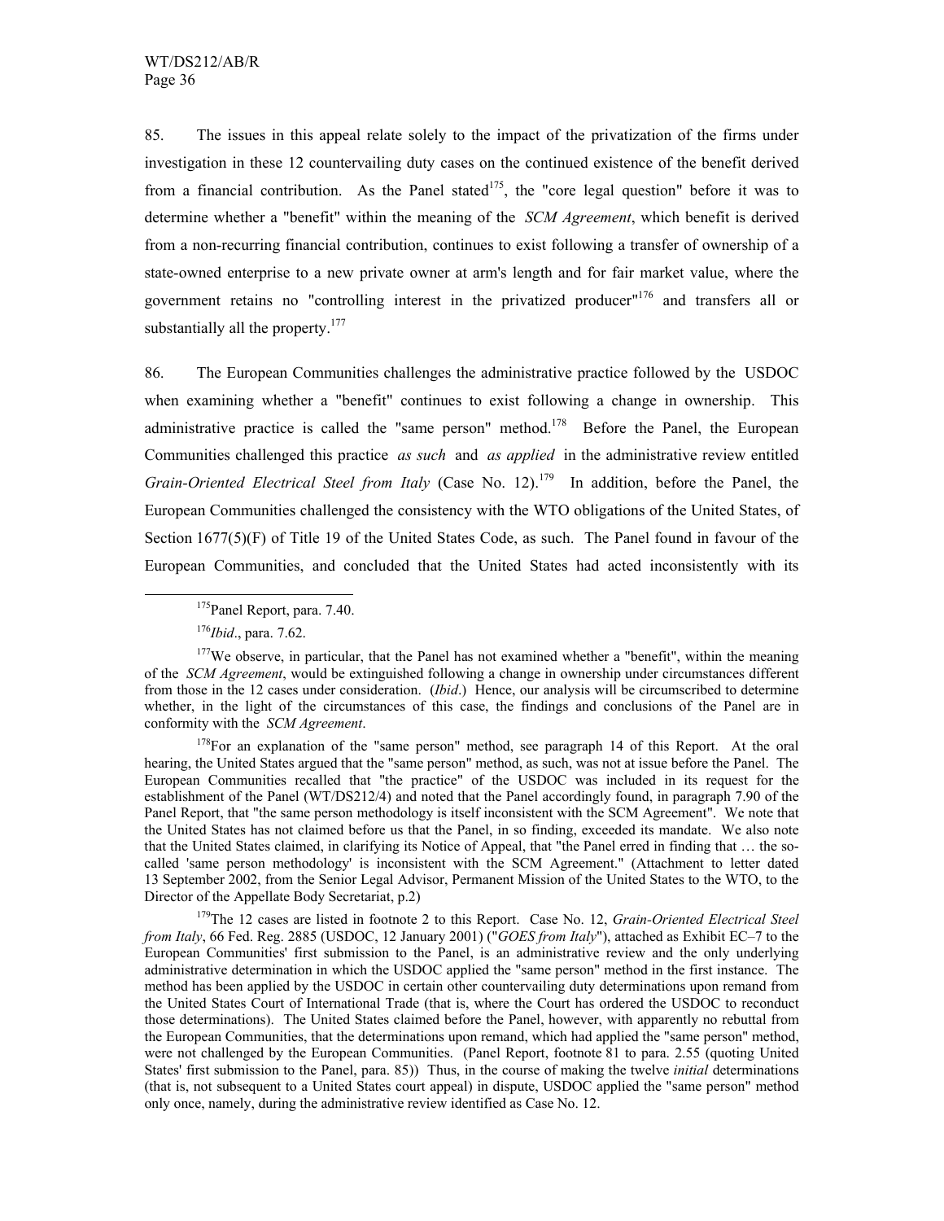85. The issues in this appeal relate solely to the impact of the privatization of the firms under investigation in these 12 countervailing duty cases on the continued existence of the benefit derived from a financial contribution. As the Panel stated[175], the "core legal question" before it was to determine whether a "benefit" within the meaning of the *SCM Agreement*, which benefit is derived from a non-recurring financial contribution, continues to exist following a transfer of ownership of a state-owned enterprise to a new private owner at arm's length and for fair market value, where the government retains no "controlling interest in the privatized producer"[176] and transfers all or substantially all the property.[177]

86. The European Communities challenges the administrative practice followed by the USDOC when examining whether a "benefit" continues to exist following a change in ownership. This administrative practice is called the "same person" method.[178] Before the Panel, the European Communities challenged this practice *as such* and *as applied* in the administrative review entitled *Grain-Oriented Electrical Steel from Italy* (Case No. 12).[179] In addition, before the Panel, the European Communities challenged the consistency with the WTO obligations of the United States, of Section 1677(5)(F) of Title 19 of the United States Code, as such. The Panel found in favour of the European Communities, and concluded that the United States had acted inconsistently with its

---

[175] Panel Report, para. 7.40.

[176] *Ibid*., para. 7.62.

[177] We observe, in particular, that the Panel has not examined whether a "benefit", within the meaning of the *SCM Agreement*, would be extinguished following a change in ownership under circumstances different from those in the 12 cases under consideration. (*Ibid*.) Hence, our analysis will be circumscribed to determine whether, in the light of the circumstances of this case, the findings and conclusions of the Panel are in conformity with the *SCM Agreement*.

[178] For an explanation of the "same person" method, see paragraph 14 of this Report. At the oral hearing, the United States argued that the "same person" method, as such, was not at issue before the Panel. The European Communities recalled that "the practice" of the USDOC was included in its request for the establishment of the Panel (WT/DS212/4) and noted that the Panel accordingly found, in paragraph 7.90 of the Panel Report, that "the same person methodology is itself inconsistent with the SCM Agreement". We note that the United States has not claimed before us that the Panel, in so finding, exceeded its mandate. We also note that the United States claimed, in clarifying its Notice of Appeal, that "the Panel erred in finding that … the so-called 'same person methodology' is inconsistent with the SCM Agreement." (Attachment to letter dated 13 September 2002, from the Senior Legal Advisor, Permanent Mission of the United States to the WTO, to the Director of the Appellate Body Secretariat, p.2)

[179] The 12 cases are listed in footnote 2 to this Report. Case No. 12, *Grain-Oriented Electrical Steel from Italy*, 66 Fed. Reg. 2885 (USDOC, 12 January 2001) ("*GOES from Italy*"), attached as Exhibit EC–7 to the European Communities' first submission to the Panel, is an administrative review and the only underlying administrative determination in which the USDOC applied the "same person" method in the first instance. The method has been applied by the USDOC in certain other countervailing duty determinations upon remand from the United States Court of International Trade (that is, where the Court has ordered the USDOC to reconduct those determinations). The United States claimed before the Panel, however, with apparently no rebuttal from the European Communities, that the determinations upon remand, which had applied the "same person" method, were not challenged by the European Communities. (Panel Report, footnote 81 to para. 2.55 (quoting United States' first submission to the Panel, para. 85)) Thus, in the course of making the twelve *initial* determinations (that is, not subsequent to a United States court appeal) in dispute, USDOC applied the "same person" method only once, namely, during the administrative review identified as Case No. 12.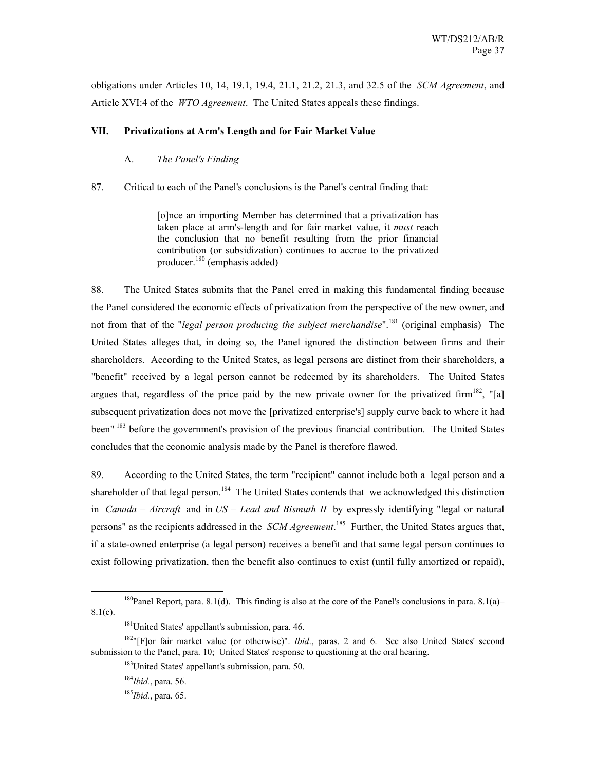obligations under Articles 10, 14, 19.1, 19.4, 21.1, 21.2, 21.3, and 32.5 of the *SCM Agreement*, and Article XVI:4 of the *WTO Agreement*. The United States appeals these findings.

## VII. Privatizations at Arm's Length and for Fair Market Value

### A. *The Panel's Finding*

87. Critical to each of the Panel's conclusions is the Panel's central finding that:

> [o]nce an importing Member has determined that a privatization has taken place at arm's-length and for fair market value, it *must* reach the conclusion that no benefit resulting from the prior financial contribution (or subsidization) continues to accrue to the privatized producer.[180] (emphasis added)

88. The United States submits that the Panel erred in making this fundamental finding because the Panel considered the economic effects of privatization from the perspective of the new owner, and not from that of the "*legal person producing the subject merchandise*".[181] (original emphasis) The United States alleges that, in doing so, the Panel ignored the distinction between firms and their shareholders. According to the United States, as legal persons are distinct from their shareholders, a "benefit" received by a legal person cannot be redeemed by its shareholders. The United States argues that, regardless of the price paid by the new private owner for the privatized firm[182], "[a] subsequent privatization does not move the [privatized enterprise's] supply curve back to where it had been" [183] before the government's provision of the previous financial contribution. The United States concludes that the economic analysis made by the Panel is therefore flawed.

89. According to the United States, the term "recipient" cannot include both a legal person and a shareholder of that legal person.[184] The United States contends that we acknowledged this distinction in *Canada – Aircraft* and in *US – Lead and Bismuth II* by expressly identifying "legal or natural persons" as the recipients addressed in the *SCM Agreement*.[185] Further, the United States argues that, if a state-owned enterprise (a legal person) receives a benefit and that same legal person continues to exist following privatization, then the benefit also continues to exist (until fully amortized or repaid),

---

[180] Panel Report, para. 8.1(d). This finding is also at the core of the Panel's conclusions in para. 8.1(a)–8.1(c).

[181] United States' appellant's submission, para. 46.

[182] "[F]or fair market value (or otherwise)". *Ibid*., paras. 2 and 6. See also United States' second submission to the Panel, para. 10; United States' response to questioning at the oral hearing.

[183] United States' appellant's submission, para. 50.

[184] *Ibid.*, para. 56.

[185] *Ibid.*, para. 65.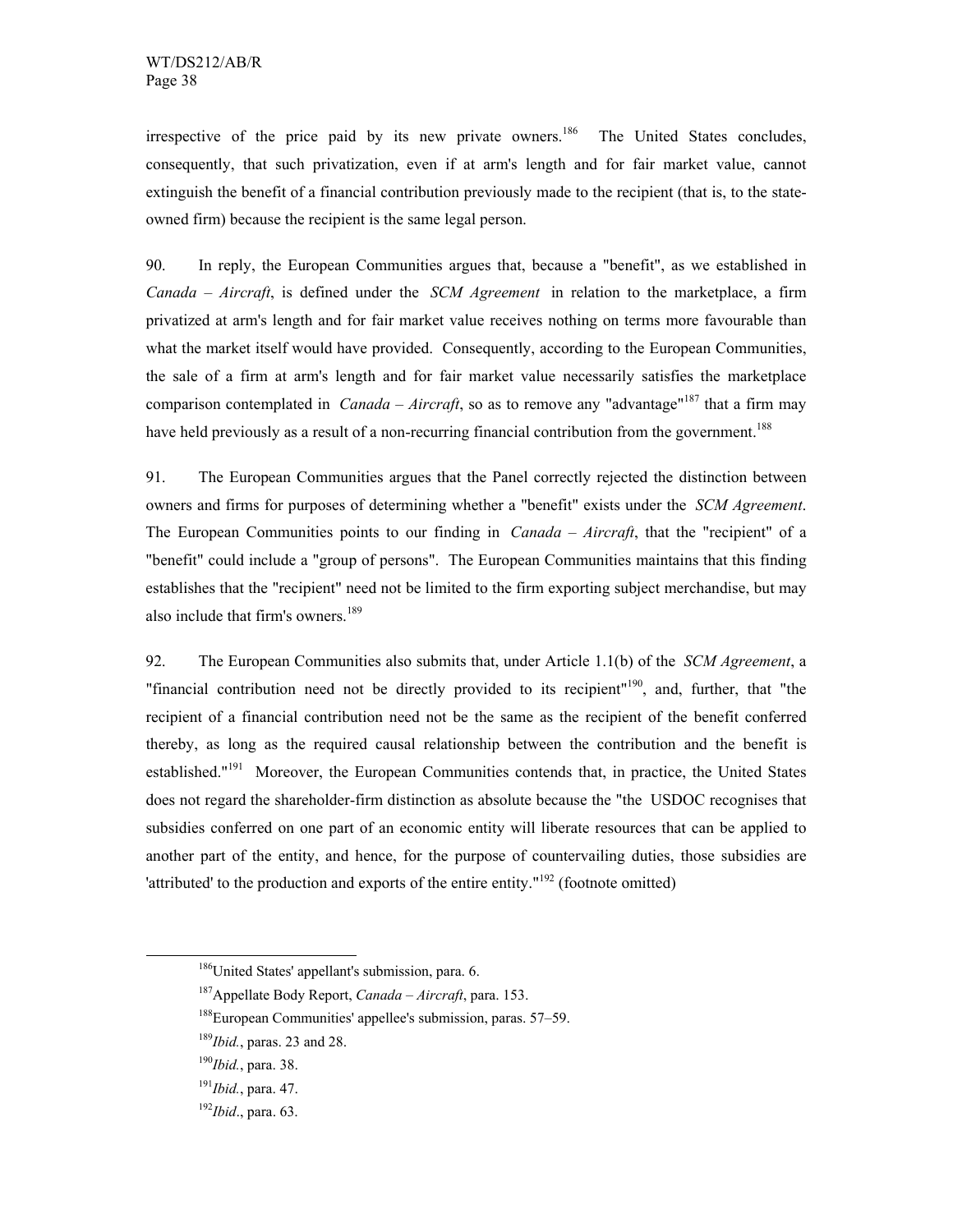irrespective of the price paid by its new private owners.[186] The United States concludes, consequently, that such privatization, even if at arm's length and for fair market value, cannot extinguish the benefit of a financial contribution previously made to the recipient (that is, to the state-owned firm) because the recipient is the same legal person.

90. In reply, the European Communities argues that, because a "benefit", as we established in *Canada – Aircraft*, is defined under the *SCM Agreement* in relation to the marketplace, a firm privatized at arm's length and for fair market value receives nothing on terms more favourable than what the market itself would have provided. Consequently, according to the European Communities, the sale of a firm at arm's length and for fair market value necessarily satisfies the marketplace comparison contemplated in *Canada – Aircraft*, so as to remove any "advantage"[187] that a firm may have held previously as a result of a non-recurring financial contribution from the government.[188]

91. The European Communities argues that the Panel correctly rejected the distinction between owners and firms for purposes of determining whether a "benefit" exists under the *SCM Agreement*. The European Communities points to our finding in *Canada – Aircraft*, that the "recipient" of a "benefit" could include a "group of persons". The European Communities maintains that this finding establishes that the "recipient" need not be limited to the firm exporting subject merchandise, but may also include that firm's owners.[189]

92. The European Communities also submits that, under Article 1.1(b) of the *SCM Agreement*, a "financial contribution need not be directly provided to its recipient"[190], and, further, that "the recipient of a financial contribution need not be the same as the recipient of the benefit conferred thereby, as long as the required causal relationship between the contribution and the benefit is established."[191] Moreover, the European Communities contends that, in practice, the United States does not regard the shareholder-firm distinction as absolute because the "the USDOC recognises that subsidies conferred on one part of an economic entity will liberate resources that can be applied to another part of the entity, and hence, for the purpose of countervailing duties, those subsidies are 'attributed' to the production and exports of the entire entity."[192] (footnote omitted)

---

[186] United States' appellant's submission, para. 6.

[187] Appellate Body Report, *Canada – Aircraft*, para. 153.

[188] European Communities' appellee's submission, paras. 57–59.

[189] *Ibid.*, paras. 23 and 28.

[190] *Ibid.*, para. 38.

[191] *Ibid.*, para. 47.

[192] *Ibid*., para. 63.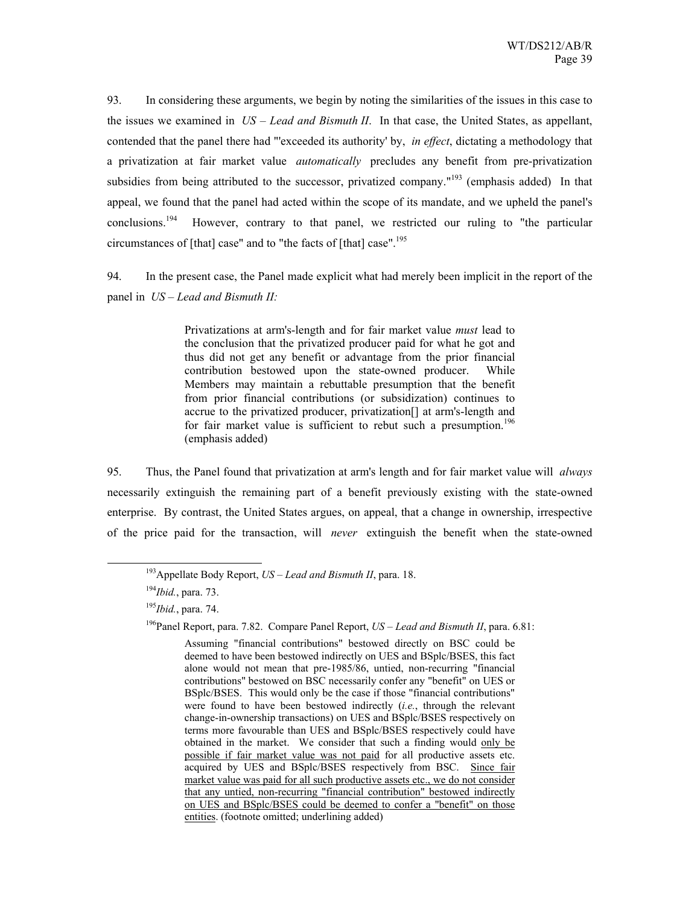93. In considering these arguments, we begin by noting the similarities of the issues in this case to the issues we examined in *US – Lead and Bismuth II*. In that case, the United States, as appellant, contended that the panel there had "'exceeded its authority' by, *in effect*, dictating a methodology that a privatization at fair market value *automatically* precludes any benefit from pre-privatization subsidies from being attributed to the successor, privatized company."[193] (emphasis added) In that appeal, we found that the panel had acted within the scope of its mandate, and we upheld the panel's conclusions.[194] However, contrary to that panel, we restricted our ruling to "the particular circumstances of [that] case" and to "the facts of [that] case".[195]

94. In the present case, the Panel made explicit what had merely been implicit in the report of the panel in *US – Lead and Bismuth II:*

> Privatizations at arm's-length and for fair market value *must* lead to the conclusion that the privatized producer paid for what he got and thus did not get any benefit or advantage from the prior financial contribution bestowed upon the state-owned producer. While Members may maintain a rebuttable presumption that the benefit from prior financial contributions (or subsidization) continues to accrue to the privatized producer, privatization[] at arm's-length and for fair market value is sufficient to rebut such a presumption.[196] (emphasis added)

95. Thus, the Panel found that privatization at arm's length and for fair market value will *always* necessarily extinguish the remaining part of a benefit previously existing with the state-owned enterprise. By contrast, the United States argues, on appeal, that a change in ownership, irrespective of the price paid for the transaction, will *never* extinguish the benefit when the state-owned

---

[193] Appellate Body Report, *US – Lead and Bismuth II*, para. 18.

[194] *Ibid.*, para. 73.

[195] *Ibid.*, para. 74.

[196] Panel Report, para. 7.82. Compare Panel Report, *US – Lead and Bismuth II*, para. 6.81:

> Assuming "financial contributions" bestowed directly on BSC could be deemed to have been bestowed indirectly on UES and BSplc/BSES, this fact alone would not mean that pre-1985/86, untied, non-recurring "financial contributions" bestowed on BSC necessarily confer any "benefit" on UES or BSplc/BSES. This would only be the case if those "financial contributions" were found to have been bestowed indirectly (*i.e.*, through the relevant change-in-ownership transactions) on UES and BSplc/BSES respectively on terms more favourable than UES and BSplc/BSES respectively could have obtained in the market. We consider that such a finding would only be possible if fair market value was not paid for all productive assets etc. acquired by UES and BSplc/BSES respectively from BSC. Since fair market value was paid for all such productive assets etc., we do not consider that any untied, non-recurring "financial contribution" bestowed indirectly on UES and BSplc/BSES could be deemed to confer a "benefit" on those entities. (footnote omitted; underlining added)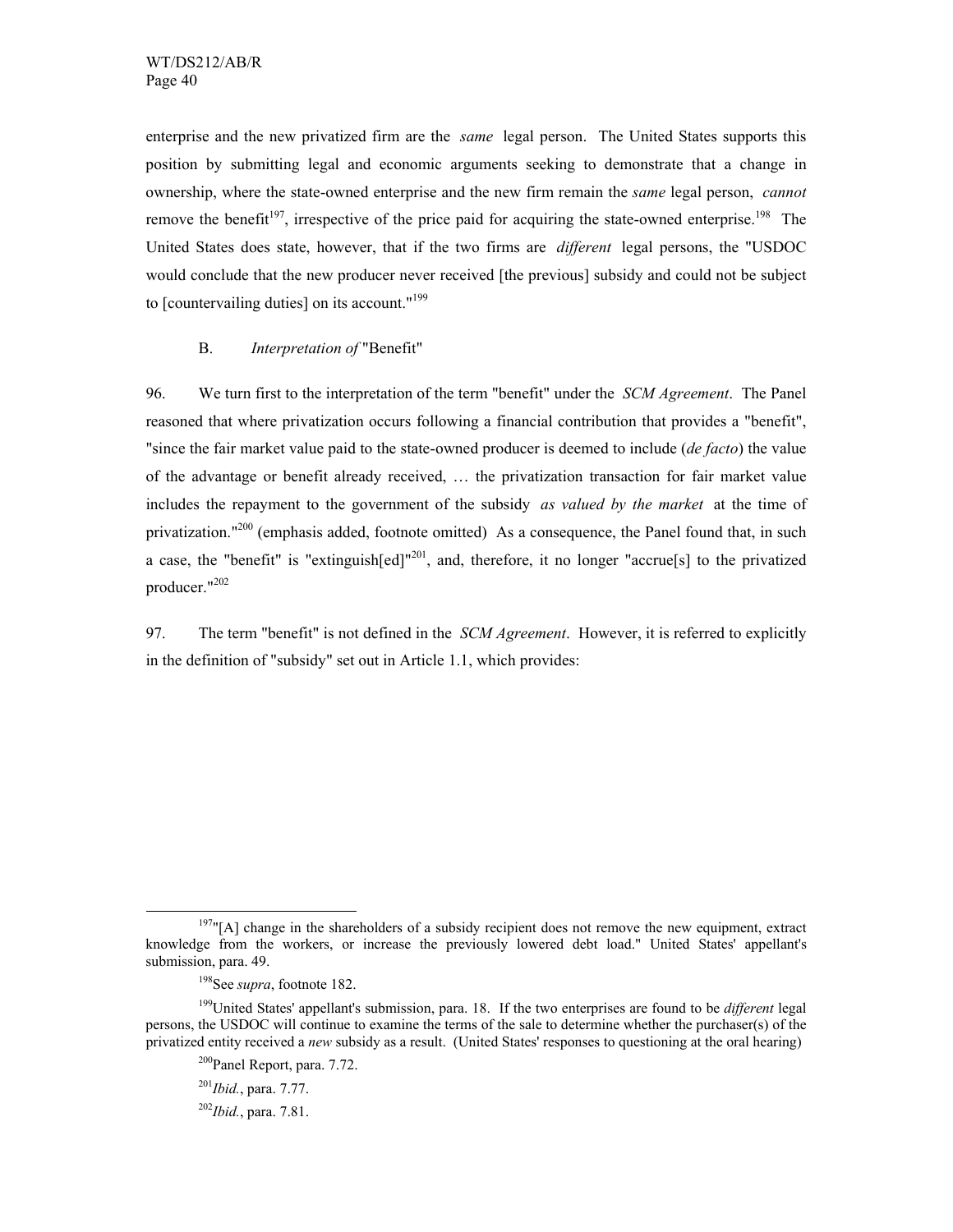enterprise and the new privatized firm are the *same* legal person. The United States supports this position by submitting legal and economic arguments seeking to demonstrate that a change in ownership, where the state-owned enterprise and the new firm remain the *same* legal person, *cannot* remove the benefit[197], irrespective of the price paid for acquiring the state-owned enterprise.[198] The United States does state, however, that if the two firms are *different* legal persons, the "USDOC would conclude that the new producer never received [the previous] subsidy and could not be subject to [countervailing duties] on its account."[199]

### B. *Interpretation of* "Benefit"

96. We turn first to the interpretation of the term "benefit" under the *SCM Agreement*. The Panel reasoned that where privatization occurs following a financial contribution that provides a "benefit", "since the fair market value paid to the state-owned producer is deemed to include (*de facto*) the value of the advantage or benefit already received, … the privatization transaction for fair market value includes the repayment to the government of the subsidy *as valued by the market* at the time of privatization."[200] (emphasis added, footnote omitted) As a consequence, the Panel found that, in such a case, the "benefit" is "extinguish[ed]"[201], and, therefore, it no longer "accrue[s] to the privatized producer."[202]

97. The term "benefit" is not defined in the *SCM Agreement*. However, it is referred to explicitly in the definition of "subsidy" set out in Article 1.1, which provides:

---

[197] "[A] change in the shareholders of a subsidy recipient does not remove the new equipment, extract knowledge from the workers, or increase the previously lowered debt load." United States' appellant's submission, para. 49.

[198] See *supra*, footnote 182.

[199] United States' appellant's submission, para. 18. If the two enterprises are found to be *different* legal persons, the USDOC will continue to examine the terms of the sale to determine whether the purchaser(s) of the privatized entity received a *new* subsidy as a result. (United States' responses to questioning at the oral hearing)

[200] Panel Report, para. 7.72.

[201] *Ibid.*, para. 7.77.

[202] *Ibid.*, para. 7.81.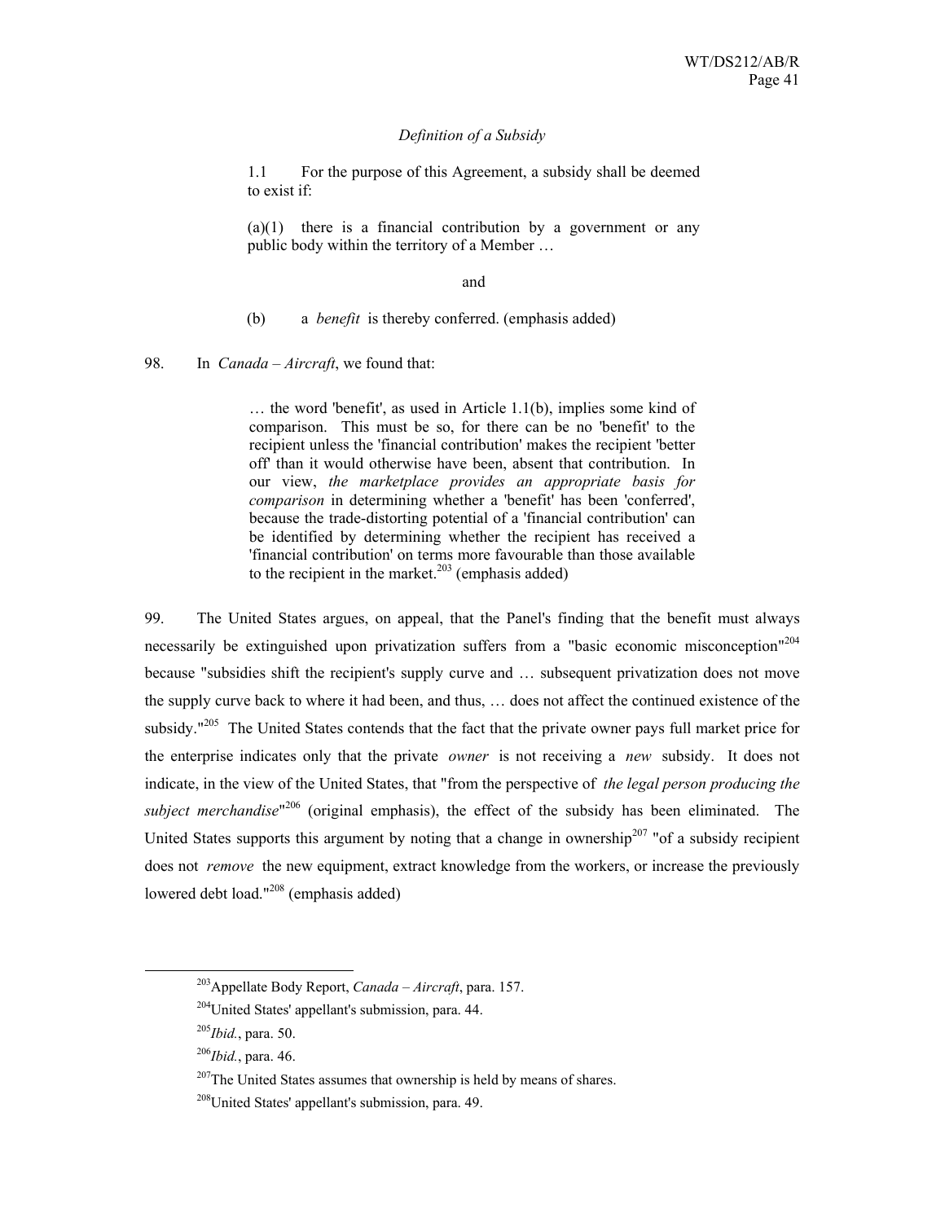*Definition of a Subsidy*

> 1.1 For the purpose of this Agreement, a subsidy shall be deemed to exist if:
>
> (a)(1) there is a financial contribution by a government or any public body within the territory of a Member …
>
> and
>
> (b) a *benefit* is thereby conferred. (emphasis added)

98. In *Canada – Aircraft*, we found that:

> … the word 'benefit', as used in Article 1.1(b), implies some kind of comparison. This must be so, for there can be no 'benefit' to the recipient unless the 'financial contribution' makes the recipient 'better off' than it would otherwise have been, absent that contribution. In our view, *the marketplace provides an appropriate basis for comparison* in determining whether a 'benefit' has been 'conferred', because the trade-distorting potential of a 'financial contribution' can be identified by determining whether the recipient has received a 'financial contribution' on terms more favourable than those available to the recipient in the market.[203] (emphasis added)

99. The United States argues, on appeal, that the Panel's finding that the benefit must always necessarily be extinguished upon privatization suffers from a "basic economic misconception"[204] because "subsidies shift the recipient's supply curve and … subsequent privatization does not move the supply curve back to where it had been, and thus, … does not affect the continued existence of the subsidy."[205] The United States contends that the fact that the private owner pays full market price for the enterprise indicates only that the private *owner* is not receiving a *new* subsidy. It does not indicate, in the view of the United States, that "from the perspective of *the legal person producing the subject merchandise*"[206] (original emphasis), the effect of the subsidy has been eliminated. The United States supports this argument by noting that a change in ownership[207] "of a subsidy recipient does not *remove* the new equipment, extract knowledge from the workers, or increase the previously lowered debt load."[208] (emphasis added)

---

[203] Appellate Body Report, *Canada – Aircraft*, para. 157.

[204] United States' appellant's submission, para. 44.

[205] *Ibid.*, para. 50.

[206] *Ibid.*, para. 46.

[207] The United States assumes that ownership is held by means of shares.

[208] United States' appellant's submission, para. 49.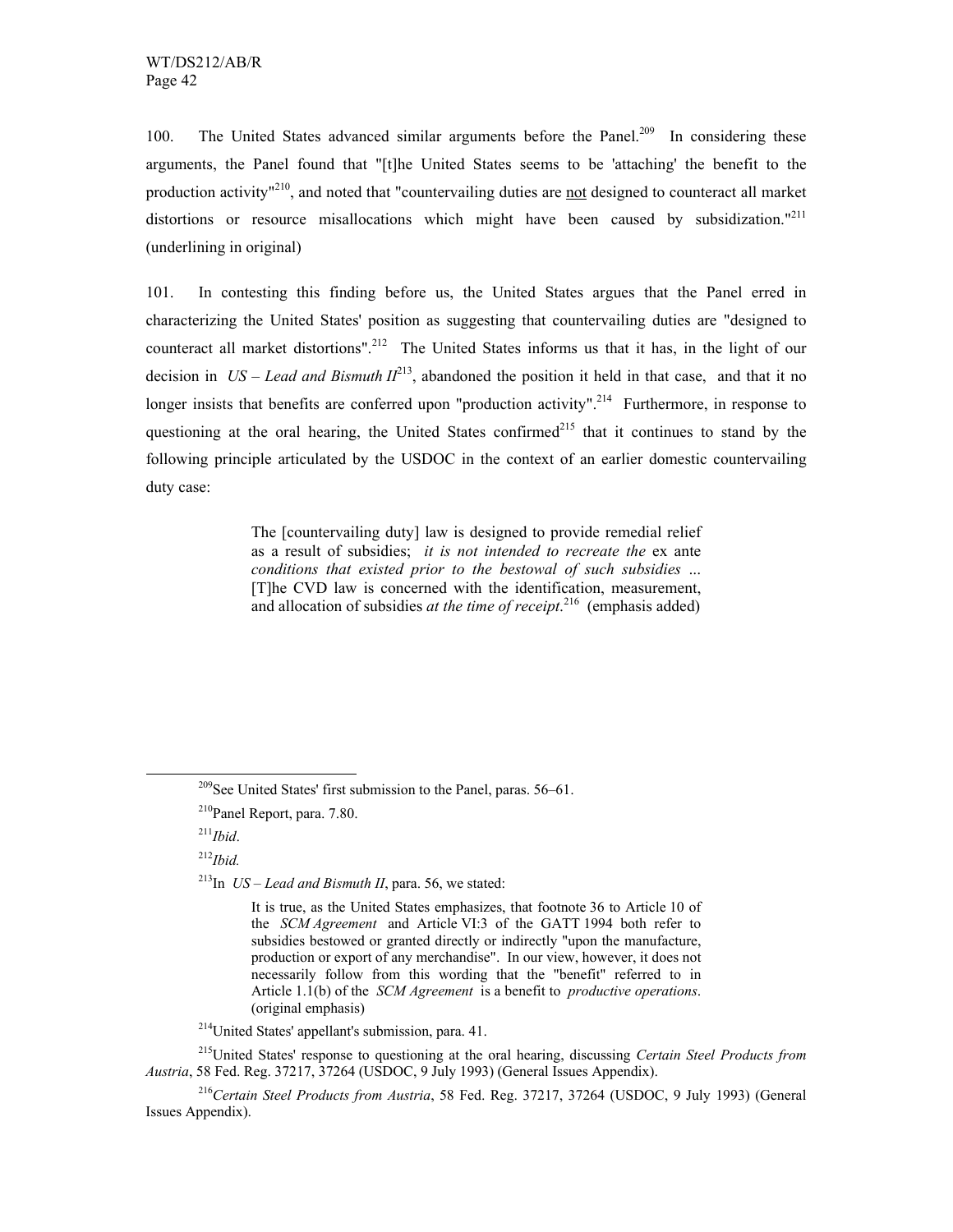100. The United States advanced similar arguments before the Panel.[209] In considering these arguments, the Panel found that "[t]he United States seems to be 'attaching' the benefit to the production activity"[210], and noted that "countervailing duties are not designed to counteract all market distortions or resource misallocations which might have been caused by subsidization."[211] (underlining in original)

101. In contesting this finding before us, the United States argues that the Panel erred in characterizing the United States' position as suggesting that countervailing duties are "designed to counteract all market distortions".[212] The United States informs us that it has, in the light of our decision in *US – Lead and Bismuth II*[213], abandoned the position it held in that case, and that it no longer insists that benefits are conferred upon "production activity".[214] Furthermore, in response to questioning at the oral hearing, the United States confirmed[215] that it continues to stand by the following principle articulated by the USDOC in the context of an earlier domestic countervailing duty case:

> The [countervailing duty] law is designed to provide remedial relief as a result of subsidies; *it is not intended to recreate the* ex ante *conditions that existed prior to the bestowal of such subsidies* ... [T]he CVD law is concerned with the identification, measurement, and allocation of subsidies *at the time of receipt*.[216] (emphasis added)

---

[209] See United States' first submission to the Panel, paras. 56–61.

[210] Panel Report, para. 7.80.

[211] *Ibid*.

[212] *Ibid.*

[213] In *US – Lead and Bismuth II*, para. 56, we stated:

> It is true, as the United States emphasizes, that footnote 36 to Article 10 of the *SCM Agreement* and Article VI:3 of the GATT 1994 both refer to subsidies bestowed or granted directly or indirectly "upon the manufacture, production or export of any merchandise". In our view, however, it does not necessarily follow from this wording that the "benefit" referred to in Article 1.1(b) of the *SCM Agreement* is a benefit to *productive operations*. (original emphasis)

[214] United States' appellant's submission, para. 41.

[215] United States' response to questioning at the oral hearing, discussing *Certain Steel Products from Austria*, 58 Fed. Reg. 37217, 37264 (USDOC, 9 July 1993) (General Issues Appendix).

[216] *Certain Steel Products from Austria*, 58 Fed. Reg. 37217, 37264 (USDOC, 9 July 1993) (General Issues Appendix).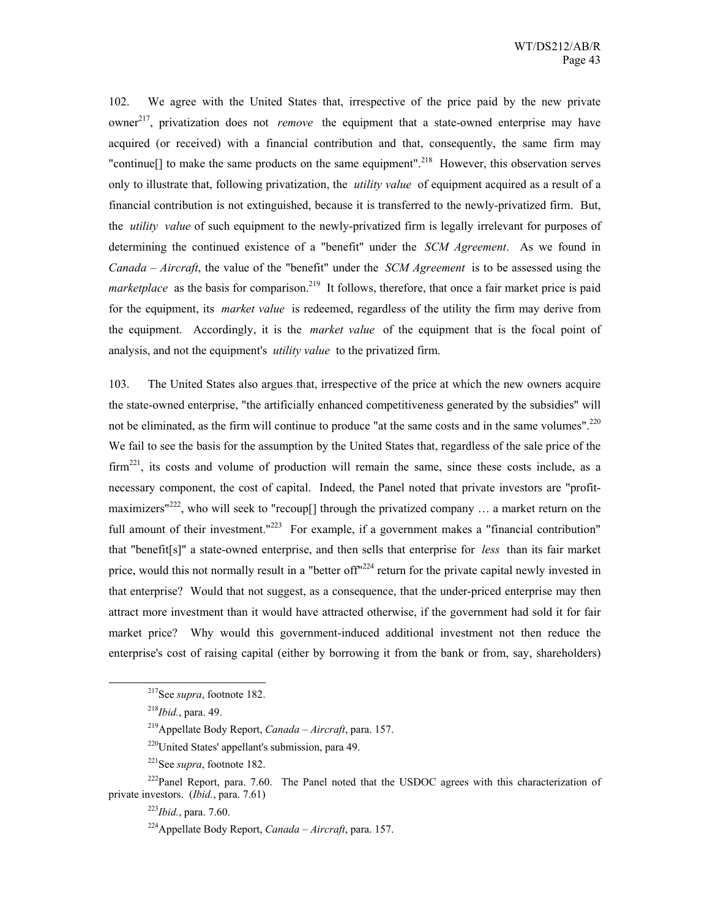102. We agree with the United States that, irrespective of the price paid by the new private owner[217], privatization does not *remove* the equipment that a state-owned enterprise may have acquired (or received) with a financial contribution and that, consequently, the same firm may "continue[] to make the same products on the same equipment".[218] However, this observation serves only to illustrate that, following privatization, the *utility value* of equipment acquired as a result of a financial contribution is not extinguished, because it is transferred to the newly-privatized firm. But, the *utility value* of such equipment to the newly-privatized firm is legally irrelevant for purposes of determining the continued existence of a "benefit" under the *SCM Agreement*. As we found in *Canada – Aircraft*, the value of the "benefit" under the *SCM Agreement* is to be assessed using the *marketplace* as the basis for comparison.[219] It follows, therefore, that once a fair market price is paid for the equipment, its *market value* is redeemed, regardless of the utility the firm may derive from the equipment. Accordingly, it is the *market value* of the equipment that is the focal point of analysis, and not the equipment's *utility value* to the privatized firm.

103. The United States also argues that, irrespective of the price at which the new owners acquire the state-owned enterprise, "the artificially enhanced competitiveness generated by the subsidies" will not be eliminated, as the firm will continue to produce "at the same costs and in the same volumes".[220] We fail to see the basis for the assumption by the United States that, regardless of the sale price of the firm[221], its costs and volume of production will remain the same, since these costs include, as a necessary component, the cost of capital. Indeed, the Panel noted that private investors are "profit-maximizers"[222], who will seek to "recoup[] through the privatized company … a market return on the full amount of their investment."[223] For example, if a government makes a "financial contribution" that "benefit[s]" a state-owned enterprise, and then sells that enterprise for *less* than its fair market price, would this not normally result in a "better off"[224] return for the private capital newly invested in that enterprise? Would that not suggest, as a consequence, that the under-priced enterprise may then attract more investment than it would have attracted otherwise, if the government had sold it for fair market price? Why would this government-induced additional investment not then reduce the enterprise's cost of raising capital (either by borrowing it from the bank or from, say, shareholders)

---

[217] See *supra*, footnote 182.

[218] *Ibid.*, para. 49.

[219] Appellate Body Report, *Canada – Aircraft*, para. 157.

[220] United States' appellant's submission, para 49.

[221] See *supra*, footnote 182.

[222] Panel Report, para. 7.60. The Panel noted that the USDOC agrees with this characterization of private investors. (*Ibid.*, para. 7.61)

[223] *Ibid.*, para. 7.60.

[224] Appellate Body Report, *Canada – Aircraft*, para. 157.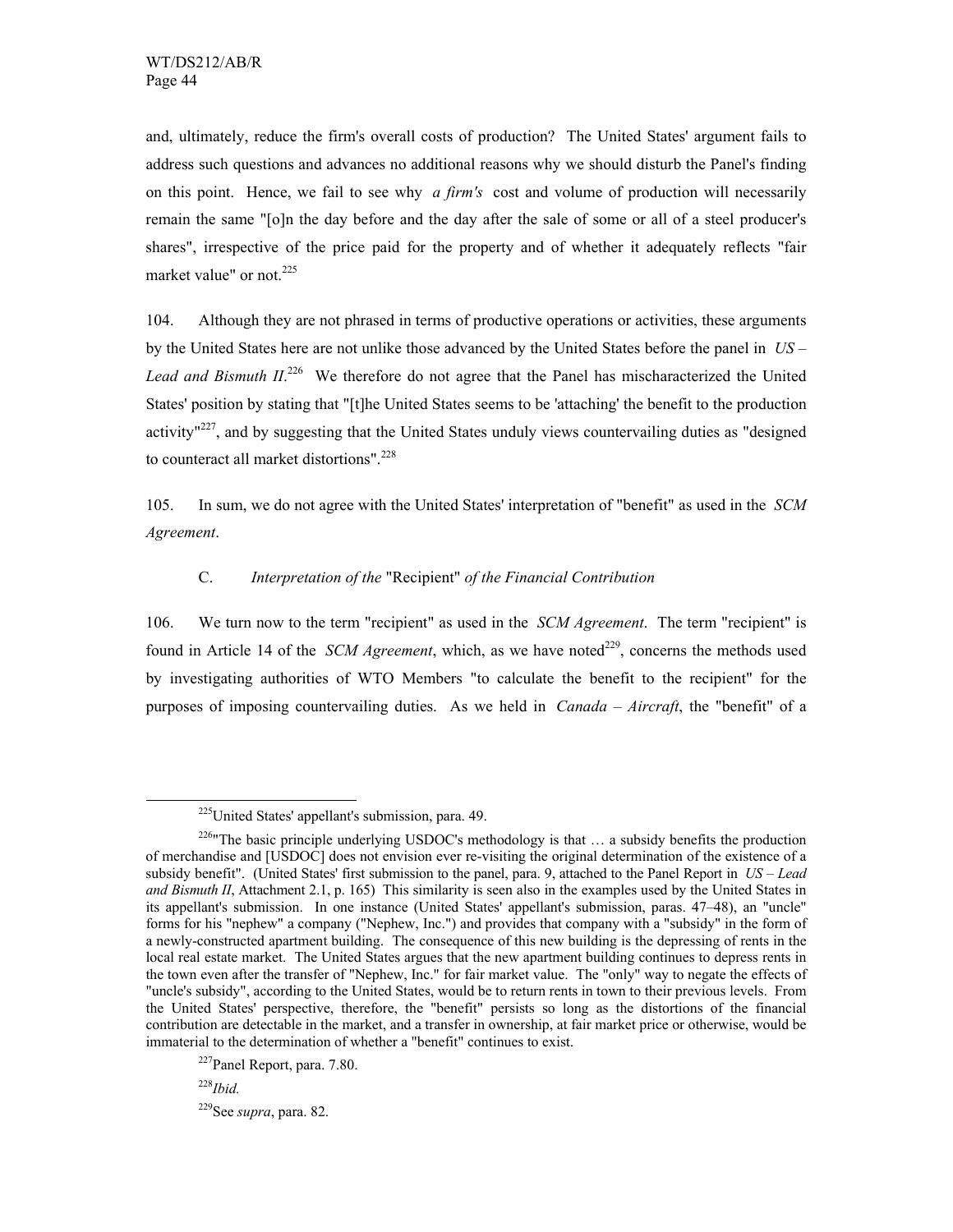and, ultimately, reduce the firm's overall costs of production? The United States' argument fails to address such questions and advances no additional reasons why we should disturb the Panel's finding on this point. Hence, we fail to see why *a firm's* cost and volume of production will necessarily remain the same "[o]n the day before and the day after the sale of some or all of a steel producer's shares", irrespective of the price paid for the property and of whether it adequately reflects "fair market value" or not.[225]

104. Although they are not phrased in terms of productive operations or activities, these arguments by the United States here are not unlike those advanced by the United States before the panel in *US – Lead and Bismuth II*.[226] We therefore do not agree that the Panel has mischaracterized the United States' position by stating that "[t]he United States seems to be 'attaching' the benefit to the production activity"[227], and by suggesting that the United States unduly views countervailing duties as "designed to counteract all market distortions".[228]

105. In sum, we do not agree with the United States' interpretation of "benefit" as used in the *SCM Agreement*.

### C. *Interpretation of the* "Recipient" *of the Financial Contribution*

106. We turn now to the term "recipient" as used in the *SCM Agreement*. The term "recipient" is found in Article 14 of the *SCM Agreement*, which, as we have noted[229], concerns the methods used by investigating authorities of WTO Members "to calculate the benefit to the recipient" for the purposes of imposing countervailing duties. As we held in *Canada – Aircraft*, the "benefit" of a

---

[225] United States' appellant's submission, para. 49.

[226] "The basic principle underlying USDOC's methodology is that … a subsidy benefits the production of merchandise and [USDOC] does not envision ever re-visiting the original determination of the existence of a subsidy benefit". (United States' first submission to the panel, para. 9, attached to the Panel Report in *US – Lead and Bismuth II*, Attachment 2.1, p. 165) This similarity is seen also in the examples used by the United States in its appellant's submission. In one instance (United States' appellant's submission, paras. 47–48), an "uncle" forms for his "nephew" a company ("Nephew, Inc.") and provides that company with a "subsidy" in the form of a newly-constructed apartment building. The consequence of this new building is the depressing of rents in the local real estate market. The United States argues that the new apartment building continues to depress rents in the town even after the transfer of "Nephew, Inc." for fair market value. The "only" way to negate the effects of "uncle's subsidy", according to the United States, would be to return rents in town to their previous levels. From the United States' perspective, therefore, the "benefit" persists so long as the distortions of the financial contribution are detectable in the market, and a transfer in ownership, at fair market price or otherwise, would be immaterial to the determination of whether a "benefit" continues to exist.

[227] Panel Report, para. 7.80.

[228] *Ibid.*

[229] See *supra*, para. 82.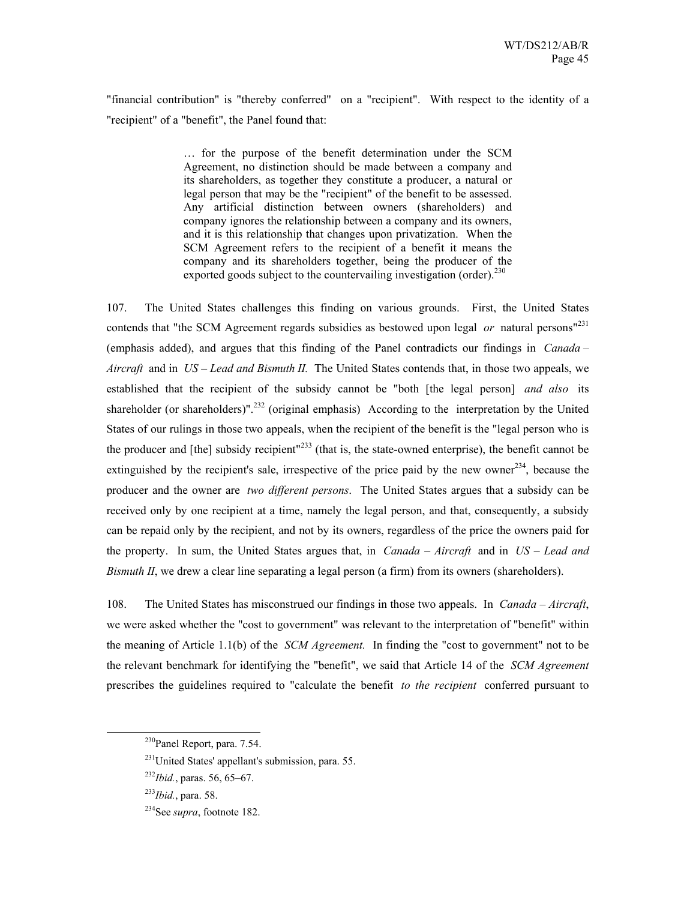"financial contribution" is "thereby conferred" on a "recipient". With respect to the identity of a "recipient" of a "benefit", the Panel found that:

> … for the purpose of the benefit determination under the SCM Agreement, no distinction should be made between a company and its shareholders, as together they constitute a producer, a natural or legal person that may be the "recipient" of the benefit to be assessed. Any artificial distinction between owners (shareholders) and company ignores the relationship between a company and its owners, and it is this relationship that changes upon privatization. When the SCM Agreement refers to the recipient of a benefit it means the company and its shareholders together, being the producer of the exported goods subject to the countervailing investigation (order).[230]

107. The United States challenges this finding on various grounds. First, the United States contends that "the SCM Agreement regards subsidies as bestowed upon legal *or* natural persons"[231] (emphasis added), and argues that this finding of the Panel contradicts our findings in *Canada – Aircraft* and in *US – Lead and Bismuth II.* The United States contends that, in those two appeals, we established that the recipient of the subsidy cannot be "both [the legal person] *and also* its shareholder (or shareholders)".[232] (original emphasis) According to the interpretation by the United States of our rulings in those two appeals, when the recipient of the benefit is the "legal person who is the producer and [the] subsidy recipient"[233] (that is, the state-owned enterprise), the benefit cannot be extinguished by the recipient's sale, irrespective of the price paid by the new owner[234], because the producer and the owner are *two different persons*. The United States argues that a subsidy can be received only by one recipient at a time, namely the legal person, and that, consequently, a subsidy can be repaid only by the recipient, and not by its owners, regardless of the price the owners paid for the property. In sum, the United States argues that, in *Canada – Aircraft* and in *US – Lead and Bismuth II*, we drew a clear line separating a legal person (a firm) from its owners (shareholders).

108. The United States has misconstrued our findings in those two appeals. In *Canada – Aircraft*, we were asked whether the "cost to government" was relevant to the interpretation of "benefit" within the meaning of Article 1.1(b) of the *SCM Agreement.* In finding the "cost to government" not to be the relevant benchmark for identifying the "benefit", we said that Article 14 of the *SCM Agreement* prescribes the guidelines required to "calculate the benefit *to the recipient* conferred pursuant to

---

[230] Panel Report, para. 7.54.

[231] United States' appellant's submission, para. 55.

[232] *Ibid.*, paras. 56, 65–67.

[233] *Ibid.*, para. 58.

[234] See *supra*, footnote 182.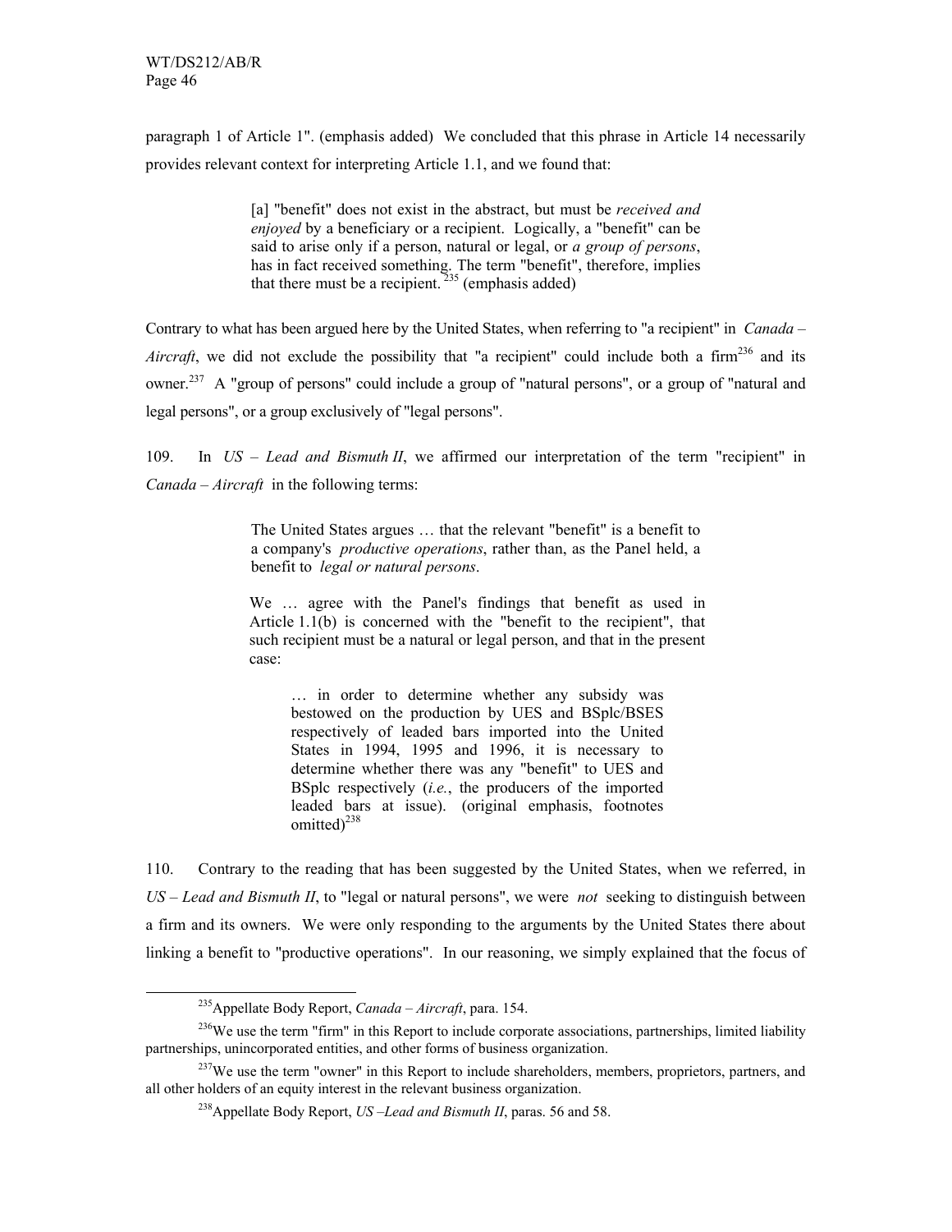paragraph 1 of Article 1". (emphasis added) We concluded that this phrase in Article 14 necessarily provides relevant context for interpreting Article 1.1, and we found that:

> [a] "benefit" does not exist in the abstract, but must be *received and enjoyed* by a beneficiary or a recipient. Logically, a "benefit" can be said to arise only if a person, natural or legal, or *a group of persons*, has in fact received something. The term "benefit", therefore, implies that there must be a recipient.[235] (emphasis added)

Contrary to what has been argued here by the United States, when referring to "a recipient" in *Canada – Aircraft*, we did not exclude the possibility that "a recipient" could include both a firm[236] and its owner.[237] A "group of persons" could include a group of "natural persons", or a group of "natural and legal persons", or a group exclusively of "legal persons".

109. In *US – Lead and Bismuth II*, we affirmed our interpretation of the term "recipient" in *Canada – Aircraft* in the following terms:

> The United States argues … that the relevant "benefit" is a benefit to a company's *productive operations*, rather than, as the Panel held, a benefit to *legal or natural persons*.
>
> We … agree with the Panel's findings that benefit as used in Article 1.1(b) is concerned with the "benefit to the recipient", that such recipient must be a natural or legal person, and that in the present case:
>
> > … in order to determine whether any subsidy was bestowed on the production by UES and BSplc/BSES respectively of leaded bars imported into the United States in 1994, 1995 and 1996, it is necessary to determine whether there was any "benefit" to UES and BSplc respectively (*i.e.*, the producers of the imported leaded bars at issue). (original emphasis, footnotes omitted)[238]

110. Contrary to the reading that has been suggested by the United States, when we referred, in *US – Lead and Bismuth II*, to "legal or natural persons", we were *not* seeking to distinguish between a firm and its owners. We were only responding to the arguments by the United States there about linking a benefit to "productive operations". In our reasoning, we simply explained that the focus of

---

[235] Appellate Body Report, *Canada – Aircraft*, para. 154.

[236] We use the term "firm" in this Report to include corporate associations, partnerships, limited liability partnerships, unincorporated entities, and other forms of business organization.

[237] We use the term "owner" in this Report to include shareholders, members, proprietors, partners, and all other holders of an equity interest in the relevant business organization.

[238] Appellate Body Report, *US –Lead and Bismuth II*, paras. 56 and 58.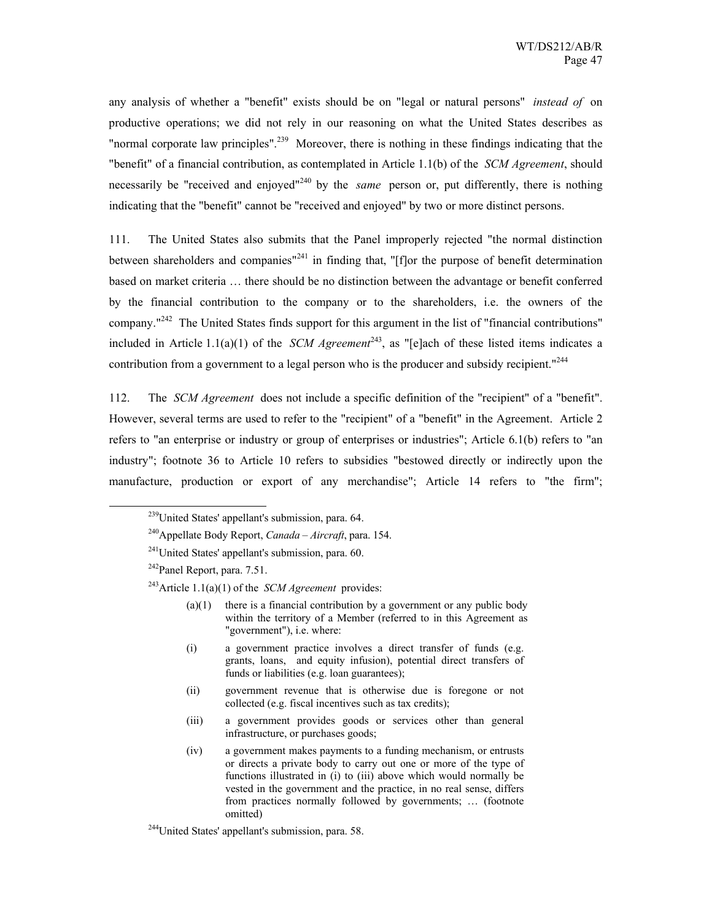any analysis of whether a "benefit" exists should be on "legal or natural persons" *instead of* on productive operations; we did not rely in our reasoning on what the United States describes as "normal corporate law principles".[239] Moreover, there is nothing in these findings indicating that the "benefit" of a financial contribution, as contemplated in Article 1.1(b) of the *SCM Agreement*, should necessarily be "received and enjoyed"[240] by the *same* person or, put differently, there is nothing indicating that the "benefit" cannot be "received and enjoyed" by two or more distinct persons.

111. The United States also submits that the Panel improperly rejected "the normal distinction between shareholders and companies"[241] in finding that, "[f]or the purpose of benefit determination based on market criteria … there should be no distinction between the advantage or benefit conferred by the financial contribution to the company or to the shareholders, i.e. the owners of the company."[242] The United States finds support for this argument in the list of "financial contributions" included in Article 1.1(a)(1) of the *SCM Agreement*[243], as "[e]ach of these listed items indicates a contribution from a government to a legal person who is the producer and subsidy recipient."[244]

112. The *SCM Agreement* does not include a specific definition of the "recipient" of a "benefit". However, several terms are used to refer to the "recipient" of a "benefit" in the Agreement. Article 2 refers to "an enterprise or industry or group of enterprises or industries"; Article 6.1(b) refers to "an industry"; footnote 36 to Article 10 refers to subsidies "bestowed directly or indirectly upon the manufacture, production or export of any merchandise"; Article 14 refers to "the firm";

---

[239] United States' appellant's submission, para. 64.

[240] Appellate Body Report, *Canada – Aircraft*, para. 154.

[241] United States' appellant's submission, para. 60.

[242] Panel Report, para. 7.51.

[243] Article 1.1(a)(1) of the *SCM Agreement* provides:

> (a)(1) there is a financial contribution by a government or any public body within the territory of a Member (referred to in this Agreement as "government"), i.e. where:
>
> (i) a government practice involves a direct transfer of funds (e.g. grants, loans, and equity infusion), potential direct transfers of funds or liabilities (e.g. loan guarantees);
>
> (ii) government revenue that is otherwise due is foregone or not collected (e.g. fiscal incentives such as tax credits);
>
> (iii) a government provides goods or services other than general infrastructure, or purchases goods;
>
> (iv) a government makes payments to a funding mechanism, or entrusts or directs a private body to carry out one or more of the type of functions illustrated in (i) to (iii) above which would normally be vested in the government and the practice, in no real sense, differs from practices normally followed by governments; … (footnote omitted)

[244] United States' appellant's submission, para. 58.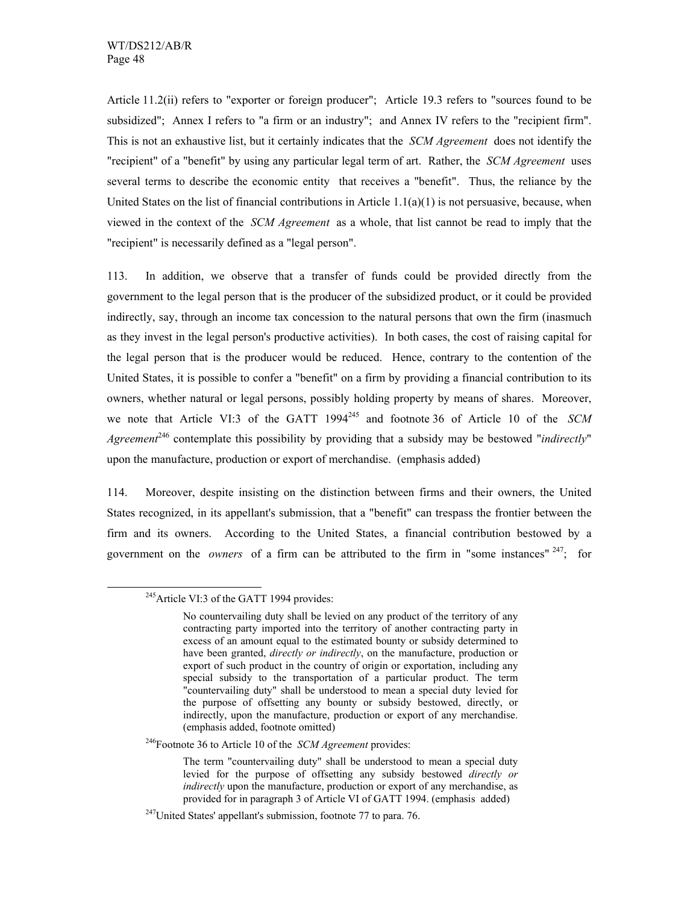Article 11.2(ii) refers to "exporter or foreign producer"; Article 19.3 refers to "sources found to be subsidized"; Annex I refers to "a firm or an industry"; and Annex IV refers to the "recipient firm". This is not an exhaustive list, but it certainly indicates that the *SCM Agreement* does not identify the "recipient" of a "benefit" by using any particular legal term of art. Rather, the *SCM Agreement* uses several terms to describe the economic entity that receives a "benefit". Thus, the reliance by the United States on the list of financial contributions in Article 1.1(a)(1) is not persuasive, because, when viewed in the context of the *SCM Agreement* as a whole, that list cannot be read to imply that the "recipient" is necessarily defined as a "legal person".

113. In addition, we observe that a transfer of funds could be provided directly from the government to the legal person that is the producer of the subsidized product, or it could be provided indirectly, say, through an income tax concession to the natural persons that own the firm (inasmuch as they invest in the legal person's productive activities). In both cases, the cost of raising capital for the legal person that is the producer would be reduced. Hence, contrary to the contention of the United States, it is possible to confer a "benefit" on a firm by providing a financial contribution to its owners, whether natural or legal persons, possibly holding property by means of shares. Moreover, we note that Article VI:3 of the GATT 1994[245] and footnote 36 of Article 10 of the *SCM Agreement*[246] contemplate this possibility by providing that a subsidy may be bestowed "*indirectly*" upon the manufacture, production or export of merchandise. (emphasis added)

114. Moreover, despite insisting on the distinction between firms and their owners, the United States recognized, in its appellant's submission, that a "benefit" can trespass the frontier between the firm and its owners. According to the United States, a financial contribution bestowed by a government on the *owners* of a firm can be attributed to the firm in "some instances"[247]; for

---

[245] Article VI:3 of the GATT 1994 provides:

> No countervailing duty shall be levied on any product of the territory of any contracting party imported into the territory of another contracting party in excess of an amount equal to the estimated bounty or subsidy determined to have been granted, *directly or indirectly*, on the manufacture, production or export of such product in the country of origin or exportation, including any special subsidy to the transportation of a particular product. The term "countervailing duty" shall be understood to mean a special duty levied for the purpose of offsetting any bounty or subsidy bestowed, directly, or indirectly, upon the manufacture, production or export of any merchandise. (emphasis added, footnote omitted)

[246] Footnote 36 to Article 10 of the *SCM Agreement* provides:

> The term "countervailing duty" shall be understood to mean a special duty levied for the purpose of offsetting any subsidy bestowed *directly or indirectly* upon the manufacture, production or export of any merchandise, as provided for in paragraph 3 of Article VI of GATT 1994. (emphasis added)

[247] United States' appellant's submission, footnote 77 to para. 76.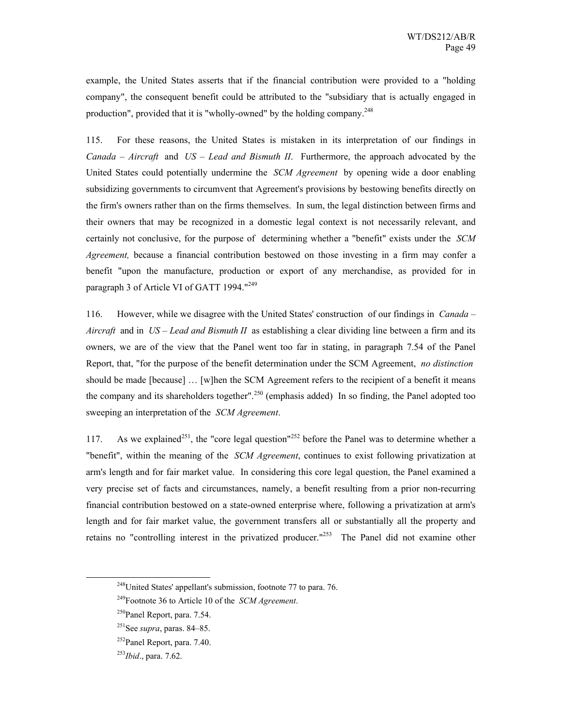example, the United States asserts that if the financial contribution were provided to a "holding company", the consequent benefit could be attributed to the "subsidiary that is actually engaged in production", provided that it is "wholly-owned" by the holding company.[248]

115. For these reasons, the United States is mistaken in its interpretation of our findings in *Canada – Aircraft* and *US – Lead and Bismuth II*. Furthermore, the approach advocated by the United States could potentially undermine the *SCM Agreement* by opening wide a door enabling subsidizing governments to circumvent that Agreement's provisions by bestowing benefits directly on the firm's owners rather than on the firms themselves. In sum, the legal distinction between firms and their owners that may be recognized in a domestic legal context is not necessarily relevant, and certainly not conclusive, for the purpose of determining whether a "benefit" exists under the *SCM Agreement,* because a financial contribution bestowed on those investing in a firm may confer a benefit "upon the manufacture, production or export of any merchandise, as provided for in paragraph 3 of Article VI of GATT 1994."[249]

116. However, while we disagree with the United States' construction of our findings in *Canada – Aircraft* and in *US – Lead and Bismuth II* as establishing a clear dividing line between a firm and its owners, we are of the view that the Panel went too far in stating, in paragraph 7.54 of the Panel Report, that, "for the purpose of the benefit determination under the SCM Agreement, *no distinction* should be made [because] … [w]hen the SCM Agreement refers to the recipient of a benefit it means the company and its shareholders together".[250] (emphasis added) In so finding, the Panel adopted too sweeping an interpretation of the *SCM Agreement*.

117. As we explained[251], the "core legal question"[252] before the Panel was to determine whether a "benefit", within the meaning of the *SCM Agreement*, continues to exist following privatization at arm's length and for fair market value. In considering this core legal question, the Panel examined a very precise set of facts and circumstances, namely, a benefit resulting from a prior non-recurring financial contribution bestowed on a state-owned enterprise where, following a privatization at arm's length and for fair market value, the government transfers all or substantially all the property and retains no "controlling interest in the privatized producer."[253] The Panel did not examine other

---

[248] United States' appellant's submission, footnote 77 to para. 76.

[249] Footnote 36 to Article 10 of the *SCM Agreement*.

[250] Panel Report, para. 7.54.

[251] See *supra*, paras. 84–85.

[252] Panel Report, para. 7.40.

[253] *Ibid*., para. 7.62.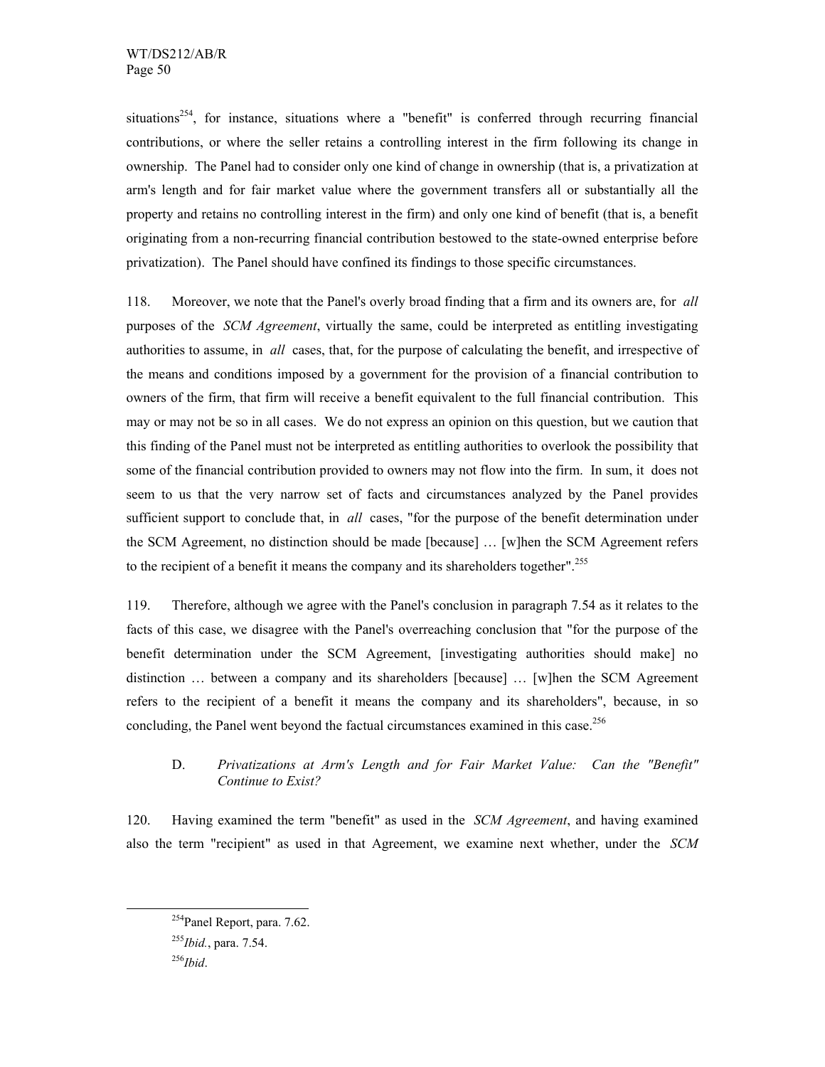situations[254], for instance, situations where a "benefit" is conferred through recurring financial contributions, or where the seller retains a controlling interest in the firm following its change in ownership. The Panel had to consider only one kind of change in ownership (that is, a privatization at arm's length and for fair market value where the government transfers all or substantially all the property and retains no controlling interest in the firm) and only one kind of benefit (that is, a benefit originating from a non-recurring financial contribution bestowed to the state-owned enterprise before privatization). The Panel should have confined its findings to those specific circumstances.

118. Moreover, we note that the Panel's overly broad finding that a firm and its owners are, for *all* purposes of the *SCM Agreement*, virtually the same, could be interpreted as entitling investigating authorities to assume, in *all* cases, that, for the purpose of calculating the benefit, and irrespective of the means and conditions imposed by a government for the provision of a financial contribution to owners of the firm, that firm will receive a benefit equivalent to the full financial contribution. This may or may not be so in all cases. We do not express an opinion on this question, but we caution that this finding of the Panel must not be interpreted as entitling authorities to overlook the possibility that some of the financial contribution provided to owners may not flow into the firm. In sum, it does not seem to us that the very narrow set of facts and circumstances analyzed by the Panel provides sufficient support to conclude that, in *all* cases, "for the purpose of the benefit determination under the SCM Agreement, no distinction should be made [because] … [w]hen the SCM Agreement refers to the recipient of a benefit it means the company and its shareholders together".[255]

119. Therefore, although we agree with the Panel's conclusion in paragraph 7.54 as it relates to the facts of this case, we disagree with the Panel's overreaching conclusion that "for the purpose of the benefit determination under the SCM Agreement, [investigating authorities should make] no distinction … between a company and its shareholders [because] … [w]hen the SCM Agreement refers to the recipient of a benefit it means the company and its shareholders", because, in so concluding, the Panel went beyond the factual circumstances examined in this case.[256]

### D. *Privatizations at Arm's Length and for Fair Market Value: Can the "Benefit" Continue to Exist?*

120. Having examined the term "benefit" as used in the *SCM Agreement*, and having examined also the term "recipient" as used in that Agreement, we examine next whether, under the *SCM*

---

[254] Panel Report, para. 7.62.

[255] *Ibid.*, para. 7.54.

[256] *Ibid*.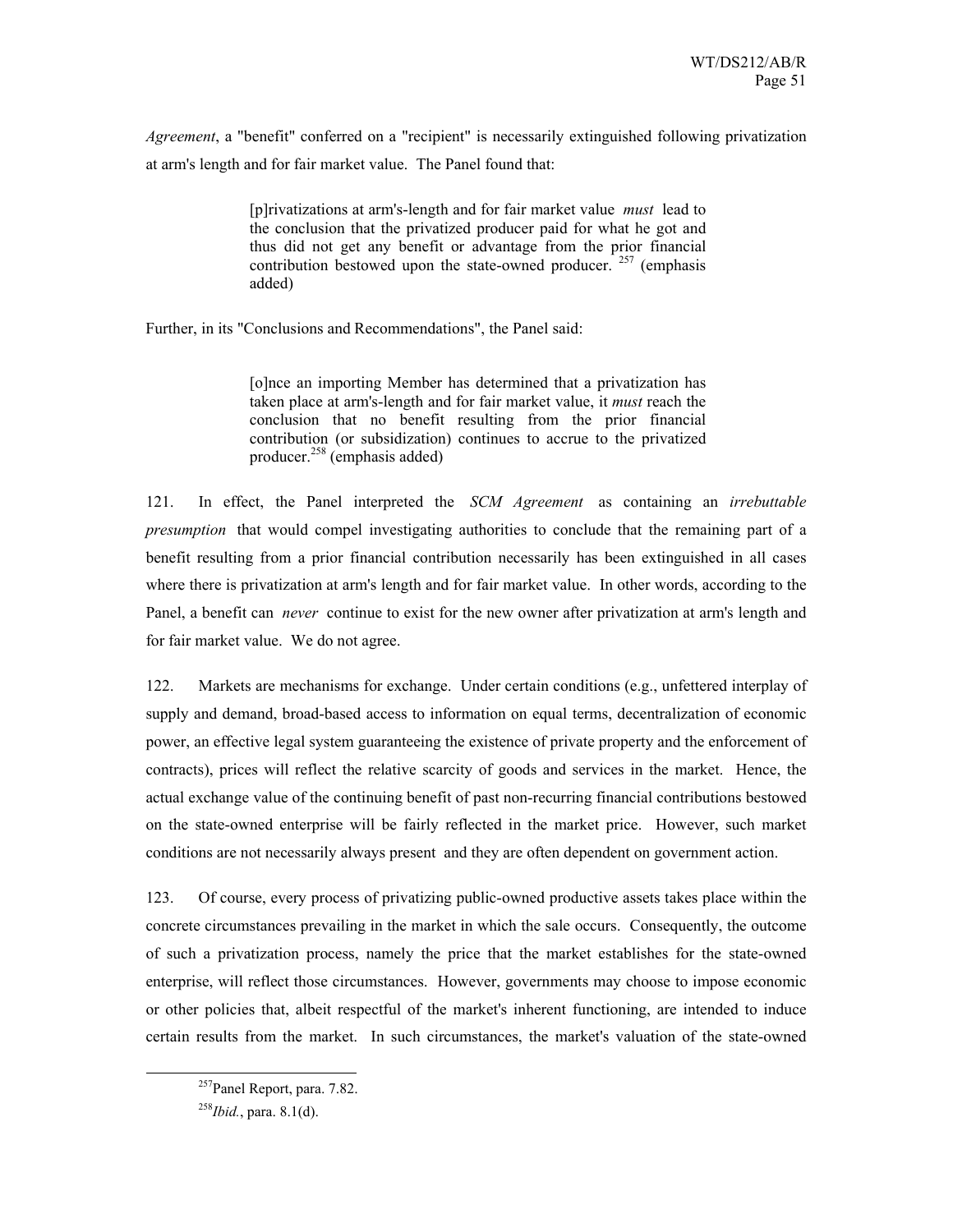*Agreement*, a "benefit" conferred on a "recipient" is necessarily extinguished following privatization at arm's length and for fair market value. The Panel found that:

> [p]rivatizations at arm's-length and for fair market value *must* lead to the conclusion that the privatized producer paid for what he got and thus did not get any benefit or advantage from the prior financial contribution bestowed upon the state-owned producer.[257] (emphasis added)

Further, in its "Conclusions and Recommendations", the Panel said:

> [o]nce an importing Member has determined that a privatization has taken place at arm's-length and for fair market value, it *must* reach the conclusion that no benefit resulting from the prior financial contribution (or subsidization) continues to accrue to the privatized producer.[258] (emphasis added)

121. In effect, the Panel interpreted the *SCM Agreement* as containing an *irrebuttable presumption* that would compel investigating authorities to conclude that the remaining part of a benefit resulting from a prior financial contribution necessarily has been extinguished in all cases where there is privatization at arm's length and for fair market value. In other words, according to the Panel, a benefit can *never* continue to exist for the new owner after privatization at arm's length and for fair market value. We do not agree.

122. Markets are mechanisms for exchange. Under certain conditions (e.g., unfettered interplay of supply and demand, broad-based access to information on equal terms, decentralization of economic power, an effective legal system guaranteeing the existence of private property and the enforcement of contracts), prices will reflect the relative scarcity of goods and services in the market. Hence, the actual exchange value of the continuing benefit of past non-recurring financial contributions bestowed on the state-owned enterprise will be fairly reflected in the market price. However, such market conditions are not necessarily always present and they are often dependent on government action.

123. Of course, every process of privatizing public-owned productive assets takes place within the concrete circumstances prevailing in the market in which the sale occurs. Consequently, the outcome of such a privatization process, namely the price that the market establishes for the state-owned enterprise, will reflect those circumstances. However, governments may choose to impose economic or other policies that, albeit respectful of the market's inherent functioning, are intended to induce certain results from the market. In such circumstances, the market's valuation of the state-owned

[257] Panel Report, para. 7.82.

[258] *Ibid.*, para. 8.1(d).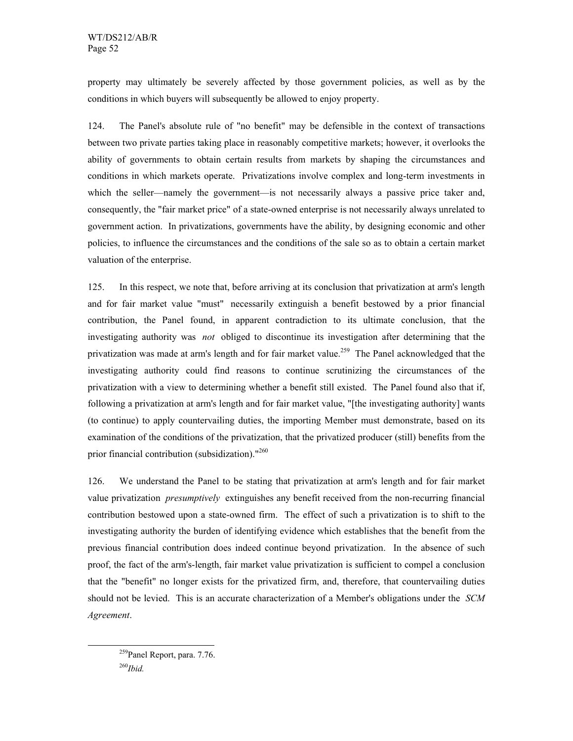property may ultimately be severely affected by those government policies, as well as by the conditions in which buyers will subsequently be allowed to enjoy property.

124. The Panel's absolute rule of "no benefit" may be defensible in the context of transactions between two private parties taking place in reasonably competitive markets; however, it overlooks the ability of governments to obtain certain results from markets by shaping the circumstances and conditions in which markets operate. Privatizations involve complex and long-term investments in which the seller—namely the government—is not necessarily always a passive price taker and, consequently, the "fair market price" of a state-owned enterprise is not necessarily always unrelated to government action. In privatizations, governments have the ability, by designing economic and other policies, to influence the circumstances and the conditions of the sale so as to obtain a certain market valuation of the enterprise.

125. In this respect, we note that, before arriving at its conclusion that privatization at arm's length and for fair market value "must" necessarily extinguish a benefit bestowed by a prior financial contribution, the Panel found, in apparent contradiction to its ultimate conclusion, that the investigating authority was *not* obliged to discontinue its investigation after determining that the privatization was made at arm's length and for fair market value.[259] The Panel acknowledged that the investigating authority could find reasons to continue scrutinizing the circumstances of the privatization with a view to determining whether a benefit still existed. The Panel found also that if, following a privatization at arm's length and for fair market value, "[the investigating authority] wants (to continue) to apply countervailing duties, the importing Member must demonstrate, based on its examination of the conditions of the privatization, that the privatized producer (still) benefits from the prior financial contribution (subsidization)."[260]

126. We understand the Panel to be stating that privatization at arm's length and for fair market value privatization *presumptively* extinguishes any benefit received from the non-recurring financial contribution bestowed upon a state-owned firm. The effect of such a privatization is to shift to the investigating authority the burden of identifying evidence which establishes that the benefit from the previous financial contribution does indeed continue beyond privatization. In the absence of such proof, the fact of the arm's-length, fair market value privatization is sufficient to compel a conclusion that the "benefit" no longer exists for the privatized firm, and, therefore, that countervailing duties should not be levied. This is an accurate characterization of a Member's obligations under the *SCM Agreement*.

[259] Panel Report, para. 7.76.

[260] *Ibid.*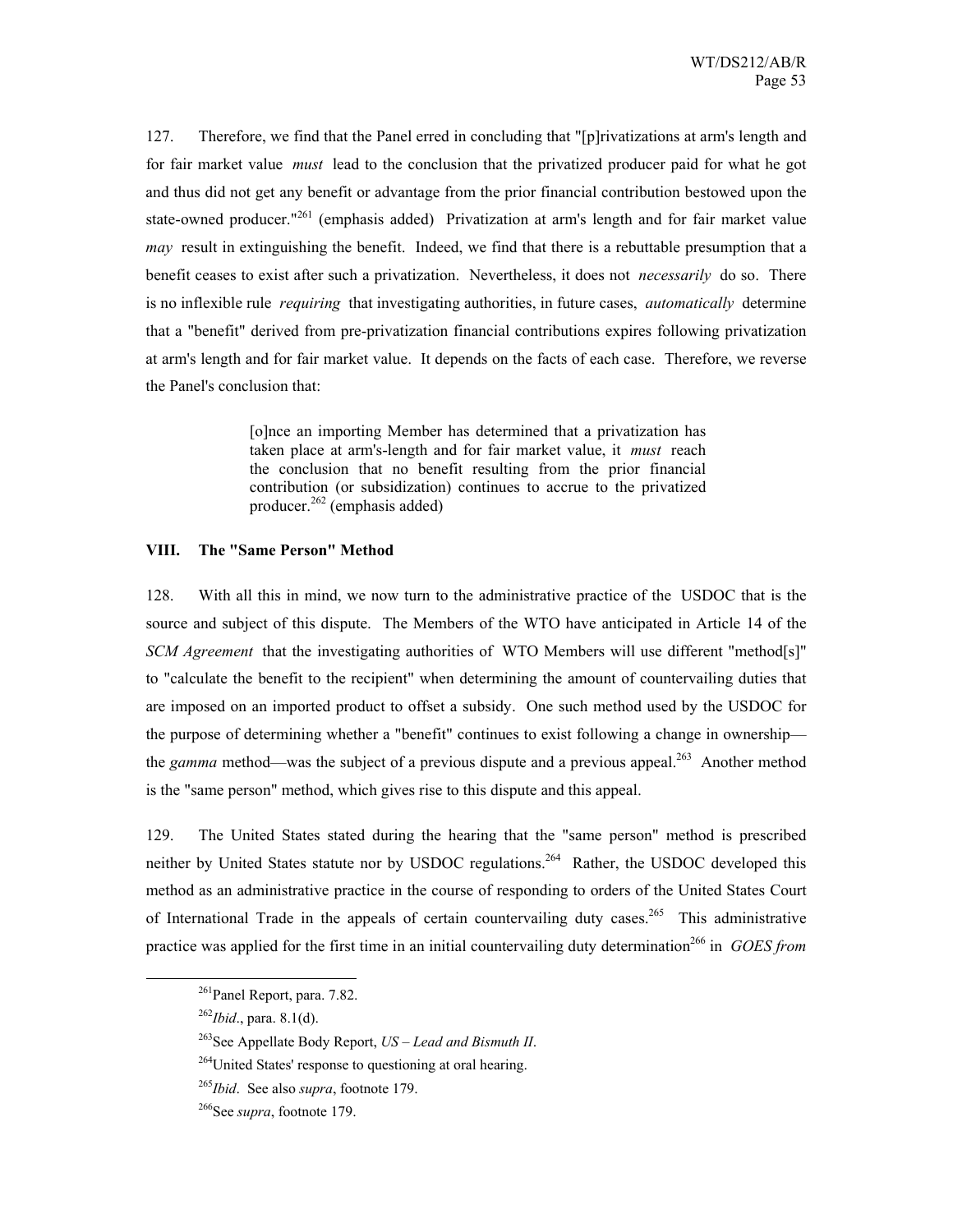127. Therefore, we find that the Panel erred in concluding that "[p]rivatizations at arm's length and for fair market value *must* lead to the conclusion that the privatized producer paid for what he got and thus did not get any benefit or advantage from the prior financial contribution bestowed upon the state-owned producer."[261] (emphasis added) Privatization at arm's length and for fair market value *may* result in extinguishing the benefit. Indeed, we find that there is a rebuttable presumption that a benefit ceases to exist after such a privatization. Nevertheless, it does not *necessarily* do so. There is no inflexible rule *requiring* that investigating authorities, in future cases, *automatically* determine that a "benefit" derived from pre-privatization financial contributions expires following privatization at arm's length and for fair market value. It depends on the facts of each case. Therefore, we reverse the Panel's conclusion that:

> [o]nce an importing Member has determined that a privatization has taken place at arm's-length and for fair market value, it *must* reach the conclusion that no benefit resulting from the prior financial contribution (or subsidization) continues to accrue to the privatized producer.[262] (emphasis added)

## VIII. The "Same Person" Method

128. With all this in mind, we now turn to the administrative practice of the USDOC that is the source and subject of this dispute. The Members of the WTO have anticipated in Article 14 of the *SCM Agreement* that the investigating authorities of WTO Members will use different "method[s]" to "calculate the benefit to the recipient" when determining the amount of countervailing duties that are imposed on an imported product to offset a subsidy. One such method used by the USDOC for the purpose of determining whether a "benefit" continues to exist following a change in ownership—the *gamma* method—was the subject of a previous dispute and a previous appeal.[263] Another method is the "same person" method, which gives rise to this dispute and this appeal.

129. The United States stated during the hearing that the "same person" method is prescribed neither by United States statute nor by USDOC regulations.[264] Rather, the USDOC developed this method as an administrative practice in the course of responding to orders of the United States Court of International Trade in the appeals of certain countervailing duty cases.[265] This administrative practice was applied for the first time in an initial countervailing duty determination[266] in *GOES from*

---

[261] Panel Report, para. 7.82.

[262] *Ibid*., para. 8.1(d).

[263] See Appellate Body Report, *US – Lead and Bismuth II*.

[264] United States' response to questioning at oral hearing.

[265] *Ibid*. See also *supra*, footnote 179.

[266] See *supra*, footnote 179.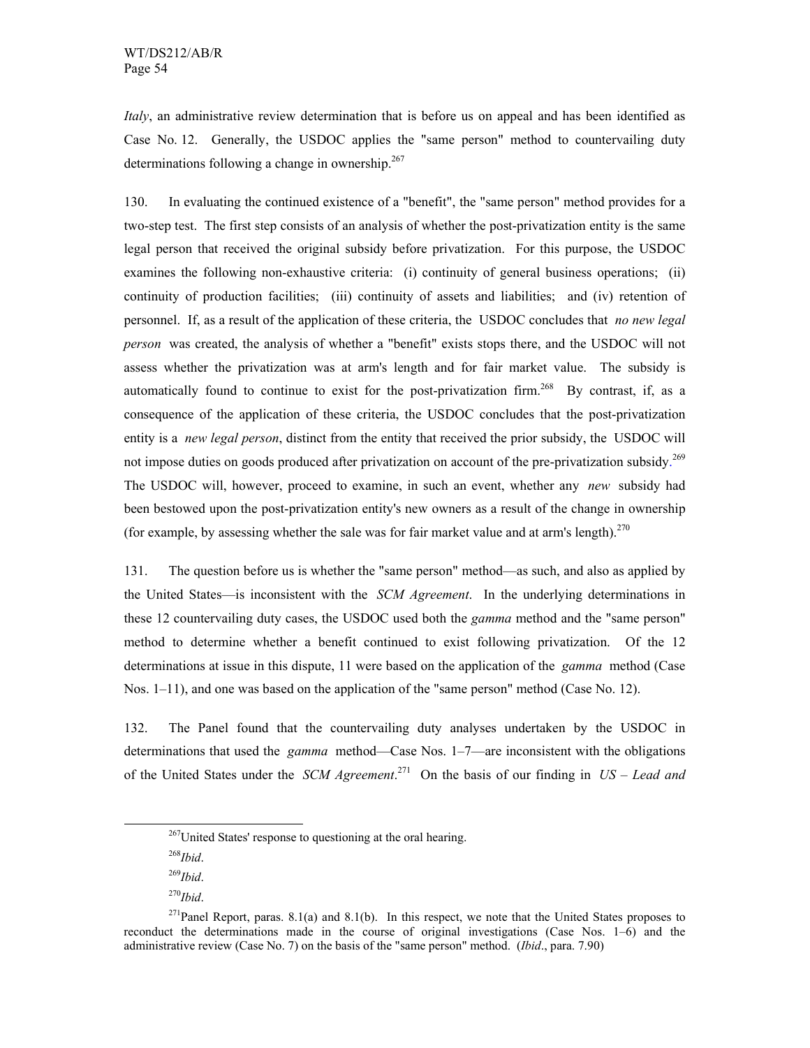*Italy*, an administrative review determination that is before us on appeal and has been identified as Case No. 12. Generally, the USDOC applies the "same person" method to countervailing duty determinations following a change in ownership.[267]

130. In evaluating the continued existence of a "benefit", the "same person" method provides for a two-step test. The first step consists of an analysis of whether the post-privatization entity is the same legal person that received the original subsidy before privatization. For this purpose, the USDOC examines the following non-exhaustive criteria: (i) continuity of general business operations; (ii) continuity of production facilities; (iii) continuity of assets and liabilities; and (iv) retention of personnel. If, as a result of the application of these criteria, the USDOC concludes that *no new legal person* was created, the analysis of whether a "benefit" exists stops there, and the USDOC will not assess whether the privatization was at arm's length and for fair market value. The subsidy is automatically found to continue to exist for the post-privatization firm.[268] By contrast, if, as a consequence of the application of these criteria, the USDOC concludes that the post-privatization entity is a *new legal person*, distinct from the entity that received the prior subsidy, the USDOC will not impose duties on goods produced after privatization on account of the pre-privatization subsidy.[269] The USDOC will, however, proceed to examine, in such an event, whether any *new* subsidy had been bestowed upon the post-privatization entity's new owners as a result of the change in ownership (for example, by assessing whether the sale was for fair market value and at arm's length).[270]

131. The question before us is whether the "same person" method—as such, and also as applied by the United States—is inconsistent with the *SCM Agreement*. In the underlying determinations in these 12 countervailing duty cases, the USDOC used both the *gamma* method and the "same person" method to determine whether a benefit continued to exist following privatization. Of the 12 determinations at issue in this dispute, 11 were based on the application of the *gamma* method (Case Nos. 1–11), and one was based on the application of the "same person" method (Case No. 12).

132. The Panel found that the countervailing duty analyses undertaken by the USDOC in determinations that used the *gamma* method—Case Nos. 1–7—are inconsistent with the obligations of the United States under the *SCM Agreement*.[271] On the basis of our finding in *US – Lead and*

---

[267] United States' response to questioning at the oral hearing.

[268] *Ibid*.

[269] *Ibid*.

[270] *Ibid*.

[271] Panel Report, paras. 8.1(a) and 8.1(b). In this respect, we note that the United States proposes to reconduct the determinations made in the course of original investigations (Case Nos. 1–6) and the administrative review (Case No. 7) on the basis of the "same person" method. (*Ibid*., para. 7.90)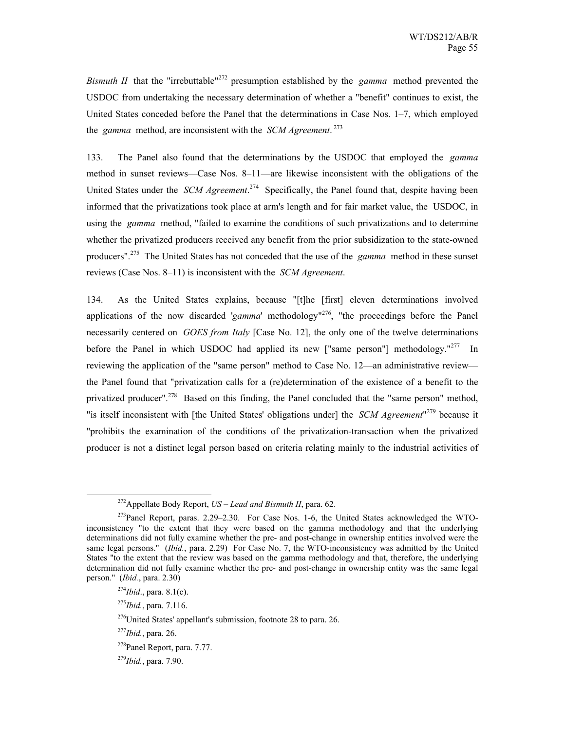*Bismuth II* that the "irrebuttable"[272] presumption established by the *gamma* method prevented the USDOC from undertaking the necessary determination of whether a "benefit" continues to exist, the United States conceded before the Panel that the determinations in Case Nos. 1–7, which employed the *gamma* method, are inconsistent with the *SCM Agreement*.[273]

133. The Panel also found that the determinations by the USDOC that employed the *gamma* method in sunset reviews—Case Nos. 8–11—are likewise inconsistent with the obligations of the United States under the *SCM Agreement*.[274] Specifically, the Panel found that, despite having been informed that the privatizations took place at arm's length and for fair market value, the USDOC, in using the *gamma* method, "failed to examine the conditions of such privatizations and to determine whether the privatized producers received any benefit from the prior subsidization to the state-owned producers".[275] The United States has not conceded that the use of the *gamma* method in these sunset reviews (Case Nos. 8–11) is inconsistent with the *SCM Agreement*.

134. As the United States explains, because "[t]he [first] eleven determinations involved applications of the now discarded '*gamma*' methodology"[276], "the proceedings before the Panel necessarily centered on *GOES from Italy* [Case No. 12], the only one of the twelve determinations before the Panel in which USDOC had applied its new ["same person"] methodology."[277] In reviewing the application of the "same person" method to Case No. 12—an administrative review—the Panel found that "privatization calls for a (re)determination of the existence of a benefit to the privatized producer".[278] Based on this finding, the Panel concluded that the "same person" method, "is itself inconsistent with [the United States' obligations under] the *SCM Agreement*"[279] because it "prohibits the examination of the conditions of the privatization-transaction when the privatized producer is not a distinct legal person based on criteria relating mainly to the industrial activities of

---

[272] Appellate Body Report, *US – Lead and Bismuth II*, para. 62.

[273] Panel Report, paras. 2.29–2.30. For Case Nos. 1-6, the United States acknowledged the WTO-inconsistency "to the extent that they were based on the gamma methodology and that the underlying determinations did not fully examine whether the pre- and post-change in ownership entities involved were the same legal persons." (*Ibid.*, para. 2.29) For Case No. 7, the WTO-inconsistency was admitted by the United States "to the extent that the review was based on the gamma methodology and that, therefore, the underlying determination did not fully examine whether the pre- and post-change in ownership entity was the same legal person." (*Ibid.*, para. 2.30)

[274] *Ibid.*, para. 8.1(c).

[275] *Ibid.*, para. 7.116.

[276] United States' appellant's submission, footnote 28 to para. 26.

[277] *Ibid.*, para. 26.

[278] Panel Report, para. 7.77.

[279] *Ibid.*, para. 7.90.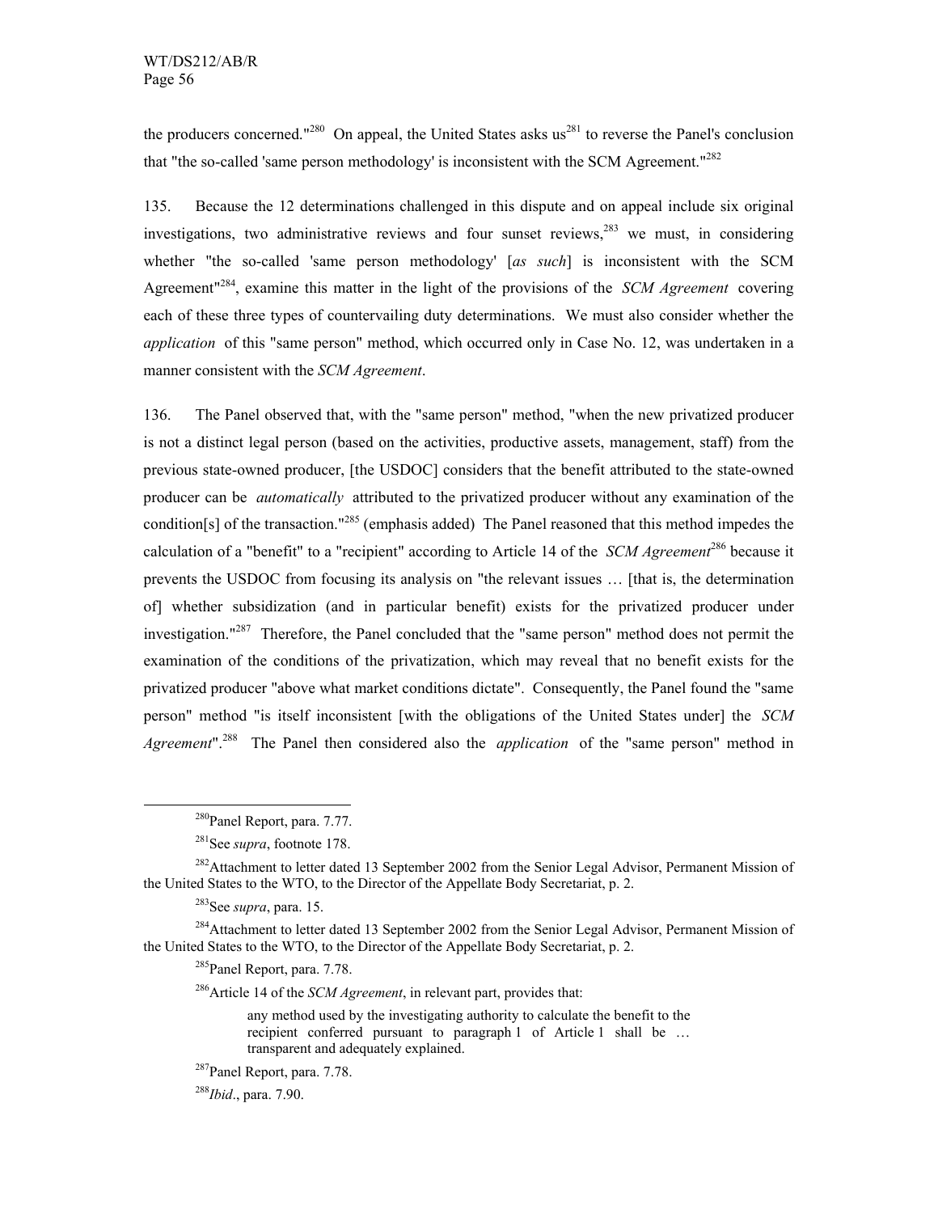the producers concerned."[280] On appeal, the United States asks us[281] to reverse the Panel's conclusion that "the so-called 'same person methodology' is inconsistent with the SCM Agreement."[282]

135. Because the 12 determinations challenged in this dispute and on appeal include six original investigations, two administrative reviews and four sunset reviews,[283] we must, in considering whether "the so-called 'same person methodology' [*as such*] is inconsistent with the SCM Agreement"[284], examine this matter in the light of the provisions of the *SCM Agreement* covering each of these three types of countervailing duty determinations. We must also consider whether the *application* of this "same person" method, which occurred only in Case No. 12, was undertaken in a manner consistent with the *SCM Agreement*.

136. The Panel observed that, with the "same person" method, "when the new privatized producer is not a distinct legal person (based on the activities, productive assets, management, staff) from the previous state-owned producer, [the USDOC] considers that the benefit attributed to the state-owned producer can be *automatically* attributed to the privatized producer without any examination of the condition[s] of the transaction."[285] (emphasis added) The Panel reasoned that this method impedes the calculation of a "benefit" to a "recipient" according to Article 14 of the *SCM Agreement*[286] because it prevents the USDOC from focusing its analysis on "the relevant issues … [that is, the determination of] whether subsidization (and in particular benefit) exists for the privatized producer under investigation."[287] Therefore, the Panel concluded that the "same person" method does not permit the examination of the conditions of the privatization, which may reveal that no benefit exists for the privatized producer "above what market conditions dictate". Consequently, the Panel found the "same person" method "is itself inconsistent [with the obligations of the United States under] the *SCM Agreement*".[288] The Panel then considered also the *application* of the "same person" method in

---

[280] Panel Report, para. 7.77.

[281] See *supra*, footnote 178.

[282] Attachment to letter dated 13 September 2002 from the Senior Legal Advisor, Permanent Mission of the United States to the WTO, to the Director of the Appellate Body Secretariat, p. 2.

[283] See *supra*, para. 15.

[284] Attachment to letter dated 13 September 2002 from the Senior Legal Advisor, Permanent Mission of the United States to the WTO, to the Director of the Appellate Body Secretariat, p. 2.

[285] Panel Report, para. 7.78.

[286] Article 14 of the *SCM Agreement*, in relevant part, provides that:

> any method used by the investigating authority to calculate the benefit to the recipient conferred pursuant to paragraph 1 of Article 1 shall be … transparent and adequately explained.

[287] Panel Report, para. 7.78.

[288] *Ibid*., para. 7.90.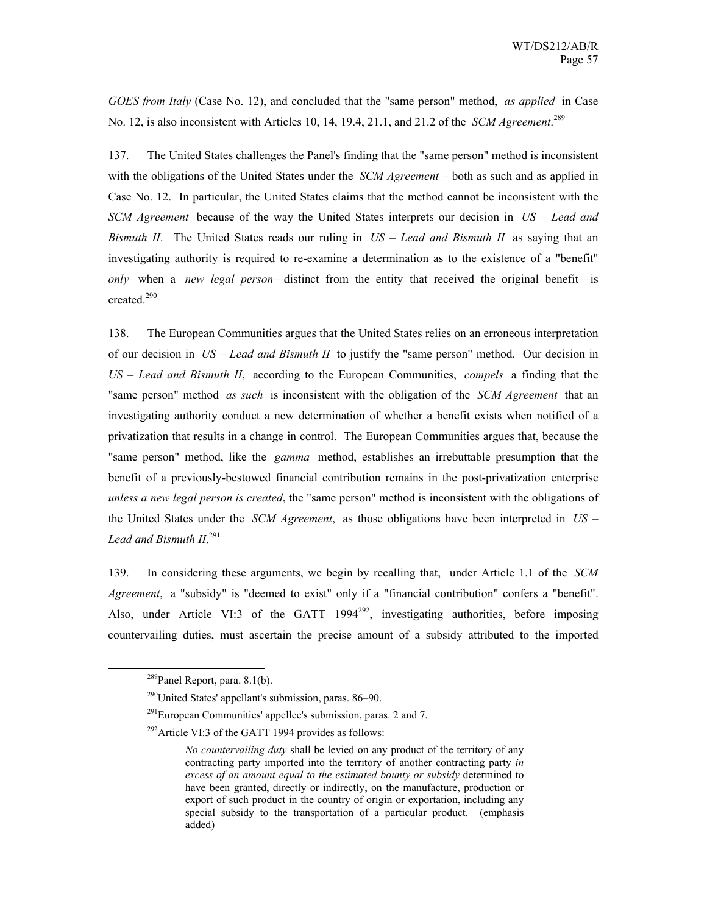*GOES from Italy* (Case No. 12), and concluded that the "same person" method, *as applied* in Case No. 12, is also inconsistent with Articles 10, 14, 19.4, 21.1, and 21.2 of the *SCM Agreement*.[289]

137. The United States challenges the Panel's finding that the "same person" method is inconsistent with the obligations of the United States under the *SCM Agreement* – both as such and as applied in Case No. 12. In particular, the United States claims that the method cannot be inconsistent with the *SCM Agreement* because of the way the United States interprets our decision in *US – Lead and Bismuth II*. The United States reads our ruling in *US – Lead and Bismuth II* as saying that an investigating authority is required to re-examine a determination as to the existence of a "benefit" *only* when a *new legal person*—distinct from the entity that received the original benefit—is created.[290]

138. The European Communities argues that the United States relies on an erroneous interpretation of our decision in *US – Lead and Bismuth II* to justify the "same person" method. Our decision in *US – Lead and Bismuth II*, according to the European Communities, *compels* a finding that the "same person" method *as such* is inconsistent with the obligation of the *SCM Agreement* that an investigating authority conduct a new determination of whether a benefit exists when notified of a privatization that results in a change in control. The European Communities argues that, because the "same person" method, like the *gamma* method, establishes an irrebuttable presumption that the benefit of a previously-bestowed financial contribution remains in the post-privatization enterprise *unless a new legal person is created*, the "same person" method is inconsistent with the obligations of the United States under the *SCM Agreement*, as those obligations have been interpreted in *US – Lead and Bismuth II*.[291]

139. In considering these arguments, we begin by recalling that, under Article 1.1 of the *SCM Agreement*, a "subsidy" is "deemed to exist" only if a "financial contribution" confers a "benefit". Also, under Article VI:3 of the GATT 1994[292], investigating authorities, before imposing countervailing duties, must ascertain the precise amount of a subsidy attributed to the imported

---

[289] Panel Report, para. 8.1(b).

[290] United States' appellant's submission, paras. 86–90.

[291] European Communities' appellee's submission, paras. 2 and 7.

[292] Article VI:3 of the GATT 1994 provides as follows:

> *No countervailing duty* shall be levied on any product of the territory of any contracting party imported into the territory of another contracting party *in excess of an amount equal to the estimated bounty or subsidy* determined to have been granted, directly or indirectly, on the manufacture, production or export of such product in the country of origin or exportation, including any special subsidy to the transportation of a particular product. (emphasis added)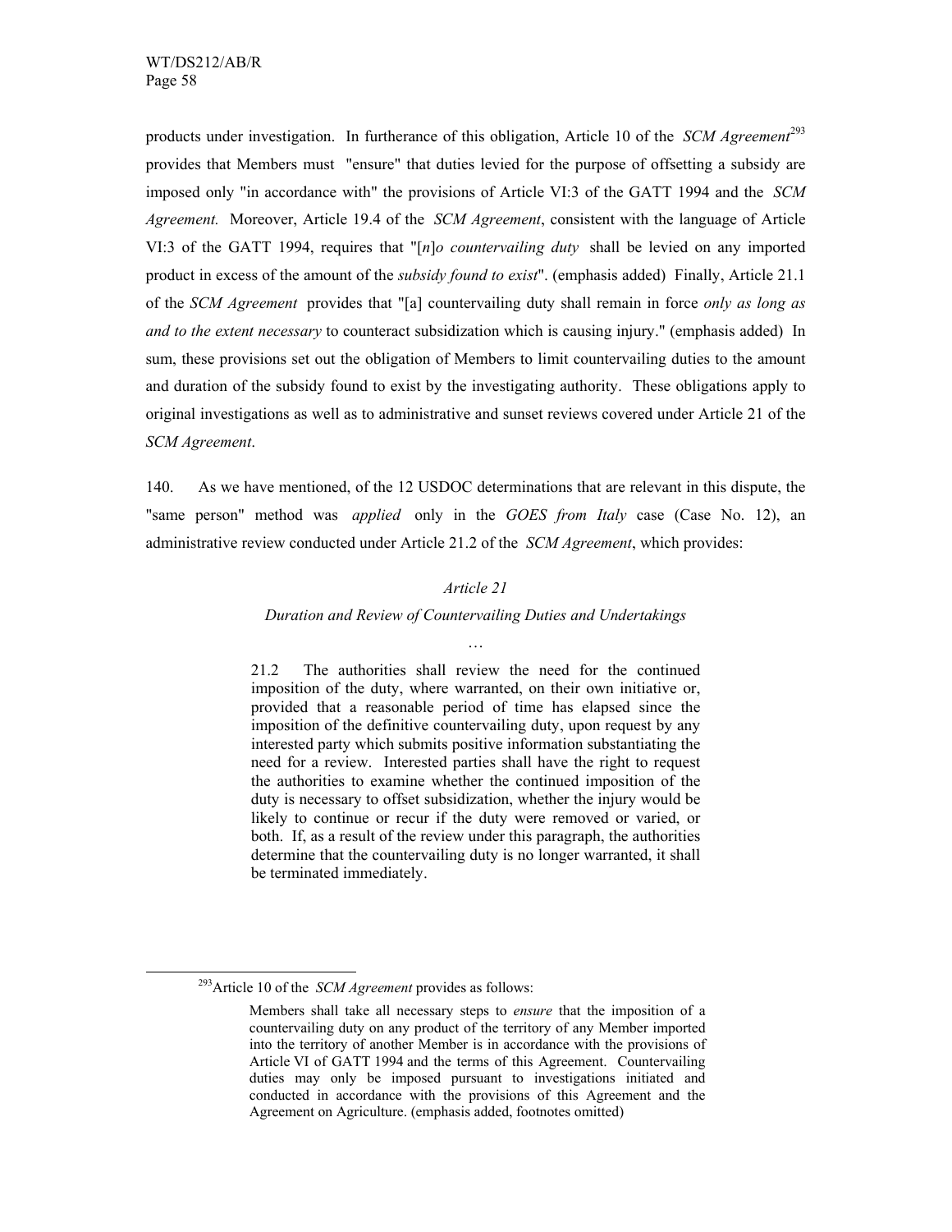products under investigation. In furtherance of this obligation, Article 10 of the *SCM Agreement*[293] provides that Members must "ensure" that duties levied for the purpose of offsetting a subsidy are imposed only "in accordance with" the provisions of Article VI:3 of the GATT 1994 and the *SCM Agreement.* Moreover, Article 19.4 of the *SCM Agreement*, consistent with the language of Article VI:3 of the GATT 1994, requires that "[*n*]*o countervailing duty* shall be levied on any imported product in excess of the amount of the *subsidy found to exist*". (emphasis added) Finally, Article 21.1 of the *SCM Agreement* provides that "[a] countervailing duty shall remain in force *only as long as and to the extent necessary* to counteract subsidization which is causing injury." (emphasis added) In sum, these provisions set out the obligation of Members to limit countervailing duties to the amount and duration of the subsidy found to exist by the investigating authority. These obligations apply to original investigations as well as to administrative and sunset reviews covered under Article 21 of the *SCM Agreement*.

140. As we have mentioned, of the 12 USDOC determinations that are relevant in this dispute, the "same person" method was *applied* only in the *GOES from Italy* case (Case No. 12), an administrative review conducted under Article 21.2 of the *SCM Agreement*, which provides:

> *Article 21*
>
> *Duration and Review of Countervailing Duties and Undertakings*
>
> …
>
> 21.2 The authorities shall review the need for the continued imposition of the duty, where warranted, on their own initiative or, provided that a reasonable period of time has elapsed since the imposition of the definitive countervailing duty, upon request by any interested party which submits positive information substantiating the need for a review. Interested parties shall have the right to request the authorities to examine whether the continued imposition of the duty is necessary to offset subsidization, whether the injury would be likely to continue or recur if the duty were removed or varied, or both. If, as a result of the review under this paragraph, the authorities determine that the countervailing duty is no longer warranted, it shall be terminated immediately.

---

[293] Article 10 of the *SCM Agreement* provides as follows:

> Members shall take all necessary steps to *ensure* that the imposition of a countervailing duty on any product of the territory of any Member imported into the territory of another Member is in accordance with the provisions of Article VI of GATT 1994 and the terms of this Agreement. Countervailing duties may only be imposed pursuant to investigations initiated and conducted in accordance with the provisions of this Agreement and the Agreement on Agriculture. (emphasis added, footnotes omitted)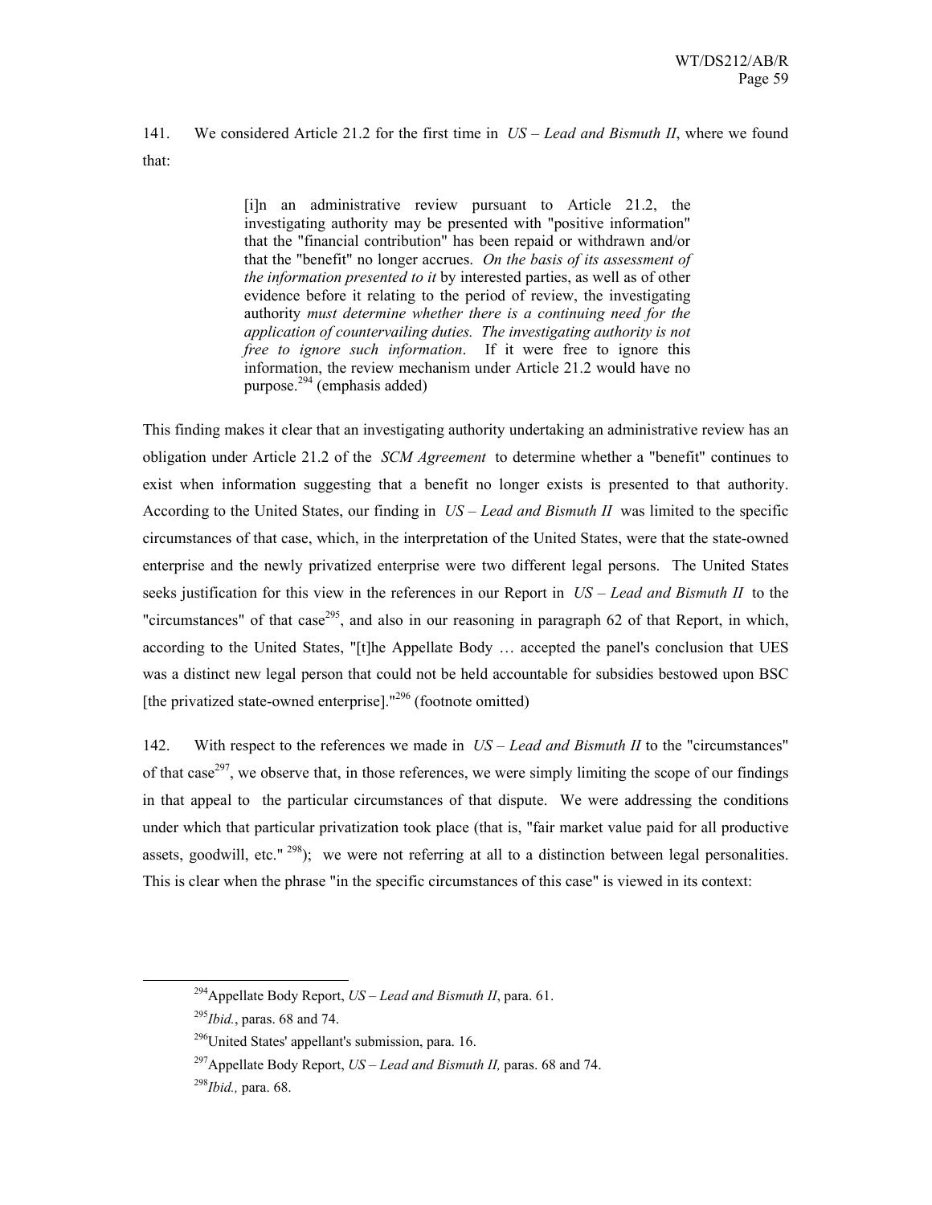141. We considered Article 21.2 for the first time in *US – Lead and Bismuth II*, where we found that:

> [i]n an administrative review pursuant to Article 21.2, the investigating authority may be presented with "positive information" that the "financial contribution" has been repaid or withdrawn and/or that the "benefit" no longer accrues. *On the basis of its assessment of the information presented to it* by interested parties, as well as of other evidence before it relating to the period of review, the investigating authority *must determine whether there is a continuing need for the application of countervailing duties. The investigating authority is not free to ignore such information*. If it were free to ignore this information, the review mechanism under Article 21.2 would have no purpose.[294] (emphasis added)

This finding makes it clear that an investigating authority undertaking an administrative review has an obligation under Article 21.2 of the *SCM Agreement* to determine whether a "benefit" continues to exist when information suggesting that a benefit no longer exists is presented to that authority. According to the United States, our finding in *US – Lead and Bismuth II* was limited to the specific circumstances of that case, which, in the interpretation of the United States, were that the state-owned enterprise and the newly privatized enterprise were two different legal persons. The United States seeks justification for this view in the references in our Report in *US – Lead and Bismuth II* to the "circumstances" of that case[295], and also in our reasoning in paragraph 62 of that Report, in which, according to the United States, "[t]he Appellate Body … accepted the panel's conclusion that UES was a distinct new legal person that could not be held accountable for subsidies bestowed upon BSC [the privatized state-owned enterprise]."[296] (footnote omitted)

142. With respect to the references we made in *US – Lead and Bismuth II* to the "circumstances" of that case[297], we observe that, in those references, we were simply limiting the scope of our findings in that appeal to the particular circumstances of that dispute. We were addressing the conditions under which that particular privatization took place (that is, "fair market value paid for all productive assets, goodwill, etc." [298]); we were not referring at all to a distinction between legal personalities. This is clear when the phrase "in the specific circumstances of this case" is viewed in its context:

---

[294] Appellate Body Report, *US – Lead and Bismuth II*, para. 61.

[295] *Ibid.*, paras. 68 and 74.

[296] United States' appellant's submission, para. 16.

[297] Appellate Body Report, *US – Lead and Bismuth II,* paras. 68 and 74.

[298] *Ibid.,* para. 68.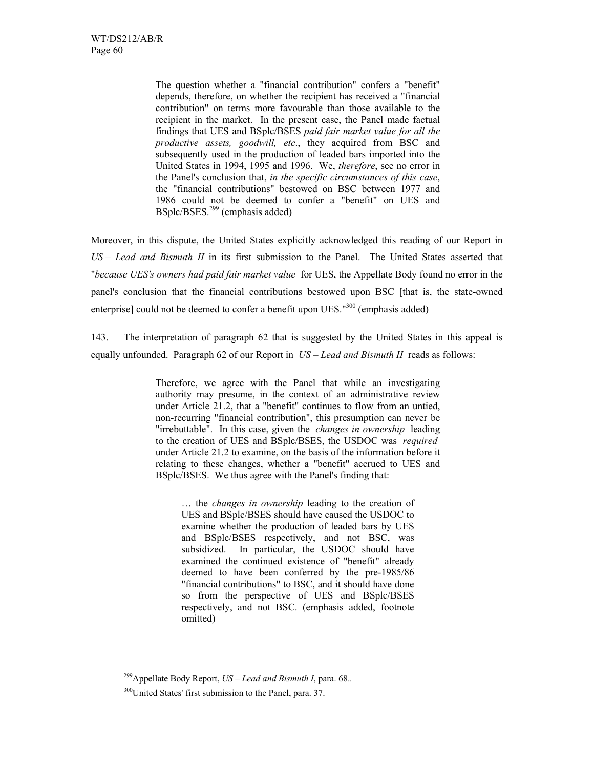> The question whether a "financial contribution" confers a "benefit" depends, therefore, on whether the recipient has received a "financial contribution" on terms more favourable than those available to the recipient in the market. In the present case, the Panel made factual findings that UES and BSplc/BSES *paid fair market value for all the productive assets, goodwill, etc*., they acquired from BSC and subsequently used in the production of leaded bars imported into the United States in 1994, 1995 and 1996. We, *therefore*, see no error in the Panel's conclusion that, *in the specific circumstances of this case*, the "financial contributions" bestowed on BSC between 1977 and 1986 could not be deemed to confer a "benefit" on UES and BSplc/BSES.[299] (emphasis added)

Moreover, in this dispute, the United States explicitly acknowledged this reading of our Report in *US – Lead and Bismuth II* in its first submission to the Panel. The United States asserted that "*because UES's owners had paid fair market value* for UES, the Appellate Body found no error in the panel's conclusion that the financial contributions bestowed upon BSC [that is, the state-owned enterprise] could not be deemed to confer a benefit upon UES."[300] (emphasis added)

143. The interpretation of paragraph 62 that is suggested by the United States in this appeal is equally unfounded. Paragraph 62 of our Report in *US – Lead and Bismuth II* reads as follows:

> Therefore, we agree with the Panel that while an investigating authority may presume, in the context of an administrative review under Article 21.2, that a "benefit" continues to flow from an untied, non-recurring "financial contribution", this presumption can never be "irrebuttable". In this case, given the *changes in ownership* leading to the creation of UES and BSplc/BSES, the USDOC was *required* under Article 21.2 to examine, on the basis of the information before it relating to these changes, whether a "benefit" accrued to UES and BSplc/BSES. We thus agree with the Panel's finding that:
>
> > … the *changes in ownership* leading to the creation of UES and BSplc/BSES should have caused the USDOC to examine whether the production of leaded bars by UES and BSplc/BSES respectively, and not BSC, was subsidized. In particular, the USDOC should have examined the continued existence of "benefit" already deemed to have been conferred by the pre-1985/86 "financial contributions" to BSC, and it should have done so from the perspective of UES and BSplc/BSES respectively, and not BSC. (emphasis added, footnote omitted)

---

[299] Appellate Body Report, *US – Lead and Bismuth I*, para. 68..

[300] United States' first submission to the Panel, para. 37.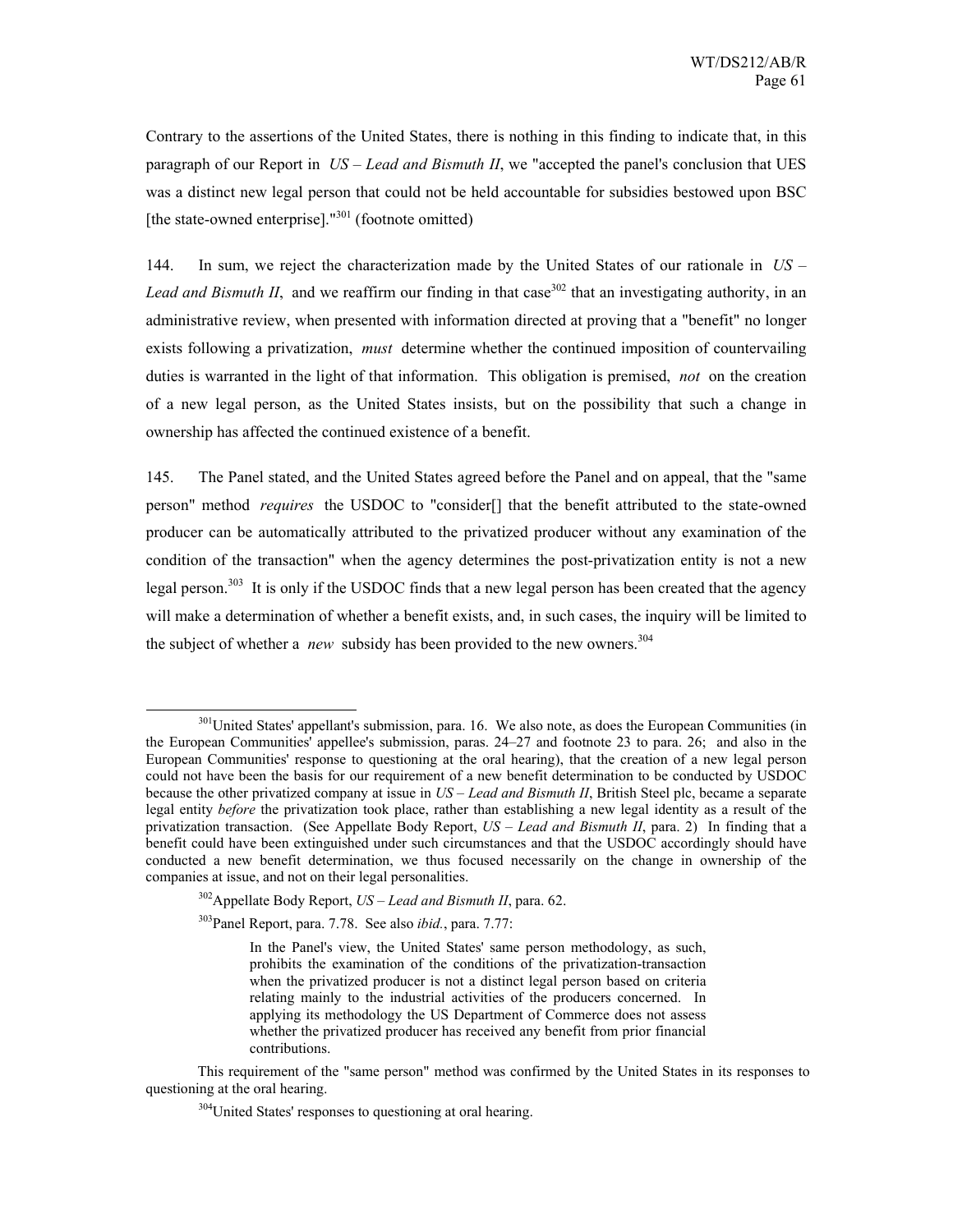Contrary to the assertions of the United States, there is nothing in this finding to indicate that, in this paragraph of our Report in *US – Lead and Bismuth II*, we "accepted the panel's conclusion that UES was a distinct new legal person that could not be held accountable for subsidies bestowed upon BSC [the state-owned enterprise]."[301] (footnote omitted)

144. In sum, we reject the characterization made by the United States of our rationale in *US – Lead and Bismuth II*, and we reaffirm our finding in that case[302] that an investigating authority, in an administrative review, when presented with information directed at proving that a "benefit" no longer exists following a privatization, *must* determine whether the continued imposition of countervailing duties is warranted in the light of that information. This obligation is premised, *not* on the creation of a new legal person, as the United States insists, but on the possibility that such a change in ownership has affected the continued existence of a benefit.

145. The Panel stated, and the United States agreed before the Panel and on appeal, that the "same person" method *requires* the USDOC to "consider[] that the benefit attributed to the state-owned producer can be automatically attributed to the privatized producer without any examination of the condition of the transaction" when the agency determines the post-privatization entity is not a new legal person.[303] It is only if the USDOC finds that a new legal person has been created that the agency will make a determination of whether a benefit exists, and, in such cases, the inquiry will be limited to the subject of whether a *new* subsidy has been provided to the new owners.[304]

---

[301] United States' appellant's submission, para. 16. We also note, as does the European Communities (in the European Communities' appellee's submission, paras. 24–27 and footnote 23 to para. 26; and also in the European Communities' response to questioning at the oral hearing), that the creation of a new legal person could not have been the basis for our requirement of a new benefit determination to be conducted by USDOC because the other privatized company at issue in *US – Lead and Bismuth II*, British Steel plc, became a separate legal entity *before* the privatization took place, rather than establishing a new legal identity as a result of the privatization transaction. (See Appellate Body Report, *US – Lead and Bismuth II*, para. 2) In finding that a benefit could have been extinguished under such circumstances and that the USDOC accordingly should have conducted a new benefit determination, we thus focused necessarily on the change in ownership of the companies at issue, and not on their legal personalities.

[302] Appellate Body Report, *US – Lead and Bismuth II*, para. 62.

[303] Panel Report, para. 7.78. See also *ibid.*, para. 7.77:

> In the Panel's view, the United States' same person methodology, as such, prohibits the examination of the conditions of the privatization-transaction when the privatized producer is not a distinct legal person based on criteria relating mainly to the industrial activities of the producers concerned. In applying its methodology the US Department of Commerce does not assess whether the privatized producer has received any benefit from prior financial contributions.

This requirement of the "same person" method was confirmed by the United States in its responses to questioning at the oral hearing.

[304] United States' responses to questioning at oral hearing.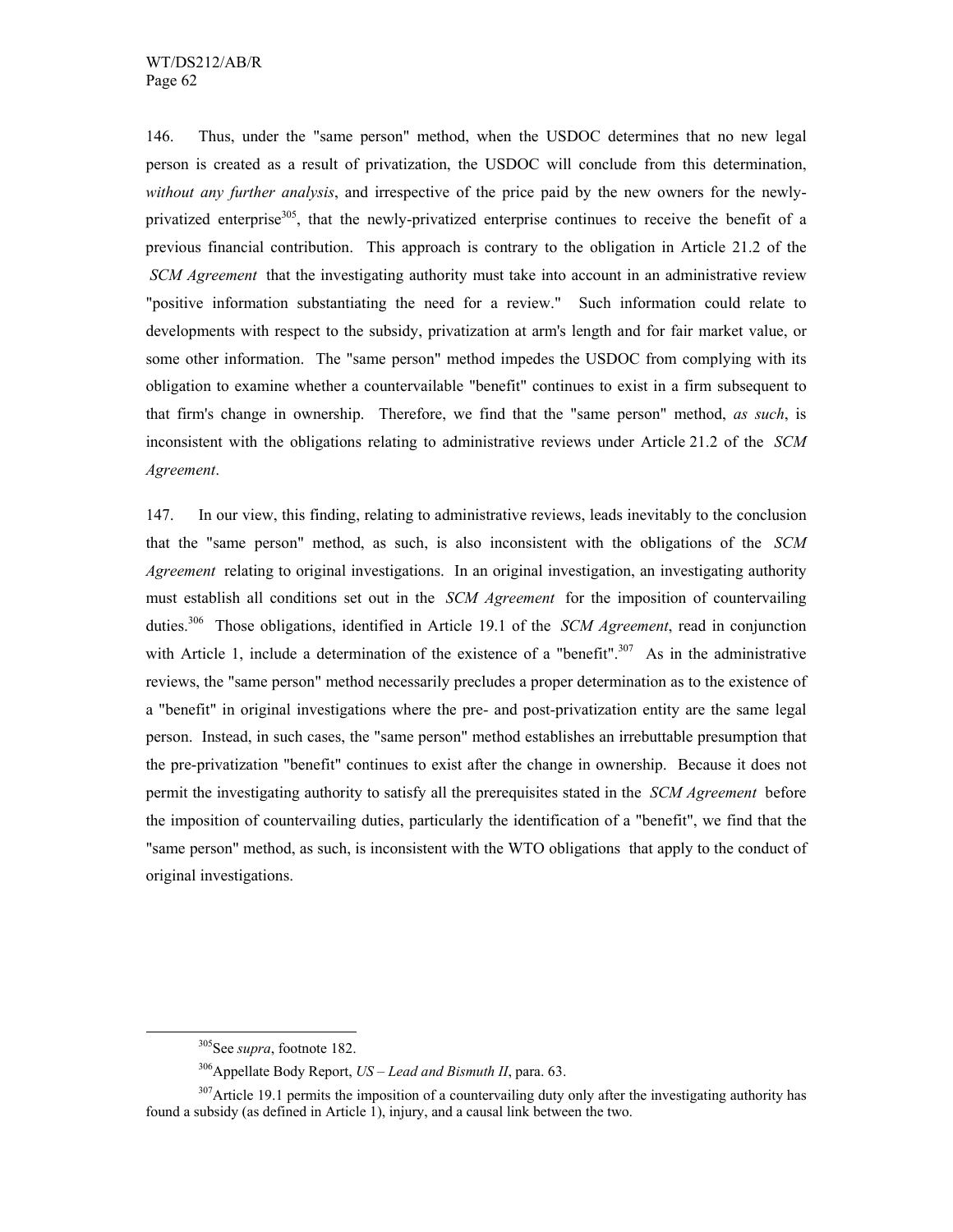146. Thus, under the "same person" method, when the USDOC determines that no new legal person is created as a result of privatization, the USDOC will conclude from this determination, *without any further analysis*, and irrespective of the price paid by the new owners for the newly-privatized enterprise[305], that the newly-privatized enterprise continues to receive the benefit of a previous financial contribution. This approach is contrary to the obligation in Article 21.2 of the *SCM Agreement* that the investigating authority must take into account in an administrative review "positive information substantiating the need for a review." Such information could relate to developments with respect to the subsidy, privatization at arm's length and for fair market value, or some other information. The "same person" method impedes the USDOC from complying with its obligation to examine whether a countervailable "benefit" continues to exist in a firm subsequent to that firm's change in ownership. Therefore, we find that the "same person" method, *as such*, is inconsistent with the obligations relating to administrative reviews under Article 21.2 of the *SCM Agreement*.

147. In our view, this finding, relating to administrative reviews, leads inevitably to the conclusion that the "same person" method, as such, is also inconsistent with the obligations of the *SCM Agreement* relating to original investigations. In an original investigation, an investigating authority must establish all conditions set out in the *SCM Agreement* for the imposition of countervailing duties.[306] Those obligations, identified in Article 19.1 of the *SCM Agreement*, read in conjunction with Article 1, include a determination of the existence of a "benefit".[307] As in the administrative reviews, the "same person" method necessarily precludes a proper determination as to the existence of a "benefit" in original investigations where the pre- and post-privatization entity are the same legal person. Instead, in such cases, the "same person" method establishes an irrebuttable presumption that the pre-privatization "benefit" continues to exist after the change in ownership. Because it does not permit the investigating authority to satisfy all the prerequisites stated in the *SCM Agreement* before the imposition of countervailing duties, particularly the identification of a "benefit", we find that the "same person" method, as such, is inconsistent with the WTO obligations that apply to the conduct of original investigations.

---

[305] See *supra*, footnote 182.

[306] Appellate Body Report, *US – Lead and Bismuth II*, para. 63.

[307] Article 19.1 permits the imposition of a countervailing duty only after the investigating authority has found a subsidy (as defined in Article 1), injury, and a causal link between the two.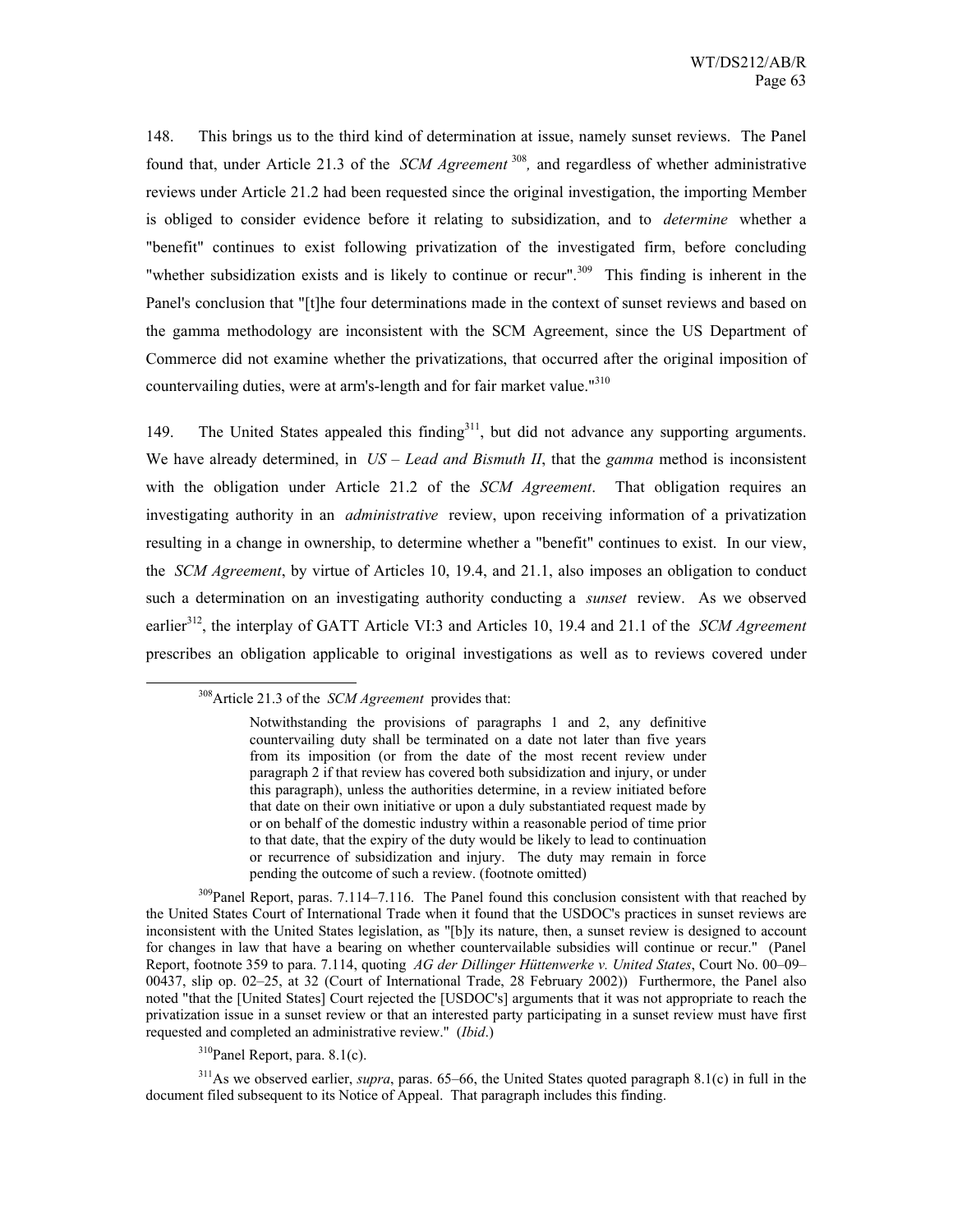148. This brings us to the third kind of determination at issue, namely sunset reviews. The Panel found that, under Article 21.3 of the *SCM Agreement*[308], and regardless of whether administrative reviews under Article 21.2 had been requested since the original investigation, the importing Member is obliged to consider evidence before it relating to subsidization, and to *determine* whether a "benefit" continues to exist following privatization of the investigated firm, before concluding "whether subsidization exists and is likely to continue or recur".[309] This finding is inherent in the Panel's conclusion that "[t]he four determinations made in the context of sunset reviews and based on the gamma methodology are inconsistent with the SCM Agreement, since the US Department of Commerce did not examine whether the privatizations, that occurred after the original imposition of countervailing duties, were at arm's-length and for fair market value."[310]

149. The United States appealed this finding[311], but did not advance any supporting arguments. We have already determined, in *US – Lead and Bismuth II*, that the *gamma* method is inconsistent with the obligation under Article 21.2 of the *SCM Agreement*. That obligation requires an investigating authority in an *administrative* review, upon receiving information of a privatization resulting in a change in ownership, to determine whether a "benefit" continues to exist. In our view, the *SCM Agreement*, by virtue of Articles 10, 19.4, and 21.1, also imposes an obligation to conduct such a determination on an investigating authority conducting a *sunset* review. As we observed earlier[312], the interplay of GATT Article VI:3 and Articles 10, 19.4 and 21.1 of the *SCM Agreement* prescribes an obligation applicable to original investigations as well as to reviews covered under

---

[308] Article 21.3 of the *SCM Agreement* provides that:

> Notwithstanding the provisions of paragraphs 1 and 2, any definitive countervailing duty shall be terminated on a date not later than five years from its imposition (or from the date of the most recent review under paragraph 2 if that review has covered both subsidization and injury, or under this paragraph), unless the authorities determine, in a review initiated before that date on their own initiative or upon a duly substantiated request made by or on behalf of the domestic industry within a reasonable period of time prior to that date, that the expiry of the duty would be likely to lead to continuation or recurrence of subsidization and injury. The duty may remain in force pending the outcome of such a review. (footnote omitted)

[309] Panel Report, paras. 7.114–7.116. The Panel found this conclusion consistent with that reached by the United States Court of International Trade when it found that the USDOC's practices in sunset reviews are inconsistent with the United States legislation, as "[b]y its nature, then, a sunset review is designed to account for changes in law that have a bearing on whether countervailable subsidies will continue or recur." (Panel Report, footnote 359 to para. 7.114, quoting *AG der Dillinger Hüttenwerke v. United States*, Court No. 00–09–00437, slip op. 02–25, at 32 (Court of International Trade, 28 February 2002)) Furthermore, the Panel also noted "that the [United States] Court rejected the [USDOC's] arguments that it was not appropriate to reach the privatization issue in a sunset review or that an interested party participating in a sunset review must have first requested and completed an administrative review." (*Ibid*.)

[310] Panel Report, para. 8.1(c).

[311] As we observed earlier, *supra*, paras. 65–66, the United States quoted paragraph 8.1(c) in full in the document filed subsequent to its Notice of Appeal. That paragraph includes this finding.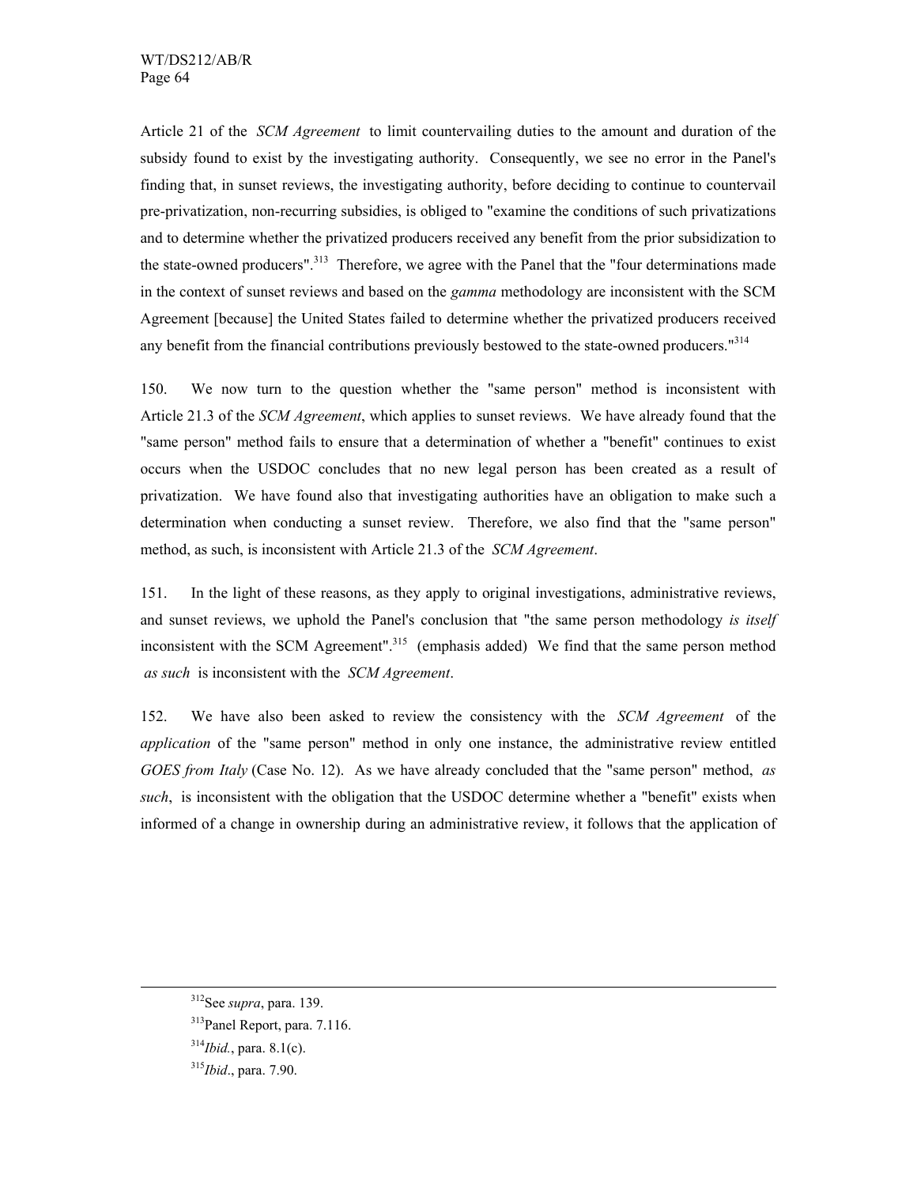Article 21 of the *SCM Agreement* to limit countervailing duties to the amount and duration of the subsidy found to exist by the investigating authority. Consequently, we see no error in the Panel's finding that, in sunset reviews, the investigating authority, before deciding to continue to countervail pre-privatization, non-recurring subsidies, is obliged to "examine the conditions of such privatizations and to determine whether the privatized producers received any benefit from the prior subsidization to the state-owned producers".[313] Therefore, we agree with the Panel that the "four determinations made in the context of sunset reviews and based on the *gamma* methodology are inconsistent with the SCM Agreement [because] the United States failed to determine whether the privatized producers received any benefit from the financial contributions previously bestowed to the state-owned producers."[314]

150. We now turn to the question whether the "same person" method is inconsistent with Article 21.3 of the *SCM Agreement*, which applies to sunset reviews. We have already found that the "same person" method fails to ensure that a determination of whether a "benefit" continues to exist occurs when the USDOC concludes that no new legal person has been created as a result of privatization. We have found also that investigating authorities have an obligation to make such a determination when conducting a sunset review. Therefore, we also find that the "same person" method, as such, is inconsistent with Article 21.3 of the *SCM Agreement*.

151. In the light of these reasons, as they apply to original investigations, administrative reviews, and sunset reviews, we uphold the Panel's conclusion that "the same person methodology *is itself* inconsistent with the SCM Agreement".[315] (emphasis added) We find that the same person method *as such* is inconsistent with the *SCM Agreement*.

152. We have also been asked to review the consistency with the *SCM Agreement* of the *application* of the "same person" method in only one instance, the administrative review entitled *GOES from Italy* (Case No. 12). As we have already concluded that the "same person" method, *as such*, is inconsistent with the obligation that the USDOC determine whether a "benefit" exists when informed of a change in ownership during an administrative review, it follows that the application of

---

[312] See *supra*, para. 139.

[313] Panel Report, para. 7.116.

[314] *Ibid.*, para. 8.1(c).

[315] *Ibid*., para. 7.90.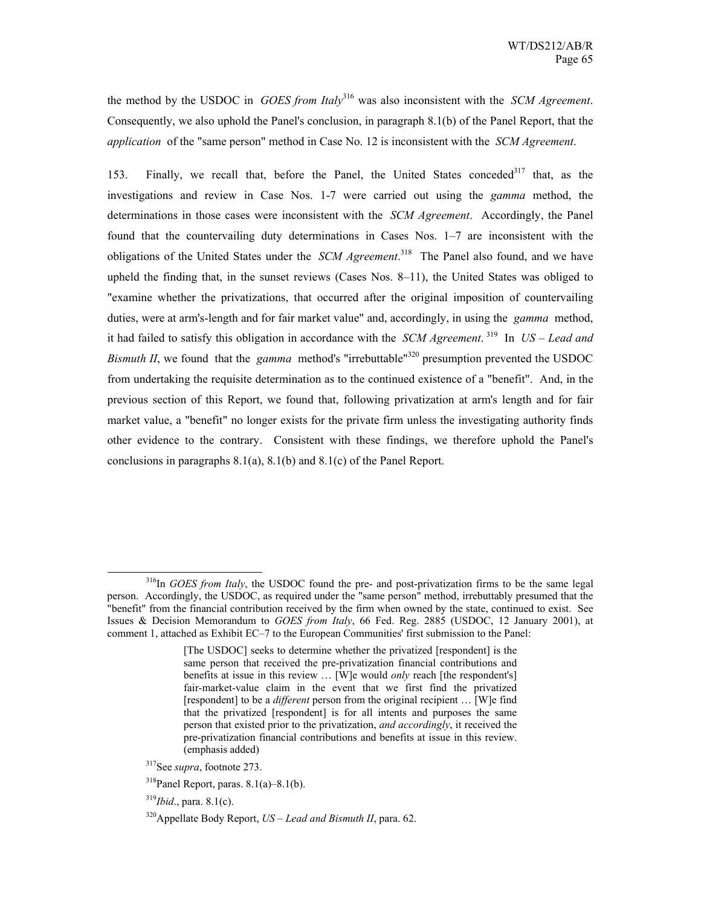the method by the USDOC in *GOES from Italy*[316] was also inconsistent with the *SCM Agreement*. Consequently, we also uphold the Panel's conclusion, in paragraph 8.1(b) of the Panel Report, that the *application* of the "same person" method in Case No. 12 is inconsistent with the *SCM Agreement*.

153. Finally, we recall that, before the Panel, the United States conceded[317] that, as the investigations and review in Case Nos. 1-7 were carried out using the *gamma* method, the determinations in those cases were inconsistent with the *SCM Agreement*. Accordingly, the Panel found that the countervailing duty determinations in Cases Nos. 1–7 are inconsistent with the obligations of the United States under the *SCM Agreement*.[318] The Panel also found, and we have upheld the finding that, in the sunset reviews (Cases Nos. 8–11), the United States was obliged to "examine whether the privatizations, that occurred after the original imposition of countervailing duties, were at arm's-length and for fair market value" and, accordingly, in using the *gamma* method, it had failed to satisfy this obligation in accordance with the *SCM Agreement*.[319] In *US – Lead and Bismuth II*, we found that the *gamma* method's "irrebuttable"[320] presumption prevented the USDOC from undertaking the requisite determination as to the continued existence of a "benefit". And, in the previous section of this Report, we found that, following privatization at arm's length and for fair market value, a "benefit" no longer exists for the private firm unless the investigating authority finds other evidence to the contrary. Consistent with these findings, we therefore uphold the Panel's conclusions in paragraphs 8.1(a), 8.1(b) and 8.1(c) of the Panel Report.

---

[316]In *GOES from Italy*, the USDOC found the pre- and post-privatization firms to be the same legal person. Accordingly, the USDOC, as required under the "same person" method, irrebuttably presumed that the "benefit" from the financial contribution received by the firm when owned by the state, continued to exist. See Issues & Decision Memorandum to *GOES from Italy*, 66 Fed. Reg. 2885 (USDOC, 12 January 2001), at comment 1, attached as Exhibit EC–7 to the European Communities' first submission to the Panel:

> [The USDOC] seeks to determine whether the privatized [respondent] is the same person that received the pre-privatization financial contributions and benefits at issue in this review … [W]e would *only* reach [the respondent's] fair-market-value claim in the event that we first find the privatized [respondent] to be a *different* person from the original recipient … [W]e find that the privatized [respondent] is for all intents and purposes the same person that existed prior to the privatization, *and accordingly*, it received the pre-privatization financial contributions and benefits at issue in this review. (emphasis added)

[317]See *supra*, footnote 273.

[318]Panel Report, paras. 8.1(a)–8.1(b).

[319]*Ibid*., para. 8.1(c).

[320]Appellate Body Report, *US – Lead and Bismuth II*, para. 62.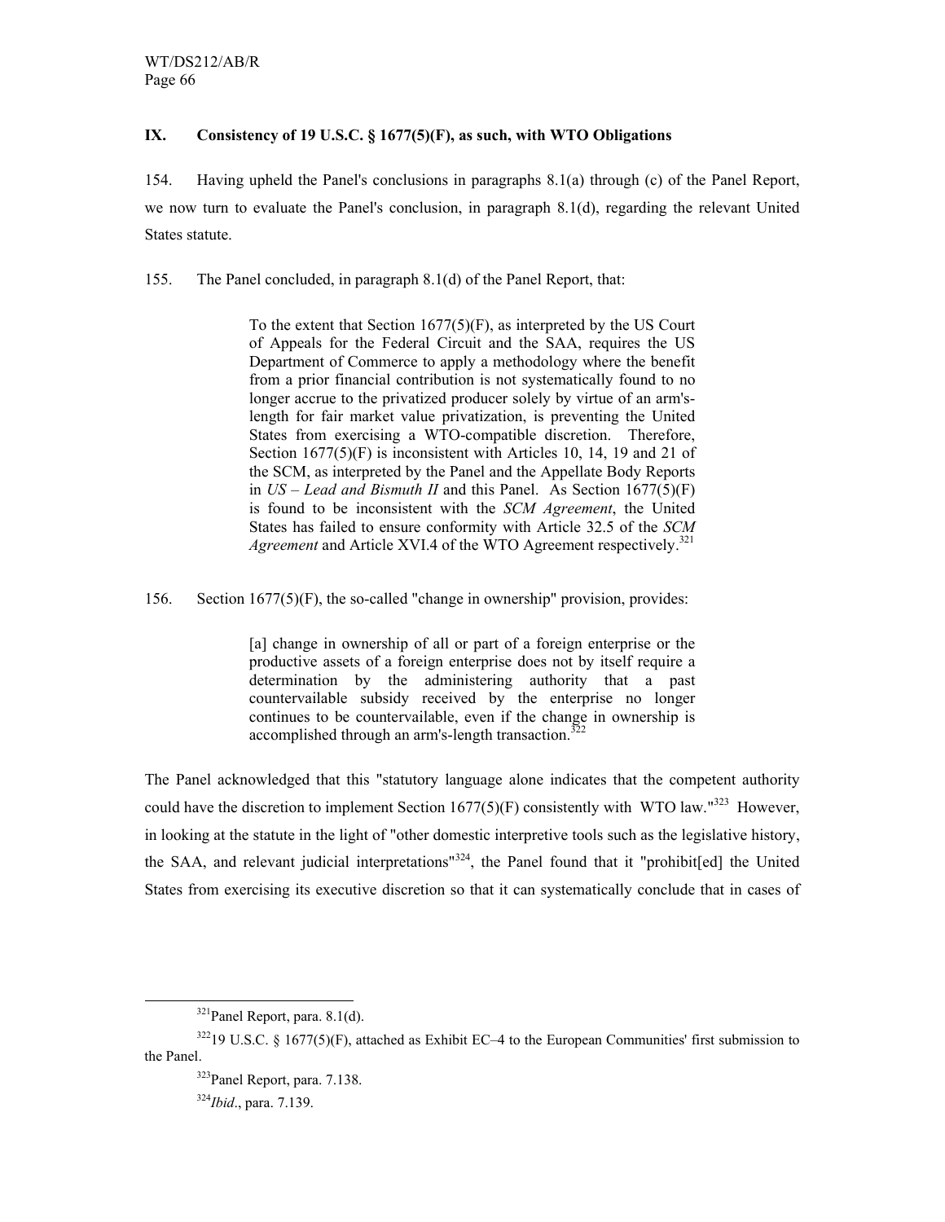## IX. Consistency of 19 U.S.C. § 1677(5)(F), as such, with WTO Obligations

154. Having upheld the Panel's conclusions in paragraphs 8.1(a) through (c) of the Panel Report, we now turn to evaluate the Panel's conclusion, in paragraph 8.1(d), regarding the relevant United States statute.

155. The Panel concluded, in paragraph 8.1(d) of the Panel Report, that:

> To the extent that Section 1677(5)(F), as interpreted by the US Court of Appeals for the Federal Circuit and the SAA, requires the US Department of Commerce to apply a methodology where the benefit from a prior financial contribution is not systematically found to no longer accrue to the privatized producer solely by virtue of an arm's-length for fair market value privatization, is preventing the United States from exercising a WTO-compatible discretion. Therefore, Section 1677(5)(F) is inconsistent with Articles 10, 14, 19 and 21 of the SCM, as interpreted by the Panel and the Appellate Body Reports in *US – Lead and Bismuth II* and this Panel. As Section 1677(5)(F) is found to be inconsistent with the *SCM Agreement*, the United States has failed to ensure conformity with Article 32.5 of the *SCM Agreement* and Article XVI.4 of the WTO Agreement respectively.[321]

156. Section 1677(5)(F), the so-called "change in ownership" provision, provides:

> [a] change in ownership of all or part of a foreign enterprise or the productive assets of a foreign enterprise does not by itself require a determination by the administering authority that a past countervailable subsidy received by the enterprise no longer continues to be countervailable, even if the change in ownership is accomplished through an arm's-length transaction.[322]

The Panel acknowledged that this "statutory language alone indicates that the competent authority could have the discretion to implement Section 1677(5)(F) consistently with WTO law."[323] However, in looking at the statute in the light of "other domestic interpretive tools such as the legislative history, the SAA, and relevant judicial interpretations"[324], the Panel found that it "prohibit[ed] the United States from exercising its executive discretion so that it can systematically conclude that in cases of

---

[321] Panel Report, para. 8.1(d).

[322] 19 U.S.C. § 1677(5)(F), attached as Exhibit EC–4 to the European Communities' first submission to the Panel.

[323] Panel Report, para. 7.138.

[324] *Ibid*., para. 7.139.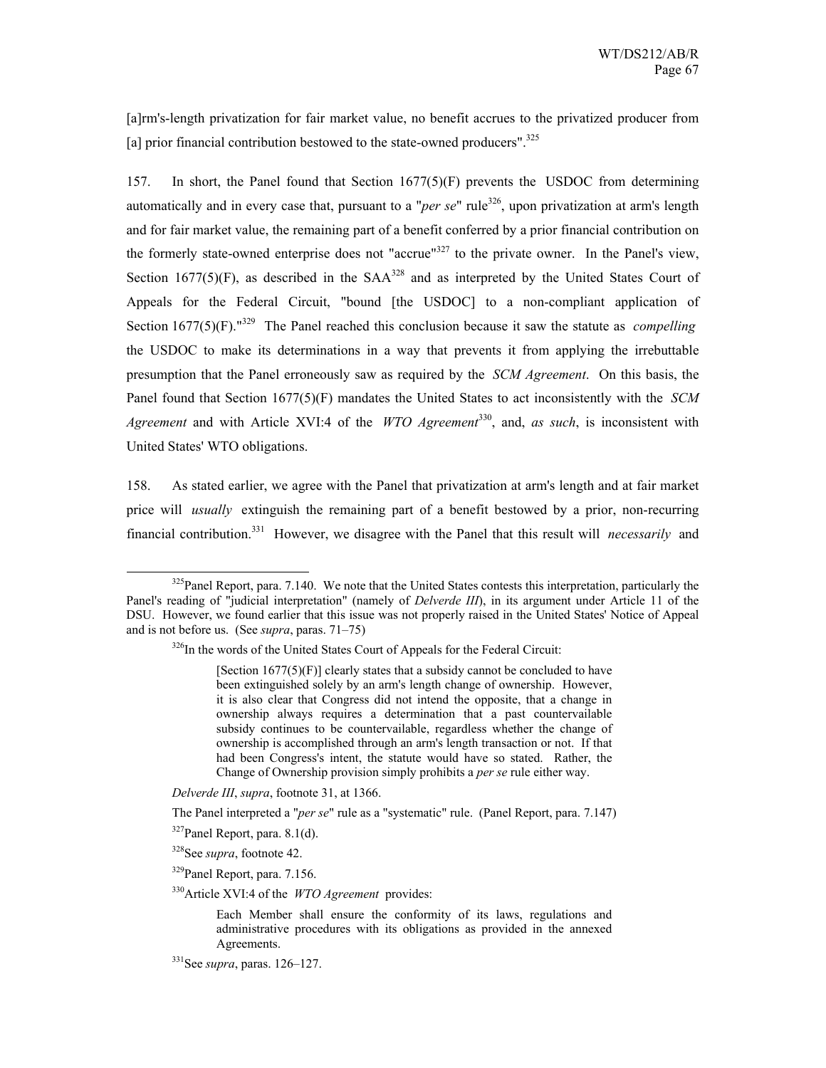[a]rm's-length privatization for fair market value, no benefit accrues to the privatized producer from [a] prior financial contribution bestowed to the state-owned producers".[325]

157. In short, the Panel found that Section 1677(5)(F) prevents the USDOC from determining automatically and in every case that, pursuant to a "*per se*" rule[326], upon privatization at arm's length and for fair market value, the remaining part of a benefit conferred by a prior financial contribution on the formerly state-owned enterprise does not "accrue"[327] to the private owner. In the Panel's view, Section 1677(5)(F), as described in the SAA[328] and as interpreted by the United States Court of Appeals for the Federal Circuit, "bound [the USDOC] to a non-compliant application of Section 1677(5)(F)."[329] The Panel reached this conclusion because it saw the statute as *compelling* the USDOC to make its determinations in a way that prevents it from applying the irrebuttable presumption that the Panel erroneously saw as required by the *SCM Agreement*. On this basis, the Panel found that Section 1677(5)(F) mandates the United States to act inconsistently with the *SCM Agreement* and with Article XVI:4 of the *WTO Agreement*[330], and, *as such*, is inconsistent with United States' WTO obligations.

158. As stated earlier, we agree with the Panel that privatization at arm's length and at fair market price will *usually* extinguish the remaining part of a benefit bestowed by a prior, non-recurring financial contribution.[331] However, we disagree with the Panel that this result will *necessarily* and

---

[325] Panel Report, para. 7.140. We note that the United States contests this interpretation, particularly the Panel's reading of "judicial interpretation" (namely of *Delverde III*), in its argument under Article 11 of the DSU. However, we found earlier that this issue was not properly raised in the United States' Notice of Appeal and is not before us. (See *supra*, paras. 71–75)

[326] In the words of the United States Court of Appeals for the Federal Circuit:

> [Section 1677(5)(F)] clearly states that a subsidy cannot be concluded to have been extinguished solely by an arm's length change of ownership. However, it is also clear that Congress did not intend the opposite, that a change in ownership always requires a determination that a past countervailable subsidy continues to be countervailable, regardless whether the change of ownership is accomplished through an arm's length transaction or not. If that had been Congress's intent, the statute would have so stated. Rather, the Change of Ownership provision simply prohibits a *per se* rule either way.

*Delverde III*, *supra*, footnote 31, at 1366.

The Panel interpreted a "*per se*" rule as a "systematic" rule. (Panel Report, para. 7.147)

[327] Panel Report, para. 8.1(d).

[328] See *supra*, footnote 42.

[329] Panel Report, para. 7.156.

[330] Article XVI:4 of the *WTO Agreement* provides:

> Each Member shall ensure the conformity of its laws, regulations and administrative procedures with its obligations as provided in the annexed Agreements.

[331] See *supra*, paras. 126–127.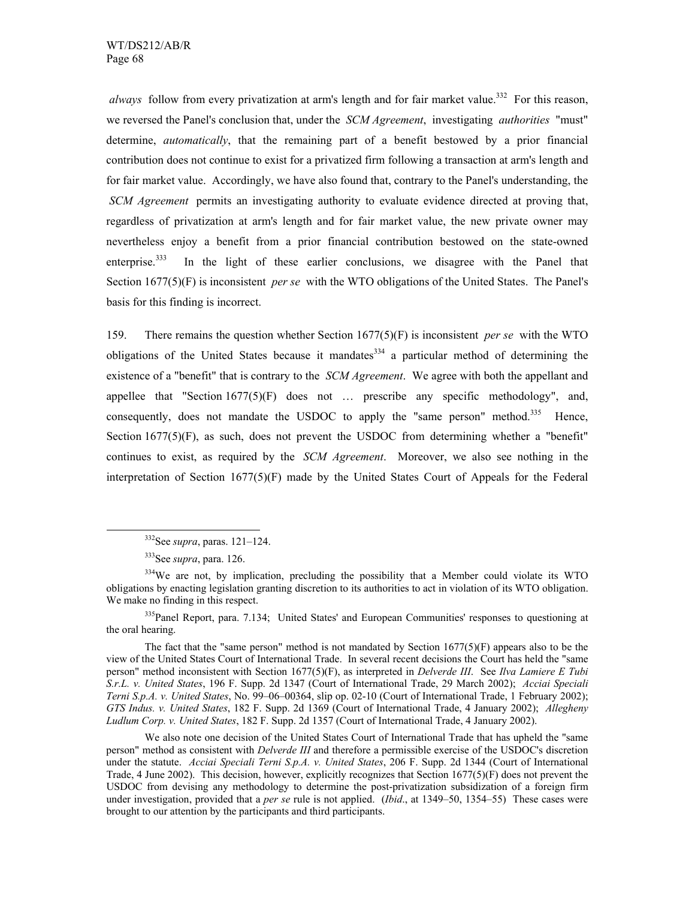*always* follow from every privatization at arm's length and for fair market value.[332] For this reason, we reversed the Panel's conclusion that, under the *SCM Agreement*, investigating *authorities* "must" determine, *automatically*, that the remaining part of a benefit bestowed by a prior financial contribution does not continue to exist for a privatized firm following a transaction at arm's length and for fair market value. Accordingly, we have also found that, contrary to the Panel's understanding, the *SCM Agreement* permits an investigating authority to evaluate evidence directed at proving that, regardless of privatization at arm's length and for fair market value, the new private owner may nevertheless enjoy a benefit from a prior financial contribution bestowed on the state-owned enterprise.[333] In the light of these earlier conclusions, we disagree with the Panel that Section 1677(5)(F) is inconsistent *per se* with the WTO obligations of the United States. The Panel's basis for this finding is incorrect.

159. There remains the question whether Section 1677(5)(F) is inconsistent *per se* with the WTO obligations of the United States because it mandates[334] a particular method of determining the existence of a "benefit" that is contrary to the *SCM Agreement*. We agree with both the appellant and appellee that "Section 1677(5)(F) does not … prescribe any specific methodology", and, consequently, does not mandate the USDOC to apply the "same person" method.[335] Hence, Section 1677(5)(F), as such, does not prevent the USDOC from determining whether a "benefit" continues to exist, as required by the *SCM Agreement*. Moreover, we also see nothing in the interpretation of Section 1677(5)(F) made by the United States Court of Appeals for the Federal

---

[332] See *supra*, paras. 121–124.

[333] See *supra*, para. 126.

[334] We are not, by implication, precluding the possibility that a Member could violate its WTO obligations by enacting legislation granting discretion to its authorities to act in violation of its WTO obligation. We make no finding in this respect.

[335] Panel Report, para. 7.134; United States' and European Communities' responses to questioning at the oral hearing.

The fact that the "same person" method is not mandated by Section 1677(5)(F) appears also to be the view of the United States Court of International Trade. In several recent decisions the Court has held the "same person" method inconsistent with Section 1677(5)(F), as interpreted in *Delverde III*. See *Ilva Lamiere E Tubi S.r.L. v. United States*, 196 F. Supp. 2d 1347 (Court of International Trade, 29 March 2002); *Acciai Speciali Terni S.p.A. v. United States*, No. 99–06–00364, slip op. 02-10 (Court of International Trade, 1 February 2002); *GTS Indus. v. United States*, 182 F. Supp. 2d 1369 (Court of International Trade, 4 January 2002); *Allegheny Ludlum Corp. v. United States*, 182 F. Supp. 2d 1357 (Court of International Trade, 4 January 2002).

We also note one decision of the United States Court of International Trade that has upheld the "same person" method as consistent with *Delverde III* and therefore a permissible exercise of the USDOC's discretion under the statute. *Acciai Speciali Terni S.p.A. v. United States*, 206 F. Supp. 2d 1344 (Court of International Trade, 4 June 2002). This decision, however, explicitly recognizes that Section 1677(5)(F) does not prevent the USDOC from devising any methodology to determine the post-privatization subsidization of a foreign firm under investigation, provided that a *per se* rule is not applied. (*Ibid*., at 1349–50, 1354–55) These cases were brought to our attention by the participants and third participants.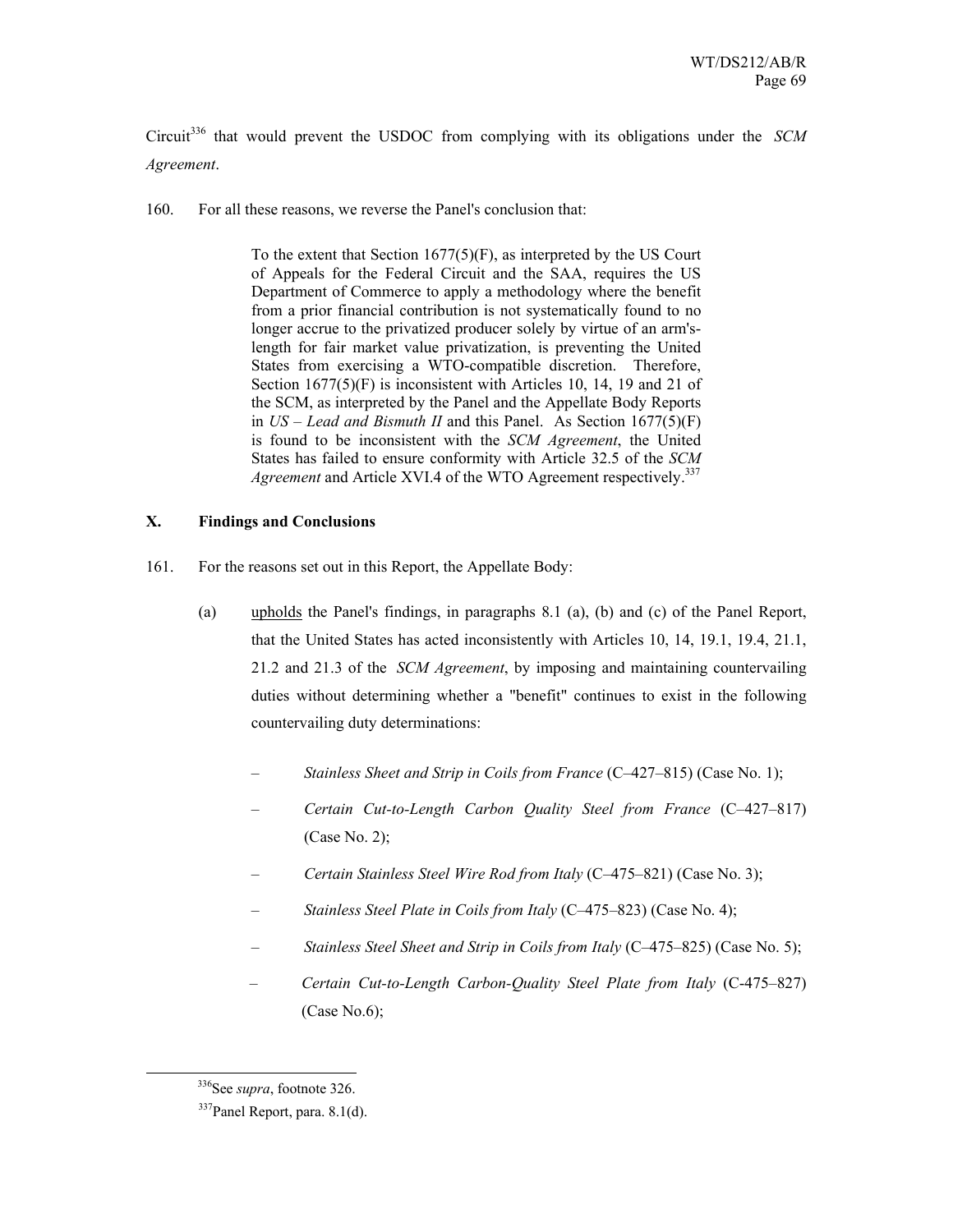Circuit[336] that would prevent the USDOC from complying with its obligations under the *SCM Agreement*.

160. For all these reasons, we reverse the Panel's conclusion that:

> To the extent that Section 1677(5)(F), as interpreted by the US Court of Appeals for the Federal Circuit and the SAA, requires the US Department of Commerce to apply a methodology where the benefit from a prior financial contribution is not systematically found to no longer accrue to the privatized producer solely by virtue of an arm's-length for fair market value privatization, is preventing the United States from exercising a WTO-compatible discretion. Therefore, Section 1677(5)(F) is inconsistent with Articles 10, 14, 19 and 21 of the SCM, as interpreted by the Panel and the Appellate Body Reports in *US – Lead and Bismuth II* and this Panel. As Section 1677(5)(F) is found to be inconsistent with the *SCM Agreement*, the United States has failed to ensure conformity with Article 32.5 of the *SCM Agreement* and Article XVI.4 of the WTO Agreement respectively.[337]

## X. Findings and Conclusions

161. For the reasons set out in this Report, the Appellate Body:

(a) upholds the Panel's findings, in paragraphs 8.1 (a), (b) and (c) of the Panel Report, that the United States has acted inconsistently with Articles 10, 14, 19.1, 19.4, 21.1, 21.2 and 21.3 of the *SCM Agreement*, by imposing and maintaining countervailing duties without determining whether a "benefit" continues to exist in the following countervailing duty determinations:

– *Stainless Sheet and Strip in Coils from France* (C–427–815) (Case No. 1);

– *Certain Cut-to-Length Carbon Quality Steel from France* (C–427–817) (Case No. 2);

– *Certain Stainless Steel Wire Rod from Italy* (C–475–821) (Case No. 3);

– *Stainless Steel Plate in Coils from Italy* (C–475–823) (Case No. 4);

– *Stainless Steel Sheet and Strip in Coils from Italy* (C–475–825) (Case No. 5);

– *Certain Cut-to-Length Carbon-Quality Steel Plate from Italy* (C-475–827) (Case No.6);

---

[336] See *supra*, footnote 326.

[337] Panel Report, para. 8.1(d).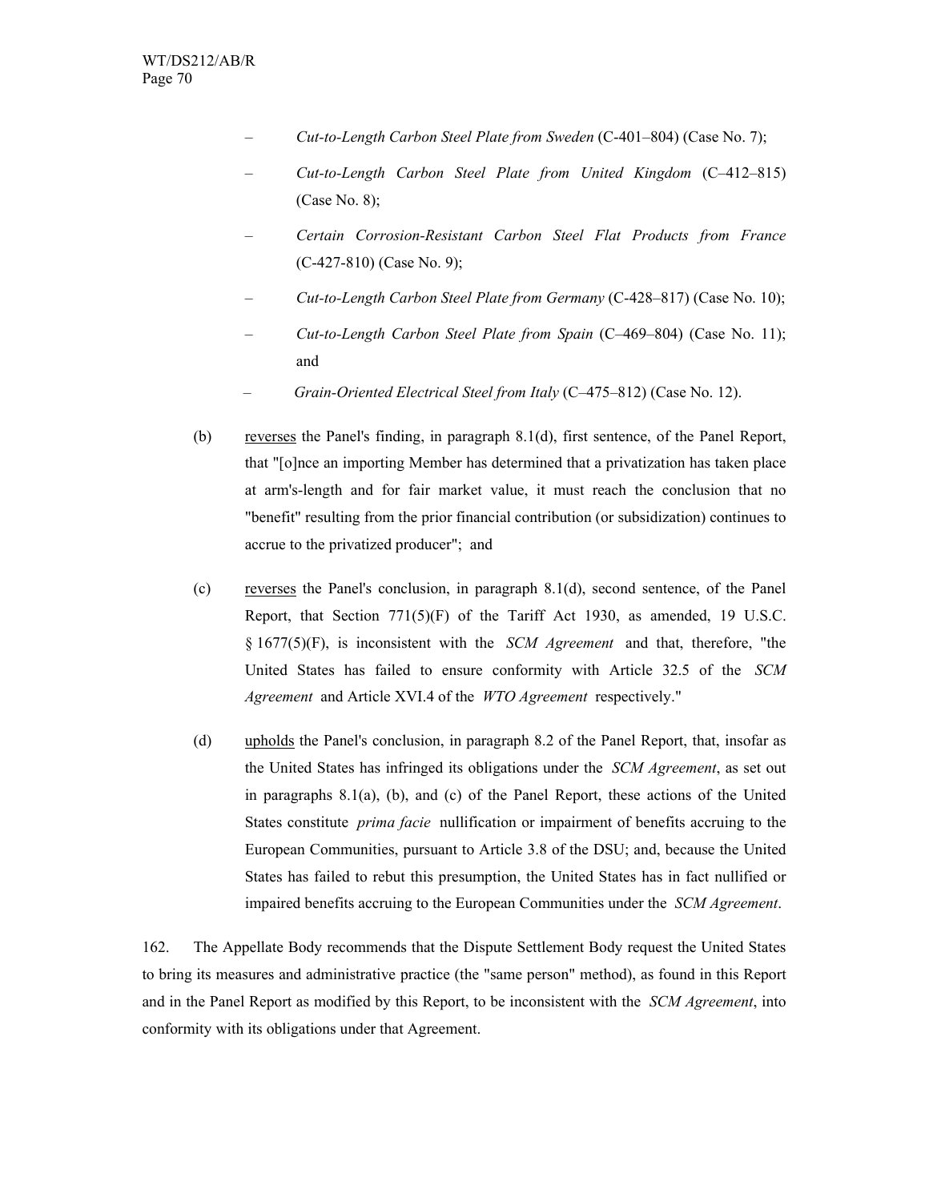- *Cut-to-Length Carbon Steel Plate from Sweden* (C-401–804) (Case No. 7);
- *Cut-to-Length Carbon Steel Plate from United Kingdom* (C–412–815) (Case No. 8);
- *Certain Corrosion-Resistant Carbon Steel Flat Products from France* (C-427-810) (Case No. 9);
- *Cut-to-Length Carbon Steel Plate from Germany* (C-428–817) (Case No. 10);
- *Cut-to-Length Carbon Steel Plate from Spain* (C–469–804) (Case No. 11); and
- *Grain-Oriented Electrical Steel from Italy* (C–475–812) (Case No. 12).

(b) reverses the Panel's finding, in paragraph 8.1(d), first sentence, of the Panel Report, that "[o]nce an importing Member has determined that a privatization has taken place at arm's-length and for fair market value, it must reach the conclusion that no "benefit" resulting from the prior financial contribution (or subsidization) continues to accrue to the privatized producer"; and

(c) reverses the Panel's conclusion, in paragraph 8.1(d), second sentence, of the Panel Report, that Section 771(5)(F) of the Tariff Act 1930, as amended, 19 U.S.C. § 1677(5)(F), is inconsistent with the *SCM Agreement* and that, therefore, "the United States has failed to ensure conformity with Article 32.5 of the *SCM Agreement* and Article XVI.4 of the *WTO Agreement* respectively."

(d) upholds the Panel's conclusion, in paragraph 8.2 of the Panel Report, that, insofar as the United States has infringed its obligations under the *SCM Agreement*, as set out in paragraphs 8.1(a), (b), and (c) of the Panel Report, these actions of the United States constitute *prima facie* nullification or impairment of benefits accruing to the European Communities, pursuant to Article 3.8 of the DSU; and, because the United States has failed to rebut this presumption, the United States has in fact nullified or impaired benefits accruing to the European Communities under the *SCM Agreement*.

162. The Appellate Body recommends that the Dispute Settlement Body request the United States to bring its measures and administrative practice (the "same person" method), as found in this Report and in the Panel Report as modified by this Report, to be inconsistent with the *SCM Agreement*, into conformity with its obligations under that Agreement.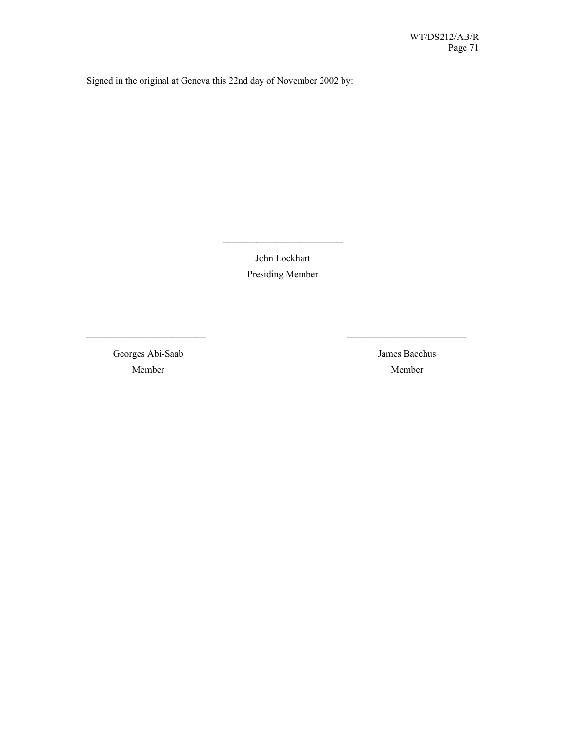Signed in the original at Geneva this 22nd day of November 2002 by:

_________________________

John Lockhart

Presiding Member

_________________________

Georges Abi-Saab

Member

_________________________

James Bacchus

Member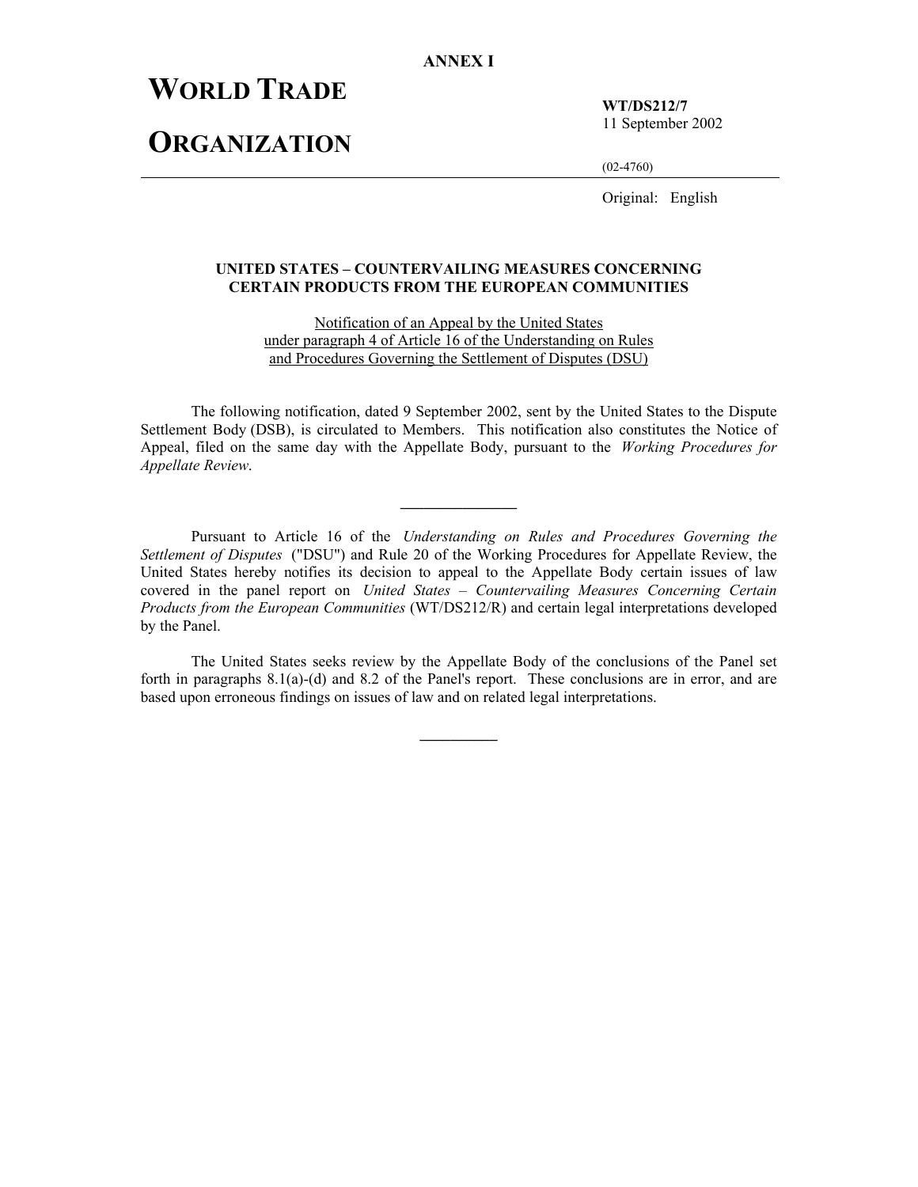ANNEX I

# WORLD TRADE ORGANIZATION

**WT/DS212/7**
11 September 2002

(02-4760)

Original: English

**UNITED STATES – COUNTERVAILING MEASURES CONCERNING CERTAIN PRODUCTS FROM THE EUROPEAN COMMUNITIES**

Notification of an Appeal by the United States under paragraph 4 of Article 16 of the Understanding on Rules and Procedures Governing the Settlement of Disputes (DSU)

The following notification, dated 9 September 2002, sent by the United States to the Dispute Settlement Body (DSB), is circulated to Members. This notification also constitutes the Notice of Appeal, filed on the same day with the Appellate Body, pursuant to the *Working Procedures for Appellate Review*.

---

Pursuant to Article 16 of the *Understanding on Rules and Procedures Governing the Settlement of Disputes* ("DSU") and Rule 20 of the Working Procedures for Appellate Review, the United States hereby notifies its decision to appeal to the Appellate Body certain issues of law covered in the panel report on *United States – Countervailing Measures Concerning Certain Products from the European Communities* (WT/DS212/R) and certain legal interpretations developed by the Panel.

The United States seeks review by the Appellate Body of the conclusions of the Panel set forth in paragraphs 8.1(a)-(d) and 8.2 of the Panel's report. These conclusions are in error, and are based upon erroneous findings on issues of law and on related legal interpretations.

---